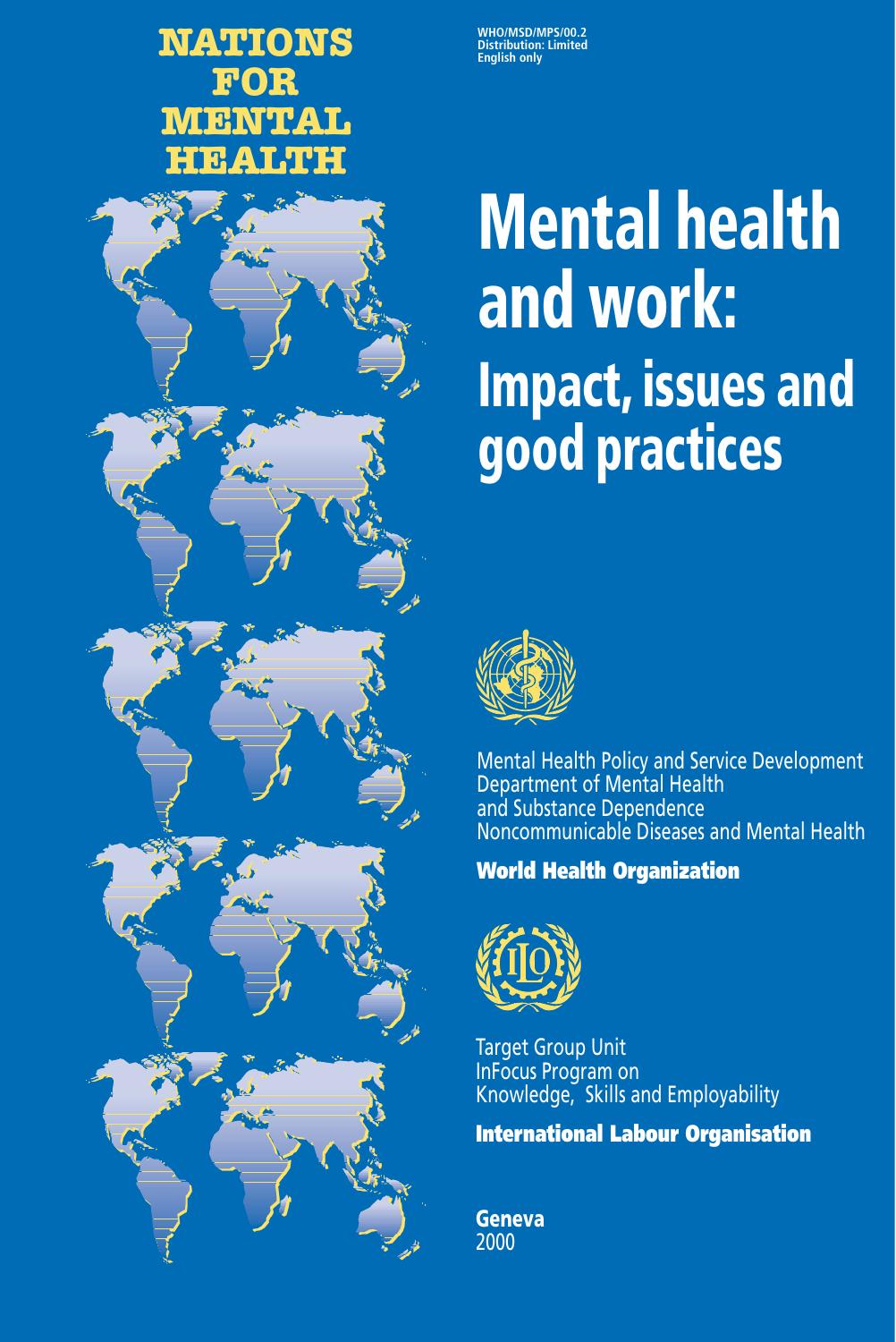NATIONS FOR MENTAL HEALTH

WHO/MSD/MPS/00.2
Distribution: Limited
English only

# Mental health and work:
## Impact, issues and good practices

Mental Health Policy and Service Development
Department of Mental Health
and Substance Dependence
Noncommunicable Diseases and Mental Health

**World Health Organization**

Target Group Unit
InFocus Program on
Knowledge, Skills and Employability

**International Labour Organisation**

**Geneva**
2000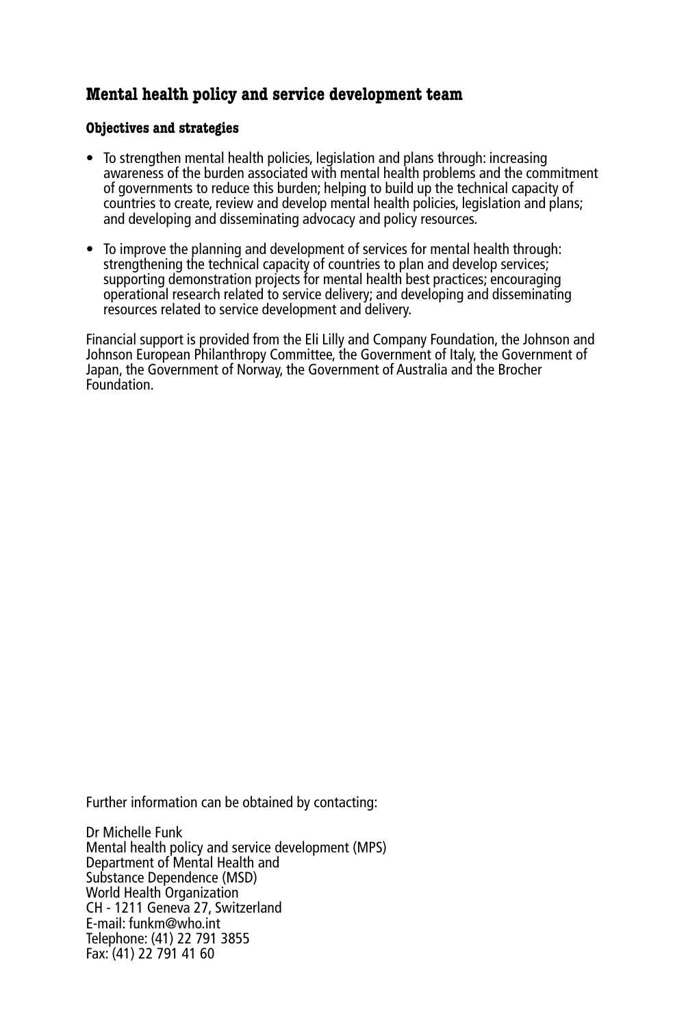## Mental health policy and service development team

### Objectives and strategies

- To strengthen mental health policies, legislation and plans through: increasing awareness of the burden associated with mental health problems and the commitment of governments to reduce this burden; helping to build up the technical capacity of countries to create, review and develop mental health policies, legislation and plans; and developing and disseminating advocacy and policy resources.
- To improve the planning and development of services for mental health through: strengthening the technical capacity of countries to plan and develop services; supporting demonstration projects for mental health best practices; encouraging operational research related to service delivery; and developing and disseminating resources related to service development and delivery.

Financial support is provided from the Eli Lilly and Company Foundation, the Johnson and Johnson European Philanthropy Committee, the Government of Italy, the Government of Japan, the Government of Norway, the Government of Australia and the Brocher Foundation.

Further information can be obtained by contacting:

Dr Michelle Funk
Mental health policy and service development (MPS)
Department of Mental Health and
Substance Dependence (MSD)
World Health Organization
CH - 1211 Geneva 27, Switzerland
E-mail: funkm@who.int
Telephone: (41) 22 791 3855
Fax: (41) 22 791 41 60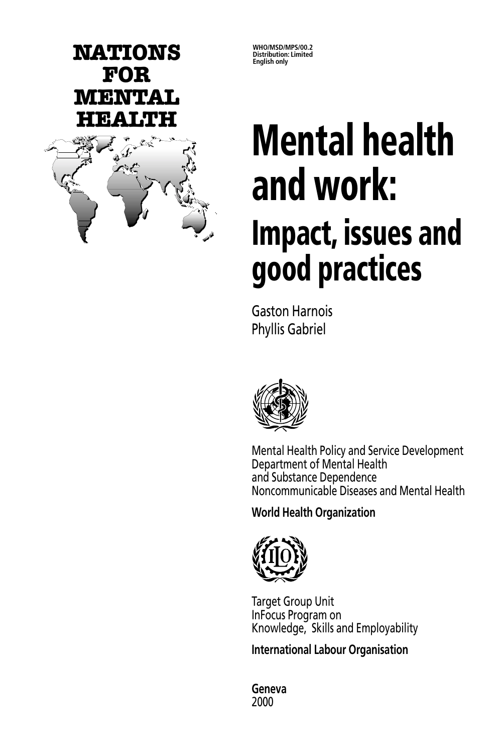NATIONS FOR MENTAL HEALTH

WHO/MSD/MPS/00.2
Distribution: Limited
English only

# Mental health and work:

## Impact, issues and good practices

Gaston Harnois
Phyllis Gabriel

Mental Health Policy and Service Development
Department of Mental Health
and Substance Dependence
Noncommunicable Diseases and Mental Health

**World Health Organization**

Target Group Unit
InFocus Program on
Knowledge, Skills and Employability

**International Labour Organisation**

**Geneva**
2000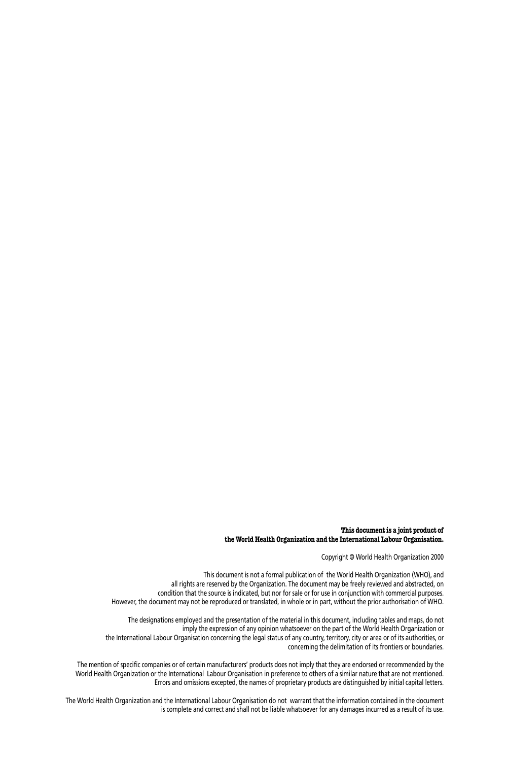**This document is a joint product of the World Health Organization and the International Labour Organisation.**

Copyright © World Health Organization 2000

This document is not a formal publication of the World Health Organization (WHO), and all rights are reserved by the Organization. The document may be freely reviewed and abstracted, on condition that the source is indicated, but nor for sale or for use in conjunction with commercial purposes. However, the document may not be reproduced or translated, in whole or in part, without the prior authorisation of WHO.

The designations employed and the presentation of the material in this document, including tables and maps, do not imply the expression of any opinion whatsoever on the part of the World Health Organization or the International Labour Organisation concerning the legal status of any country, territory, city or area or of its authorities, or concerning the delimitation of its frontiers or boundaries.

The mention of specific companies or of certain manufacturers' products does not imply that they are endorsed or recommended by the World Health Organization or the International Labour Organisation in preference to others of a similar nature that are not mentioned. Errors and omissions excepted, the names of proprietary products are distinguished by initial capital letters.

The World Health Organization and the International Labour Organisation do not warrant that the information contained in the document is complete and correct and shall not be liable whatsoever for any damages incurred as a result of its use.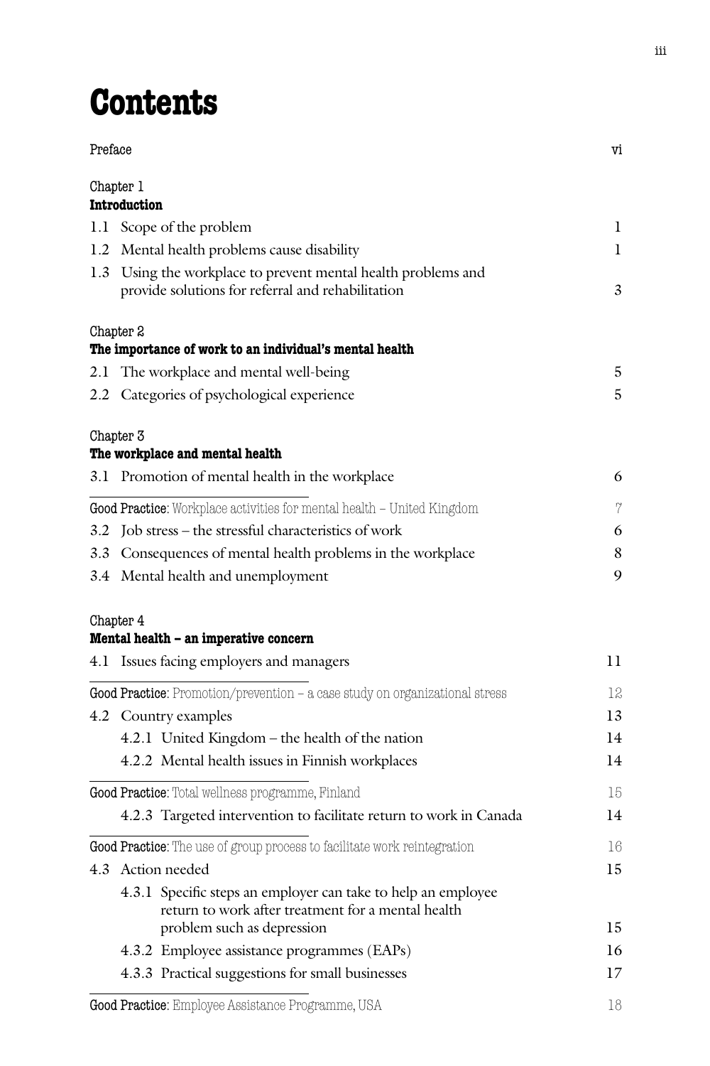# Contents

Preface vi

Chapter 1
**Introduction**

1.1 Scope of the problem 1
1.2 Mental health problems cause disability 1
1.3 Using the workplace to prevent mental health problems and provide solutions for referral and rehabilitation 3

Chapter 2
**The importance of work to an individual's mental health**

2.1 The workplace and mental well-being 5
2.2 Categories of psychological experience 5

Chapter 3
**The workplace and mental health**

3.1 Promotion of mental health in the workplace 6

**Good Practice**: Workplace activities for mental health – United Kingdom 7

3.2 Job stress – the stressful characteristics of work 6
3.3 Consequences of mental health problems in the workplace 8
3.4 Mental health and unemployment 9

Chapter 4
**Mental health – an imperative concern**

4.1 Issues facing employers and managers 11

**Good Practice**: Promotion/prevention – a case study on organizational stress 12

4.2 Country examples 13
4.2.1 United Kingdom – the health of the nation 14
4.2.2 Mental health issues in Finnish workplaces 14

**Good Practice**: Total wellness programme, Finland 15

4.2.3 Targeted intervention to facilitate return to work in Canada 14

**Good Practice**: The use of group process to facilitate work reintegration 16

4.3 Action needed 15
4.3.1 Specific steps an employer can take to help an employee return to work after treatment for a mental health problem such as depression 15
4.3.2 Employee assistance programmes (EAPs) 16
4.3.3 Practical suggestions for small businesses 17

**Good Practice**: Employee Assistance Programme, USA 18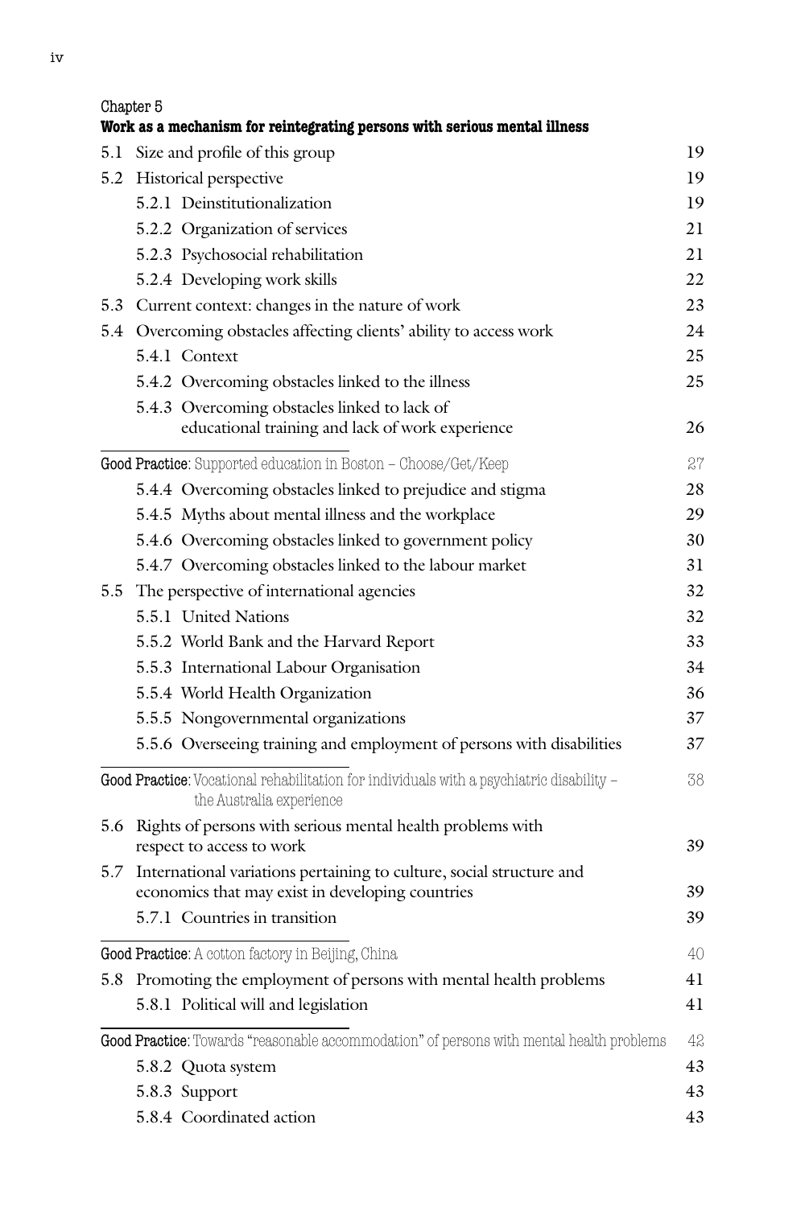Chapter 5

**Work as a mechanism for reintegrating persons with serious mental illness**

| | | |
|---|---|---|
| 5.1 | Size and profile of this group | 19 |
| 5.2 | Historical perspective | 19 |
| | 5.2.1 Deinstitutionalization | 19 |
| | 5.2.2 Organization of services | 21 |
| | 5.2.3 Psychosocial rehabilitation | 21 |
| | 5.2.4 Developing work skills | 22 |
| 5.3 | Current context: changes in the nature of work | 23 |
| 5.4 | Overcoming obstacles affecting clients' ability to access work | 24 |
| | 5.4.1 Context | 25 |
| | 5.4.2 Overcoming obstacles linked to the illness | 25 |
| | 5.4.3 Overcoming obstacles linked to lack of educational training and lack of work experience | 26 |
| **Good Practice**: Supported education in Boston – Choose/Get/Keep | | 27 |
| | 5.4.4 Overcoming obstacles linked to prejudice and stigma | 28 |
| | 5.4.5 Myths about mental illness and the workplace | 29 |
| | 5.4.6 Overcoming obstacles linked to government policy | 30 |
| | 5.4.7 Overcoming obstacles linked to the labour market | 31 |
| 5.5 | The perspective of international agencies | 32 |
| | 5.5.1 United Nations | 32 |
| | 5.5.2 World Bank and the Harvard Report | 33 |
| | 5.5.3 International Labour Organisation | 34 |
| | 5.5.4 World Health Organization | 36 |
| | 5.5.5 Nongovernmental organizations | 37 |
| | 5.5.6 Overseeing training and employment of persons with disabilities | 37 |
| **Good Practice**: Vocational rehabilitation for individuals with a psychiatric disability – the Australia experience | | 38 |
| 5.6 | Rights of persons with serious mental health problems with respect to access to work | 39 |
| 5.7 | International variations pertaining to culture, social structure and economics that may exist in developing countries | 39 |
| | 5.7.1 Countries in transition | 39 |
| **Good Practice**: A cotton factory in Beijing, China | | 40 |
| 5.8 | Promoting the employment of persons with mental health problems | 41 |
| | 5.8.1 Political will and legislation | 41 |
| **Good Practice**: Towards "reasonable accommodation" of persons with mental health problems | | 42 |
| | 5.8.2 Quota system | 43 |
| | 5.8.3 Support | 43 |
| | 5.8.4 Coordinated action | 43 |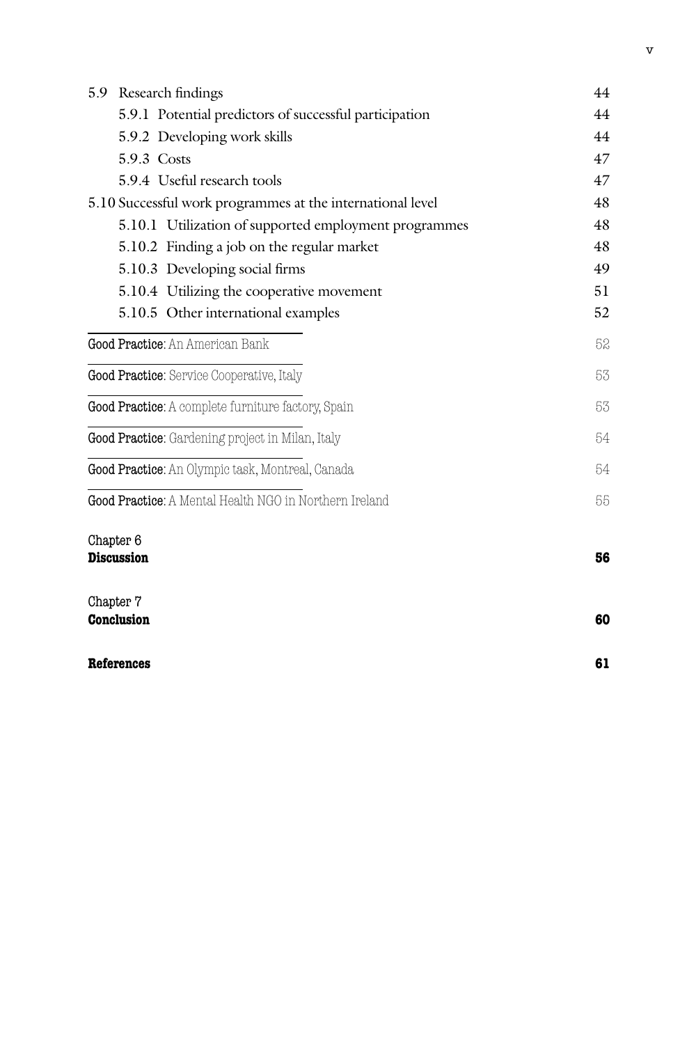5.9 Research findings 44

- 5.9.1 Potential predictors of successful participation 44
- 5.9.2 Developing work skills 44
- 5.9.3 Costs 47
- 5.9.4 Useful research tools 47

5.10 Successful work programmes at the international level 48

- 5.10.1 Utilization of supported employment programmes 48
- 5.10.2 Finding a job on the regular market 48
- 5.10.3 Developing social firms 49
- 5.10.4 Utilizing the cooperative movement 51
- 5.10.5 Other international examples 52

**Good Practice**: An American Bank 52

**Good Practice**: Service Cooperative, Italy 53

**Good Practice**: A complete furniture factory, Spain 53

**Good Practice**: Gardening project in Milan, Italy 54

**Good Practice**: An Olympic task, Montreal, Canada 54

**Good Practice**: A Mental Health NGO in Northern Ireland 55

Chapter 6
**Discussion** **56**

Chapter 7
**Conclusion** **60**

**References** **61**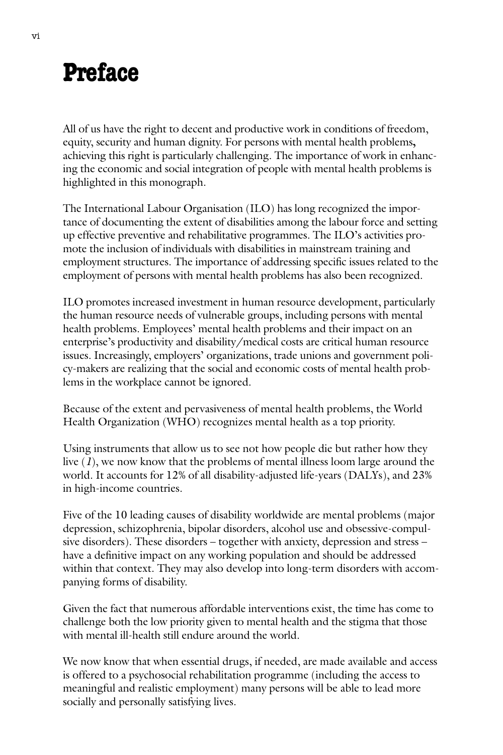# Preface

All of us have the right to decent and productive work in conditions of freedom, equity, security and human dignity. For persons with mental health problems**,** achieving this right is particularly challenging. The importance of work in enhancing the economic and social integration of people with mental health problems is highlighted in this monograph.

The International Labour Organisation (ILO) has long recognized the importance of documenting the extent of disabilities among the labour force and setting up effective preventive and rehabilitative programmes. The ILO's activities promote the inclusion of individuals with disabilities in mainstream training and employment structures. The importance of addressing specific issues related to the employment of persons with mental health problems has also been recognized.

ILO promotes increased investment in human resource development, particularly the human resource needs of vulnerable groups, including persons with mental health problems. Employees' mental health problems and their impact on an enterprise's productivity and disability/medical costs are critical human resource issues. Increasingly, employers' organizations, trade unions and government policy-makers are realizing that the social and economic costs of mental health problems in the workplace cannot be ignored.

Because of the extent and pervasiveness of mental health problems, the World Health Organization (WHO) recognizes mental health as a top priority.

Using instruments that allow us to see not how people die but rather how they live (*1*), we now know that the problems of mental illness loom large around the world. It accounts for 12% of all disability-adjusted life-years (DALYs), and 23% in high-income countries.

Five of the 10 leading causes of disability worldwide are mental problems (major depression, schizophrenia, bipolar disorders, alcohol use and obsessive-compulsive disorders). These disorders – together with anxiety, depression and stress – have a definitive impact on any working population and should be addressed within that context. They may also develop into long-term disorders with accompanying forms of disability.

Given the fact that numerous affordable interventions exist, the time has come to challenge both the low priority given to mental health and the stigma that those with mental ill-health still endure around the world.

We now know that when essential drugs, if needed, are made available and access is offered to a psychosocial rehabilitation programme (including the access to meaningful and realistic employment) many persons will be able to lead more socially and personally satisfying lives.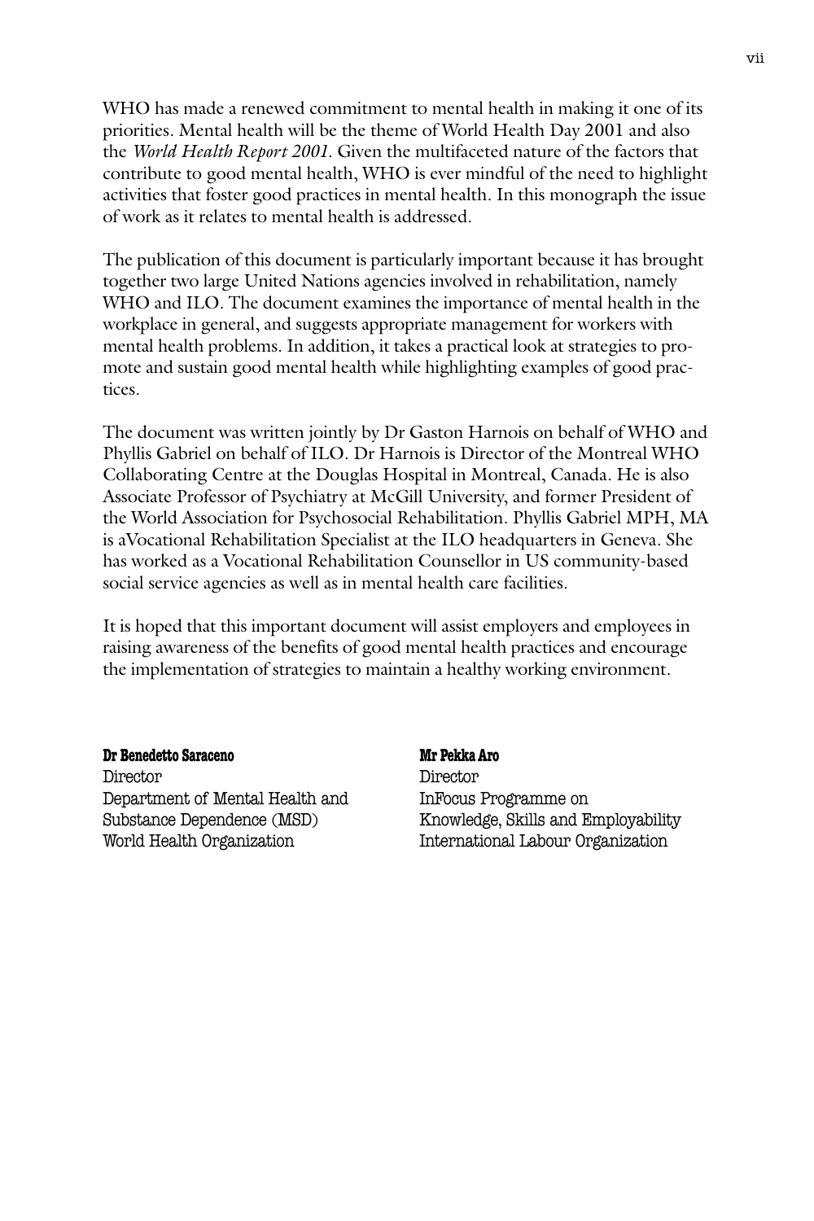WHO has made a renewed commitment to mental health in making it one of its priorities. Mental health will be the theme of World Health Day 2001 and also the *World Health Report 2001.* Given the multifaceted nature of the factors that contribute to good mental health, WHO is ever mindful of the need to highlight activities that foster good practices in mental health. In this monograph the issue of work as it relates to mental health is addressed.

The publication of this document is particularly important because it has brought together two large United Nations agencies involved in rehabilitation, namely WHO and ILO. The document examines the importance of mental health in the workplace in general, and suggests appropriate management for workers with mental health problems. In addition, it takes a practical look at strategies to promote and sustain good mental health while highlighting examples of good practices.

The document was written jointly by Dr Gaston Harnois on behalf of WHO and Phyllis Gabriel on behalf of ILO. Dr Harnois is Director of the Montreal WHO Collaborating Centre at the Douglas Hospital in Montreal, Canada. He is also Associate Professor of Psychiatry at McGill University, and former President of the World Association for Psychosocial Rehabilitation. Phyllis Gabriel MPH, MA is aVocational Rehabilitation Specialist at the ILO headquarters in Geneva. She has worked as a Vocational Rehabilitation Counsellor in US community-based social service agencies as well as in mental health care facilities.

It is hoped that this important document will assist employers and employees in raising awareness of the benefits of good mental health practices and encourage the implementation of strategies to maintain a healthy working environment.

**Dr Benedetto Saraceno**
Director
Department of Mental Health and
Substance Dependence (MSD)
World Health Organization

**Mr Pekka Aro**
Director
InFocus Programme on
Knowledge, Skills and Employability
International Labour Organization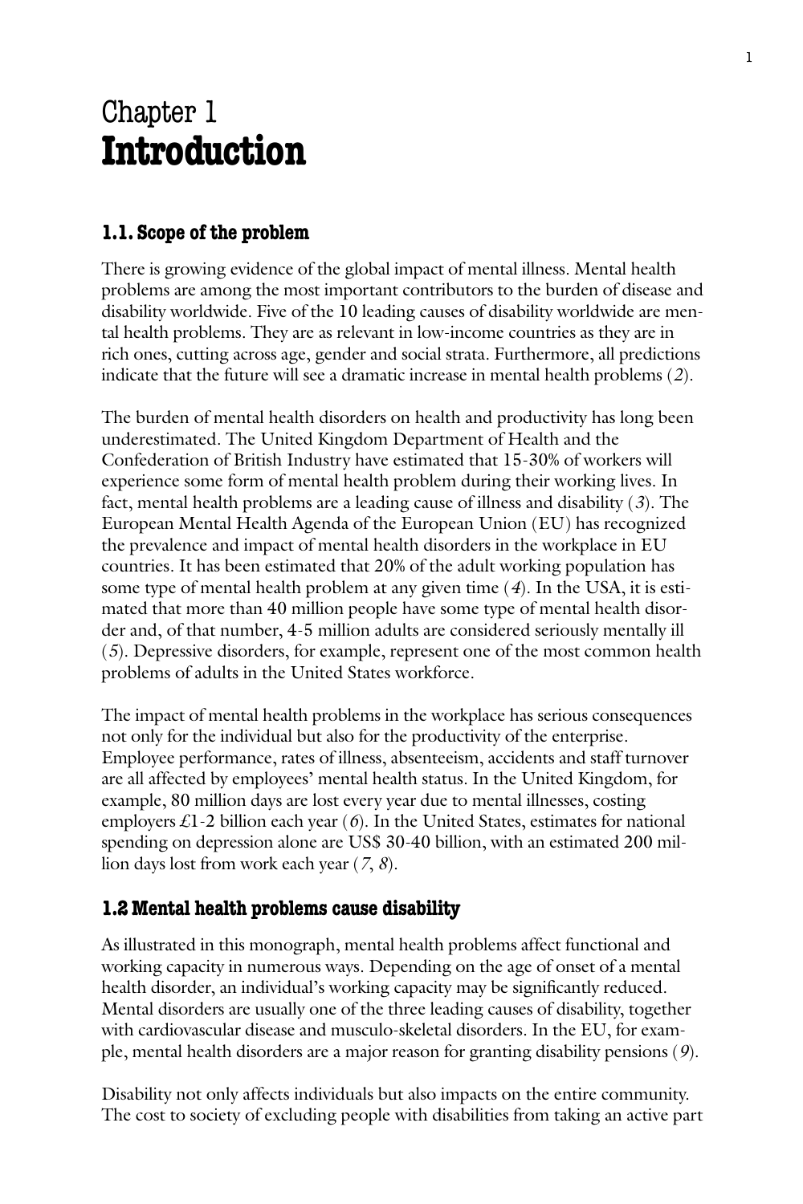# Chapter 1
# Introduction

## 1.1. Scope of the problem

There is growing evidence of the global impact of mental illness. Mental health problems are among the most important contributors to the burden of disease and disability worldwide. Five of the 10 leading causes of disability worldwide are mental health problems. They are as relevant in low-income countries as they are in rich ones, cutting across age, gender and social strata. Furthermore, all predictions indicate that the future will see a dramatic increase in mental health problems (*2*).

The burden of mental health disorders on health and productivity has long been underestimated. The United Kingdom Department of Health and the Confederation of British Industry have estimated that 15-30% of workers will experience some form of mental health problem during their working lives. In fact, mental health problems are a leading cause of illness and disability (*3*). The European Mental Health Agenda of the European Union (EU) has recognized the prevalence and impact of mental health disorders in the workplace in EU countries. It has been estimated that 20% of the adult working population has some type of mental health problem at any given time (*4*). In the USA, it is estimated that more than 40 million people have some type of mental health disorder and, of that number, 4-5 million adults are considered seriously mentally ill (*5*). Depressive disorders, for example, represent one of the most common health problems of adults in the United States workforce.

The impact of mental health problems in the workplace has serious consequences not only for the individual but also for the productivity of the enterprise. Employee performance, rates of illness, absenteeism, accidents and staff turnover are all affected by employees' mental health status. In the United Kingdom, for example, 80 million days are lost every year due to mental illnesses, costing employers £1-2 billion each year (*6*). In the United States, estimates for national spending on depression alone are US$ 30-40 billion, with an estimated 200 million days lost from work each year (*7*, *8*).

## 1.2 Mental health problems cause disability

As illustrated in this monograph, mental health problems affect functional and working capacity in numerous ways. Depending on the age of onset of a mental health disorder, an individual's working capacity may be significantly reduced. Mental disorders are usually one of the three leading causes of disability, together with cardiovascular disease and musculo-skeletal disorders. In the EU, for example, mental health disorders are a major reason for granting disability pensions (*9*).

Disability not only affects individuals but also impacts on the entire community. The cost to society of excluding people with disabilities from taking an active part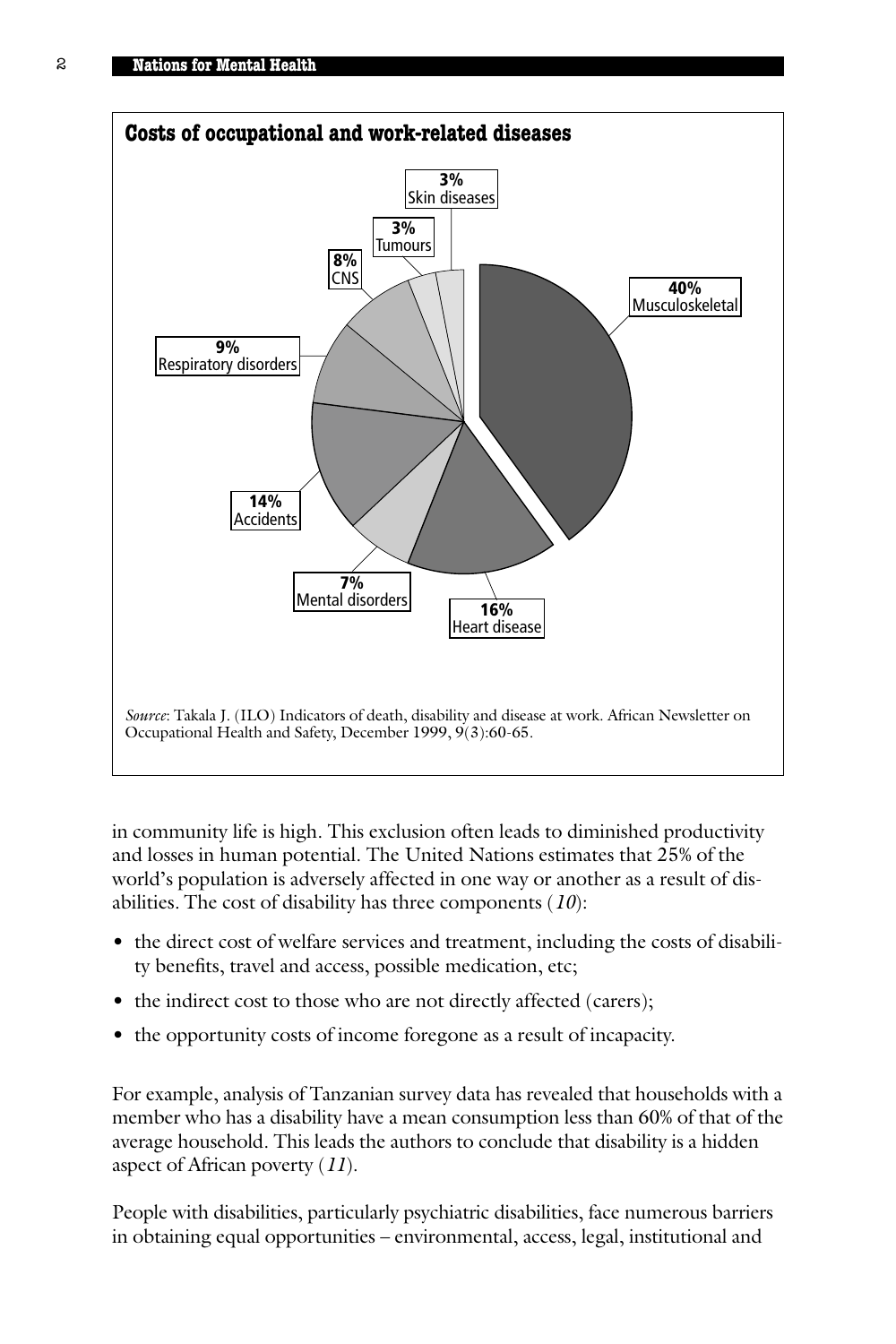**Costs of occupational and work-related diseases**

| Category | Percentage |
|---|---|
| Musculoskeletal | 40% |
| Heart disease | 16% |
| Accidents | 14% |
| Respiratory disorders | 9% |
| CNS | 8% |
| Mental disorders | 7% |
| Tumours | 3% |
| Skin diseases | 3% |

*Source*: Takala J. (ILO) Indicators of death, disability and disease at work. African Newsletter on Occupational Health and Safety, December 1999, 9(3):60-65.

in community life is high. This exclusion often leads to diminished productivity and losses in human potential. The United Nations estimates that 25% of the world's population is adversely affected in one way or another as a result of disabilities. The cost of disability has three components (*10*):

- the direct cost of welfare services and treatment, including the costs of disability benefits, travel and access, possible medication, etc;
- the indirect cost to those who are not directly affected (carers);
- the opportunity costs of income foregone as a result of incapacity.

For example, analysis of Tanzanian survey data has revealed that households with a member who has a disability have a mean consumption less than 60% of that of the average household. This leads the authors to conclude that disability is a hidden aspect of African poverty (*11*).

People with disabilities, particularly psychiatric disabilities, face numerous barriers in obtaining equal opportunities – environmental, access, legal, institutional and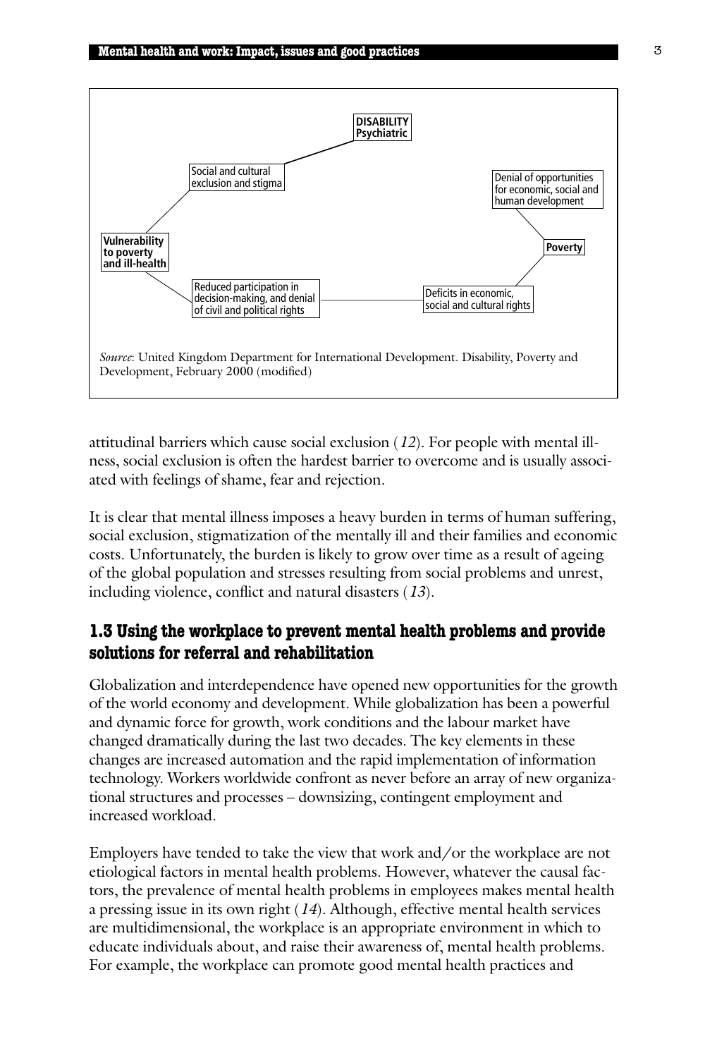DISABILITY Psychiatric

Social and cultural exclusion and stigma

Denial of opportunities for economic, social and human development

Vulnerability to poverty and ill-health

Poverty

Reduced participation in decision-making, and denial of civil and political rights

Deficits in economic, social and cultural rights

*Source*: United Kingdom Department for International Development. Disability, Poverty and Development, February 2000 (modified)

attitudinal barriers which cause social exclusion (*12*). For people with mental illness, social exclusion is often the hardest barrier to overcome and is usually associated with feelings of shame, fear and rejection.

It is clear that mental illness imposes a heavy burden in terms of human suffering, social exclusion, stigmatization of the mentally ill and their families and economic costs. Unfortunately, the burden is likely to grow over time as a result of ageing of the global population and stresses resulting from social problems and unrest, including violence, conflict and natural disasters (*13*).

## 1.3 Using the workplace to prevent mental health problems and provide solutions for referral and rehabilitation

Globalization and interdependence have opened new opportunities for the growth of the world economy and development. While globalization has been a powerful and dynamic force for growth, work conditions and the labour market have changed dramatically during the last two decades. The key elements in these changes are increased automation and the rapid implementation of information technology. Workers worldwide confront as never before an array of new organizational structures and processes – downsizing, contingent employment and increased workload.

Employers have tended to take the view that work and/or the workplace are not etiological factors in mental health problems. However, whatever the causal factors, the prevalence of mental health problems in employees makes mental health a pressing issue in its own right (*14*). Although, effective mental health services are multidimensional, the workplace is an appropriate environment in which to educate individuals about, and raise their awareness of, mental health problems. For example, the workplace can promote good mental health practices and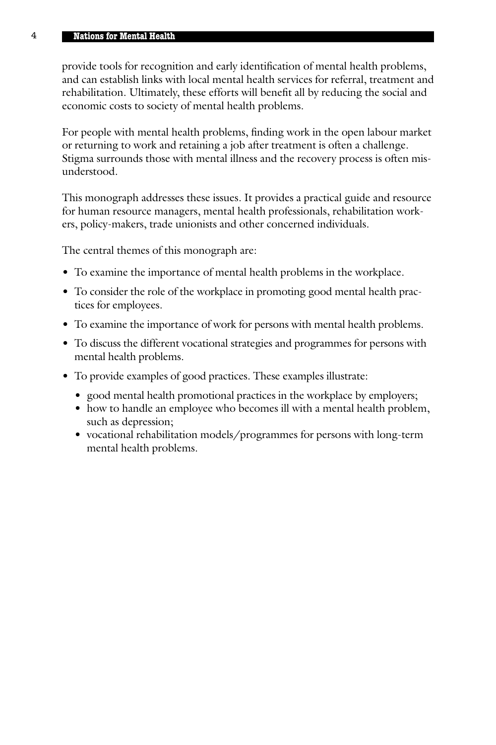provide tools for recognition and early identification of mental health problems, and can establish links with local mental health services for referral, treatment and rehabilitation. Ultimately, these efforts will benefit all by reducing the social and economic costs to society of mental health problems.

For people with mental health problems, finding work in the open labour market or returning to work and retaining a job after treatment is often a challenge. Stigma surrounds those with mental illness and the recovery process is often misunderstood.

This monograph addresses these issues. It provides a practical guide and resource for human resource managers, mental health professionals, rehabilitation workers, policy-makers, trade unionists and other concerned individuals.

The central themes of this monograph are:

- To examine the importance of mental health problems in the workplace.
- To consider the role of the workplace in promoting good mental health practices for employees.
- To examine the importance of work for persons with mental health problems.
- To discuss the different vocational strategies and programmes for persons with mental health problems.
- To provide examples of good practices. These examples illustrate:
  - good mental health promotional practices in the workplace by employers;
  - how to handle an employee who becomes ill with a mental health problem, such as depression;
  - vocational rehabilitation models/programmes for persons with long-term mental health problems.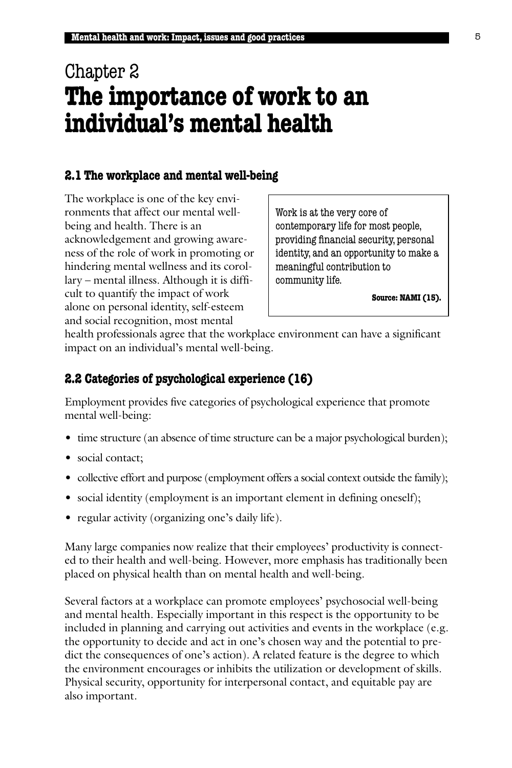# Chapter 2
# The importance of work to an individual's mental health

## 2.1 The workplace and mental well-being

The workplace is one of the key environments that affect our mental well-being and health. There is an acknowledgement and growing awareness of the role of work in promoting or hindering mental wellness and its corollary – mental illness. Although it is difficult to quantify the impact of work alone on personal identity, self-esteem and social recognition, most mental health professionals agree that the workplace environment can have a significant impact on an individual's mental well-being.

> Work is at the very core of contemporary life for most people, providing financial security, personal identity, and an opportunity to make a meaningful contribution to community life.
>
> **Source: NAMI (15).**

## 2.2 Categories of psychological experience (16)

Employment provides five categories of psychological experience that promote mental well-being:

- time structure (an absence of time structure can be a major psychological burden);
- social contact;
- collective effort and purpose (employment offers a social context outside the family);
- social identity (employment is an important element in defining oneself);
- regular activity (organizing one's daily life).

Many large companies now realize that their employees' productivity is connected to their health and well-being. However, more emphasis has traditionally been placed on physical health than on mental health and well-being.

Several factors at a workplace can promote employees' psychosocial well-being and mental health. Especially important in this respect is the opportunity to be included in planning and carrying out activities and events in the workplace (e.g. the opportunity to decide and act in one's chosen way and the potential to predict the consequences of one's action). A related feature is the degree to which the environment encourages or inhibits the utilization or development of skills. Physical security, opportunity for interpersonal contact, and equitable pay are also important.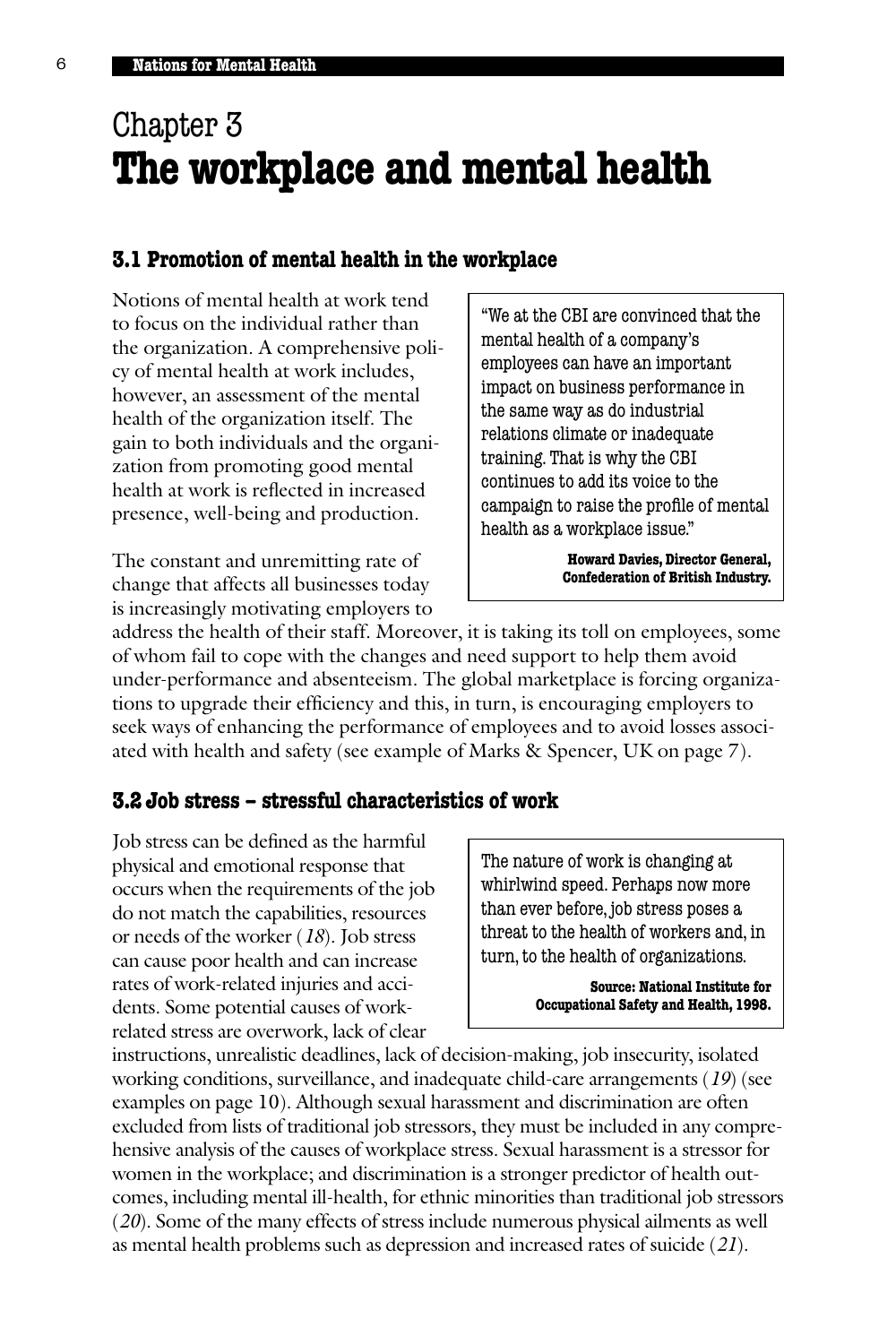# Chapter 3
# The workplace and mental health

### 3.1 Promotion of mental health in the workplace

Notions of mental health at work tend to focus on the individual rather than the organization. A comprehensive policy of mental health at work includes, however, an assessment of the mental health of the organization itself. The gain to both individuals and the organization from promoting good mental health at work is reflected in increased presence, well-being and production.

> "We at the CBI are convinced that the mental health of a company's employees can have an important impact on business performance in the same way as do industrial relations climate or inadequate training. That is why the CBI continues to add its voice to the campaign to raise the profile of mental health as a workplace issue."
>
> **Howard Davies, Director General, Confederation of British Industry.**

The constant and unremitting rate of change that affects all businesses today is increasingly motivating employers to address the health of their staff. Moreover, it is taking its toll on employees, some of whom fail to cope with the changes and need support to help them avoid under-performance and absenteeism. The global marketplace is forcing organizations to upgrade their efficiency and this, in turn, is encouraging employers to seek ways of enhancing the performance of employees and to avoid losses associated with health and safety (see example of Marks & Spencer, UK on page 7).

### 3.2 Job stress – stressful characteristics of work

Job stress can be defined as the harmful physical and emotional response that occurs when the requirements of the job do not match the capabilities, resources or needs of the worker (*18*). Job stress can cause poor health and can increase rates of work-related injuries and accidents. Some potential causes of work-related stress are overwork, lack of clear instructions, unrealistic deadlines, lack of decision-making, job insecurity, isolated working conditions, surveillance, and inadequate child-care arrangements (*19*) (see examples on page 10). Although sexual harassment and discrimination are often excluded from lists of traditional job stressors, they must be included in any comprehensive analysis of the causes of workplace stress. Sexual harassment is a stressor for women in the workplace; and discrimination is a stronger predictor of health outcomes, including mental ill-health, for ethnic minorities than traditional job stressors (*20*). Some of the many effects of stress include numerous physical ailments as well as mental health problems such as depression and increased rates of suicide (*21*).

> The nature of work is changing at whirlwind speed. Perhaps now more than ever before, job stress poses a threat to the health of workers and, in turn, to the health of organizations.
>
> **Source: National Institute for Occupational Safety and Health, 1998.**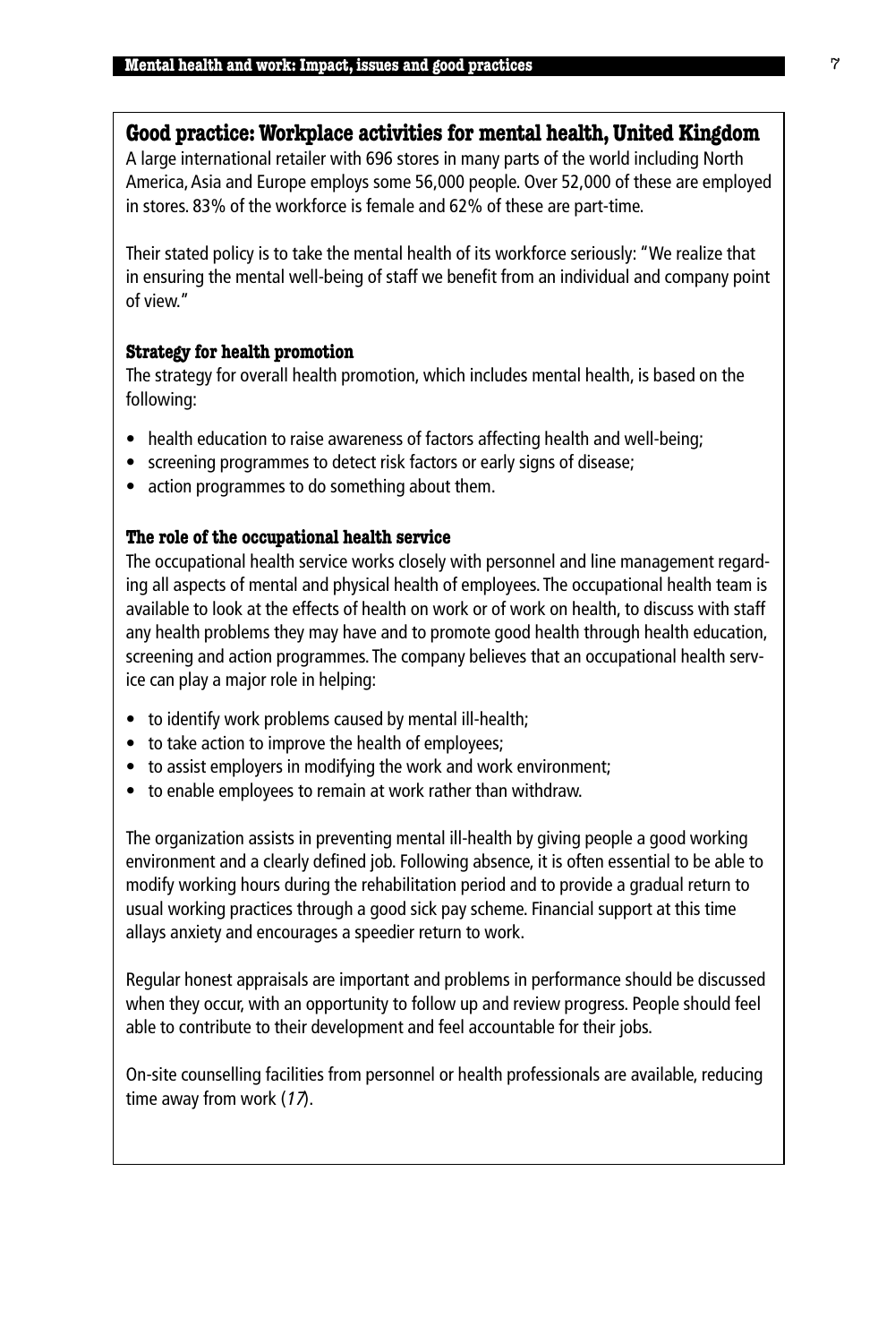## Good practice: Workplace activities for mental health, United Kingdom

A large international retailer with 696 stores in many parts of the world including North America, Asia and Europe employs some 56,000 people. Over 52,000 of these are employed in stores. 83% of the workforce is female and 62% of these are part-time.

Their stated policy is to take the mental health of its workforce seriously: "We realize that in ensuring the mental well-being of staff we benefit from an individual and company point of view."

### Strategy for health promotion

The strategy for overall health promotion, which includes mental health, is based on the following:

- health education to raise awareness of factors affecting health and well-being;
- screening programmes to detect risk factors or early signs of disease;
- action programmes to do something about them.

### The role of the occupational health service

The occupational health service works closely with personnel and line management regarding all aspects of mental and physical health of employees. The occupational health team is available to look at the effects of health on work or of work on health, to discuss with staff any health problems they may have and to promote good health through health education, screening and action programmes. The company believes that an occupational health service can play a major role in helping:

- to identify work problems caused by mental ill-health;
- to take action to improve the health of employees;
- to assist employers in modifying the work and work environment;
- to enable employees to remain at work rather than withdraw.

The organization assists in preventing mental ill-health by giving people a good working environment and a clearly defined job. Following absence, it is often essential to be able to modify working hours during the rehabilitation period and to provide a gradual return to usual working practices through a good sick pay scheme. Financial support at this time allays anxiety and encourages a speedier return to work.

Regular honest appraisals are important and problems in performance should be discussed when they occur, with an opportunity to follow up and review progress. People should feel able to contribute to their development and feel accountable for their jobs.

On-site counselling facilities from personnel or health professionals are available, reducing time away from work (*17*).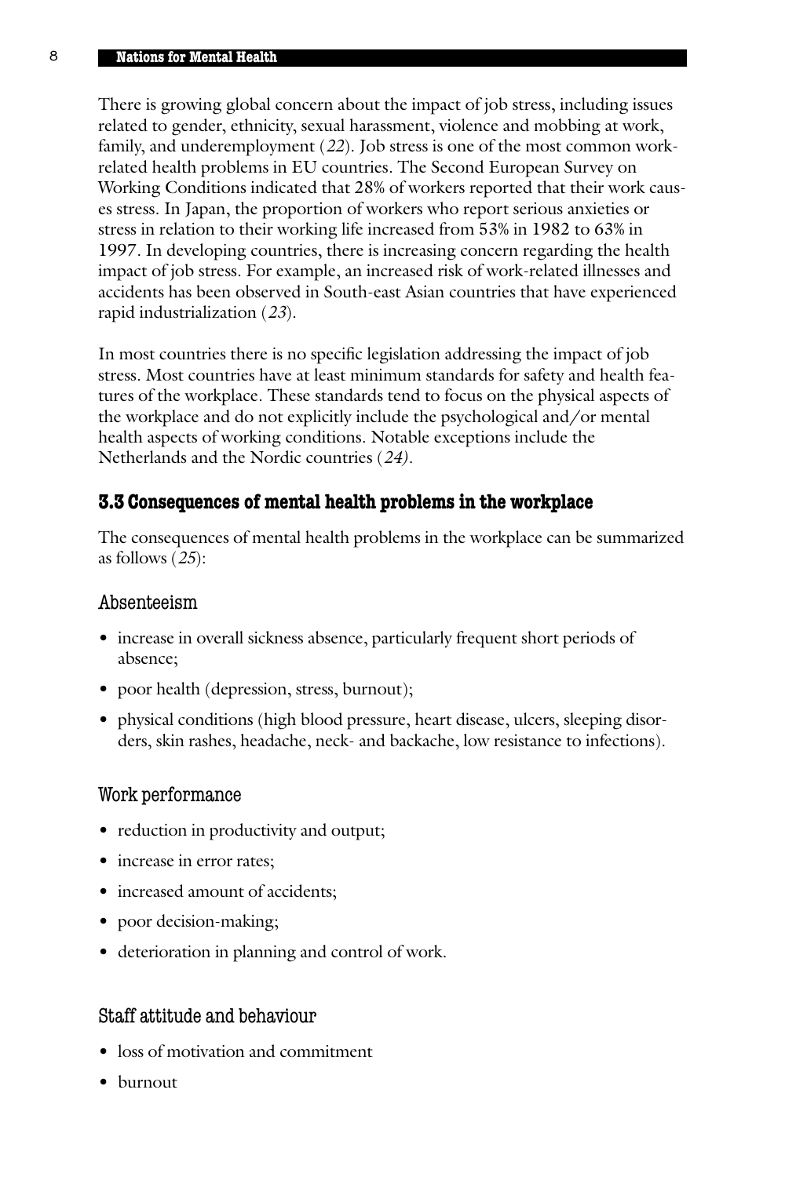There is growing global concern about the impact of job stress, including issues related to gender, ethnicity, sexual harassment, violence and mobbing at work, family, and underemployment (*22*). Job stress is one of the most common work-related health problems in EU countries. The Second European Survey on Working Conditions indicated that 28% of workers reported that their work causes stress. In Japan, the proportion of workers who report serious anxieties or stress in relation to their working life increased from 53% in 1982 to 63% in 1997. In developing countries, there is increasing concern regarding the health impact of job stress. For example, an increased risk of work-related illnesses and accidents has been observed in South-east Asian countries that have experienced rapid industrialization (*23*).

In most countries there is no specific legislation addressing the impact of job stress. Most countries have at least minimum standards for safety and health features of the workplace. These standards tend to focus on the physical aspects of the workplace and do not explicitly include the psychological and/or mental health aspects of working conditions. Notable exceptions include the Netherlands and the Nordic countries (*24)*.

### 3.3 Consequences of mental health problems in the workplace

The consequences of mental health problems in the workplace can be summarized as follows (*25*):

#### Absenteeism

- increase in overall sickness absence, particularly frequent short periods of absence;
- poor health (depression, stress, burnout);
- physical conditions (high blood pressure, heart disease, ulcers, sleeping disorders, skin rashes, headache, neck- and backache, low resistance to infections).

#### Work performance

- reduction in productivity and output;
- increase in error rates;
- increased amount of accidents;
- poor decision-making;
- deterioration in planning and control of work.

#### Staff attitude and behaviour

- loss of motivation and commitment
- burnout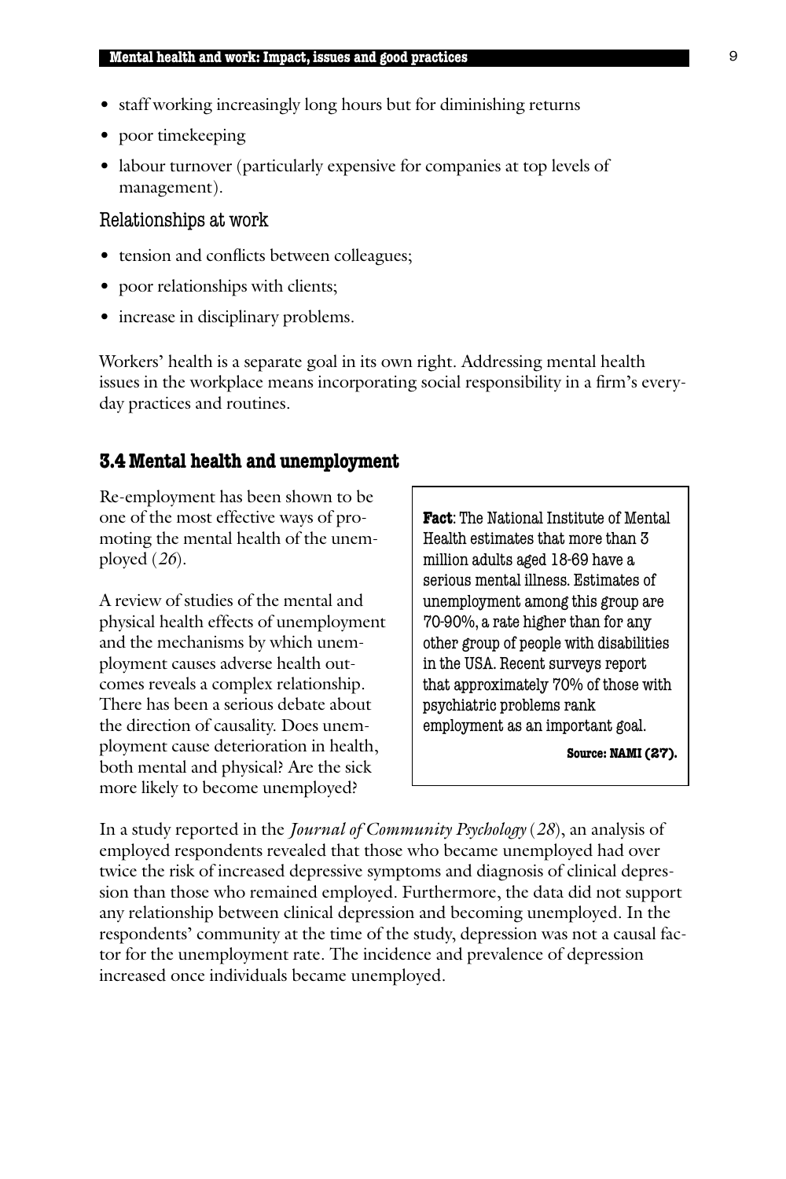- staff working increasingly long hours but for diminishing returns
- poor timekeeping
- labour turnover (particularly expensive for companies at top levels of management).

### Relationships at work

- tension and conflicts between colleagues;
- poor relationships with clients;
- increase in disciplinary problems.

Workers' health is a separate goal in its own right. Addressing mental health issues in the workplace means incorporating social responsibility in a firm's everyday practices and routines.

## 3.4 Mental health and unemployment

Re-employment has been shown to be one of the most effective ways of promoting the mental health of the unemployed (*26*).

A review of studies of the mental and physical health effects of unemployment and the mechanisms by which unemployment causes adverse health outcomes reveals a complex relationship. There has been a serious debate about the direction of causality. Does unemployment cause deterioration in health, both mental and physical? Are the sick more likely to become unemployed?

> **Fact**: The National Institute of Mental Health estimates that more than 3 million adults aged 18-69 have a serious mental illness. Estimates of unemployment among this group are 70-90%, a rate higher than for any other group of people with disabilities in the USA. Recent surveys report that approximately 70% of those with psychiatric problems rank employment as an important goal.
>
> **Source: NAMI (27).**

In a study reported in the *Journal of Community Psychology* (*28*), an analysis of employed respondents revealed that those who became unemployed had over twice the risk of increased depressive symptoms and diagnosis of clinical depression than those who remained employed. Furthermore, the data did not support any relationship between clinical depression and becoming unemployed. In the respondents' community at the time of the study, depression was not a causal factor for the unemployment rate. The incidence and prevalence of depression increased once individuals became unemployed.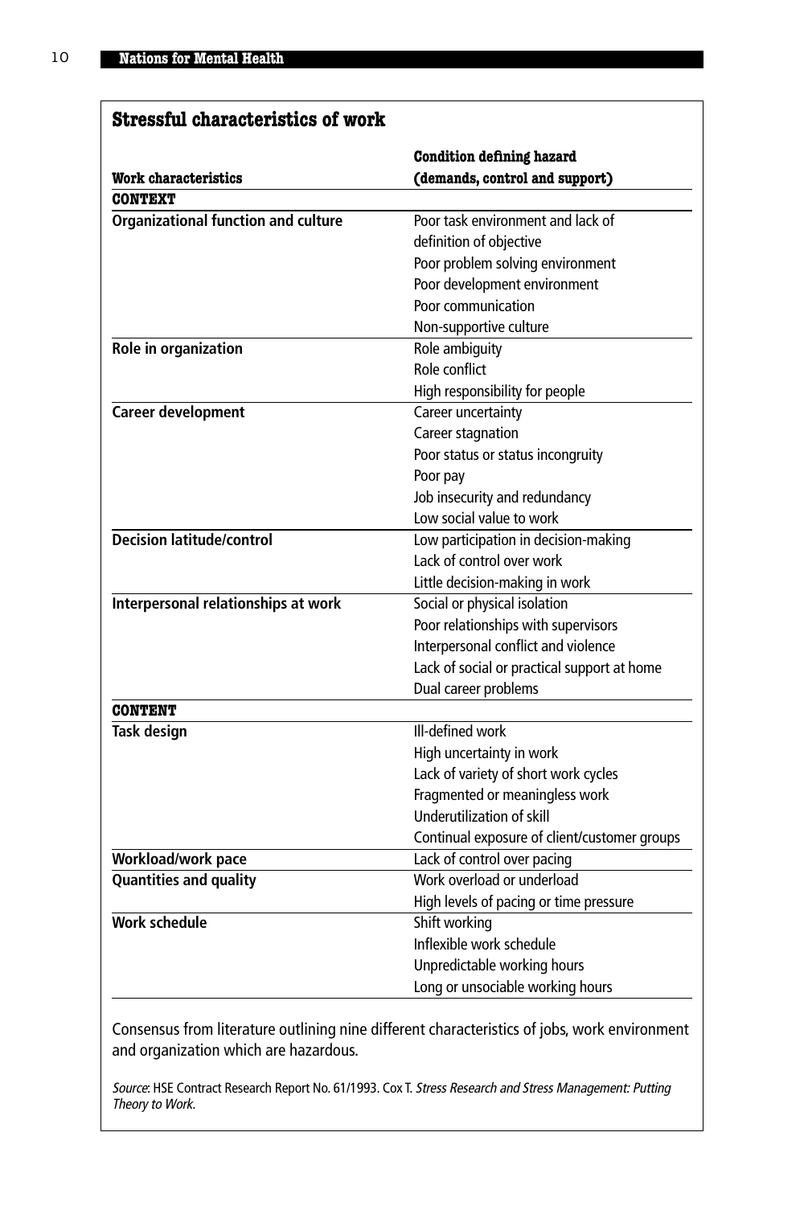## Stressful characteristics of work

| Work characteristics | Condition defining hazard (demands, control and support) |
|---|---|
| **CONTEXT** | |
| **Organizational function and culture** | Poor task environment and lack of definition of objective<br>Poor problem solving environment<br>Poor development environment<br>Poor communication<br>Non-supportive culture |
| **Role in organization** | Role ambiguity<br>Role conflict<br>High responsibility for people |
| **Career development** | Career uncertainty<br>Career stagnation<br>Poor status or status incongruity<br>Poor pay<br>Job insecurity and redundancy<br>Low social value to work |
| **Decision latitude/control** | Low participation in decision-making<br>Lack of control over work<br>Little decision-making in work |
| **Interpersonal relationships at work** | Social or physical isolation<br>Poor relationships with supervisors<br>Interpersonal conflict and violence<br>Lack of social or practical support at home<br>Dual career problems |
| **CONTENT** | |
| **Task design** | Ill-defined work<br>High uncertainty in work<br>Lack of variety of short work cycles<br>Fragmented or meaningless work<br>Underutilization of skill<br>Continual exposure of client/customer groups |
| **Workload/work pace** | Lack of control over pacing |
| **Quantities and quality** | Work overload or underload<br>High levels of pacing or time pressure |
| **Work schedule** | Shift working<br>Inflexible work schedule<br>Unpredictable working hours<br>Long or unsociable working hours |

Consensus from literature outlining nine different characteristics of jobs, work environment and organization which are hazardous.

*Source*: HSE Contract Research Report No. 61/1993. Cox T. *Stress Research and Stress Management: Putting Theory to Work*.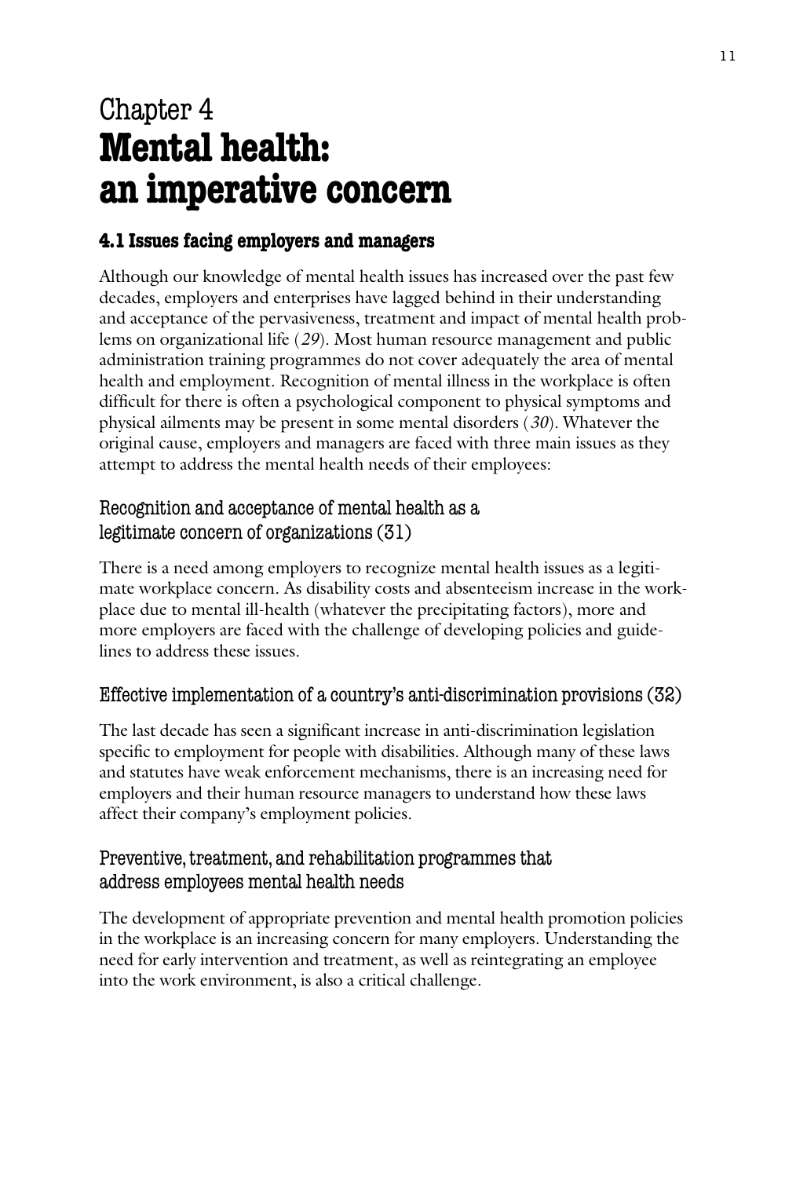# Chapter 4
# **Mental health: an imperative concern**

## 4.1 Issues facing employers and managers

Although our knowledge of mental health issues has increased over the past few decades, employers and enterprises have lagged behind in their understanding and acceptance of the pervasiveness, treatment and impact of mental health problems on organizational life (*29*). Most human resource management and public administration training programmes do not cover adequately the area of mental health and employment. Recognition of mental illness in the workplace is often difficult for there is often a psychological component to physical symptoms and physical ailments may be present in some mental disorders (*30*). Whatever the original cause, employers and managers are faced with three main issues as they attempt to address the mental health needs of their employees:

### Recognition and acceptance of mental health as a legitimate concern of organizations (31)

There is a need among employers to recognize mental health issues as a legitimate workplace concern. As disability costs and absenteeism increase in the workplace due to mental ill-health (whatever the precipitating factors), more and more employers are faced with the challenge of developing policies and guidelines to address these issues.

### Effective implementation of a country's anti-discrimination provisions (32)

The last decade has seen a significant increase in anti-discrimination legislation specific to employment for people with disabilities. Although many of these laws and statutes have weak enforcement mechanisms, there is an increasing need for employers and their human resource managers to understand how these laws affect their company's employment policies.

### Preventive, treatment, and rehabilitation programmes that address employees mental health needs

The development of appropriate prevention and mental health promotion policies in the workplace is an increasing concern for many employers. Understanding the need for early intervention and treatment, as well as reintegrating an employee into the work environment, is also a critical challenge.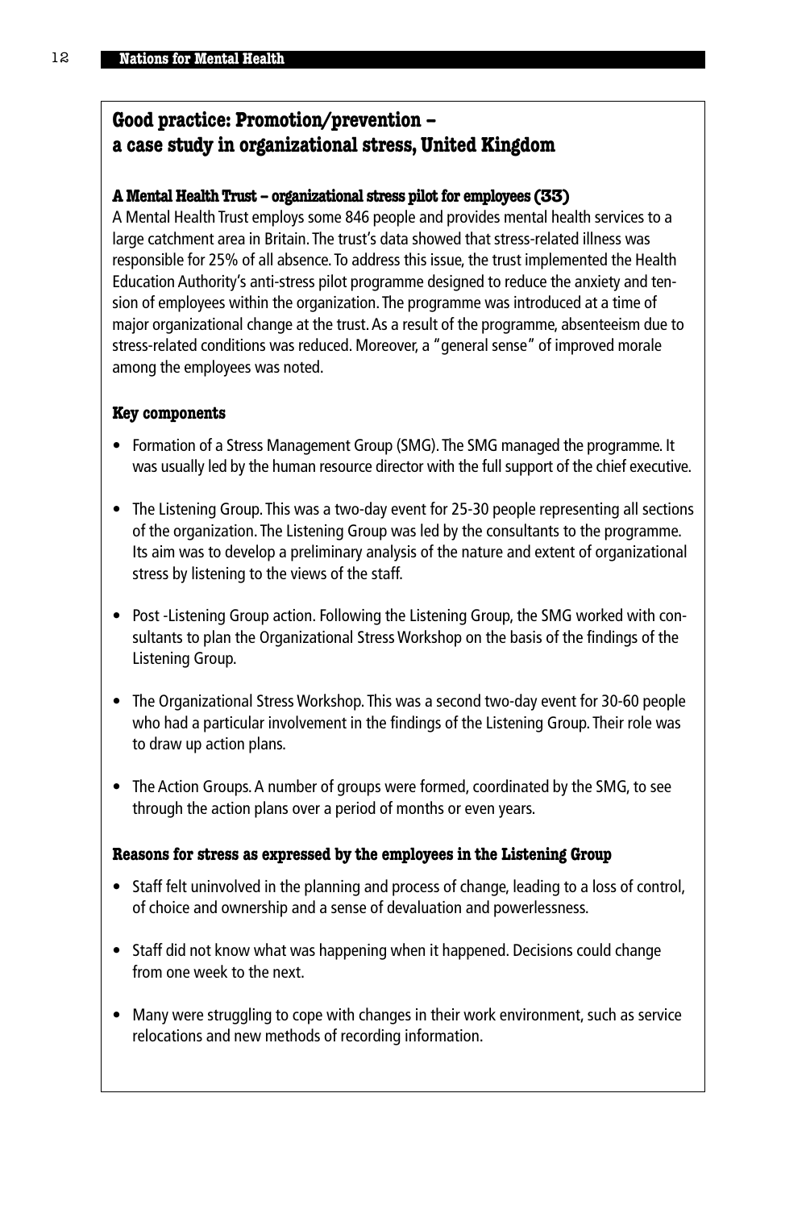## Good practice: Promotion/prevention – a case study in organizational stress, United Kingdom

### A Mental Health Trust – organizational stress pilot for employees (33)

A Mental Health Trust employs some 846 people and provides mental health services to a large catchment area in Britain. The trust's data showed that stress-related illness was responsible for 25% of all absence. To address this issue, the trust implemented the Health Education Authority's anti-stress pilot programme designed to reduce the anxiety and tension of employees within the organization. The programme was introduced at a time of major organizational change at the trust. As a result of the programme, absenteeism due to stress-related conditions was reduced. Moreover, a "general sense" of improved morale among the employees was noted.

### Key components

- Formation of a Stress Management Group (SMG). The SMG managed the programme. It was usually led by the human resource director with the full support of the chief executive.
- The Listening Group. This was a two-day event for 25-30 people representing all sections of the organization. The Listening Group was led by the consultants to the programme. Its aim was to develop a preliminary analysis of the nature and extent of organizational stress by listening to the views of the staff.
- Post -Listening Group action. Following the Listening Group, the SMG worked with consultants to plan the Organizational Stress Workshop on the basis of the findings of the Listening Group.
- The Organizational Stress Workshop. This was a second two-day event for 30-60 people who had a particular involvement in the findings of the Listening Group. Their role was to draw up action plans.
- The Action Groups. A number of groups were formed, coordinated by the SMG, to see through the action plans over a period of months or even years.

### Reasons for stress as expressed by the employees in the Listening Group

- Staff felt uninvolved in the planning and process of change, leading to a loss of control, of choice and ownership and a sense of devaluation and powerlessness.
- Staff did not know what was happening when it happened. Decisions could change from one week to the next.
- Many were struggling to cope with changes in their work environment, such as service relocations and new methods of recording information.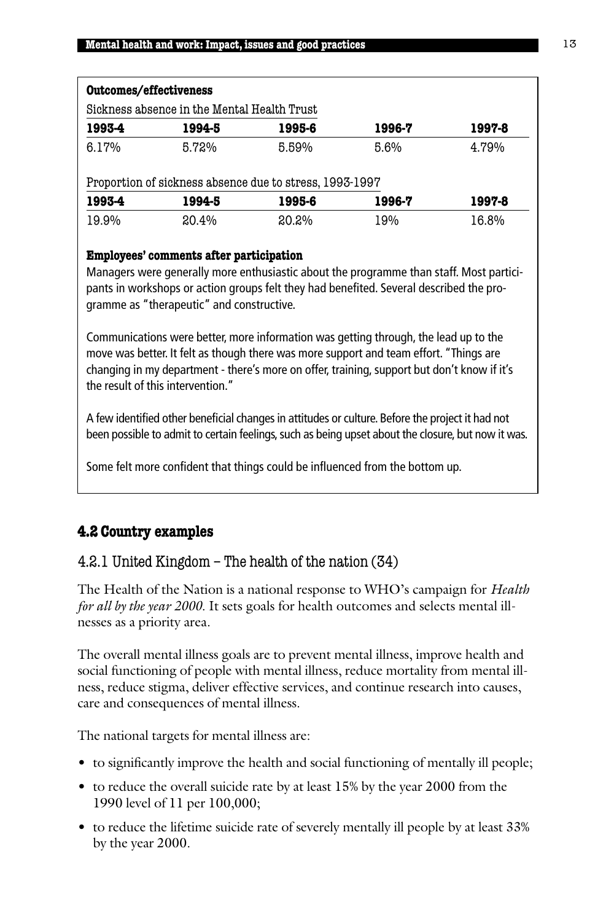**Outcomes/effectiveness**

Sickness absence in the Mental Health Trust

| 1993-4 | 1994-5 | 1995-6 | 1996-7 | 1997-8 |
|---|---|---|---|---|
| 6.17% | 5.72% | 5.59% | 5.6% | 4.79% |

Proportion of sickness absence due to stress, 1993-1997

| 1993-4 | 1994-5 | 1995-6 | 1996-7 | 1997-8 |
|---|---|---|---|---|
| 19.9% | 20.4% | 20.2% | 19% | 16.8% |

**Employees' comments after participation**

Managers were generally more enthusiastic about the programme than staff. Most participants in workshops or action groups felt they had benefited. Several described the programme as "therapeutic" and constructive.

Communications were better, more information was getting through, the lead up to the move was better. It felt as though there was more support and team effort. "Things are changing in my department - there's more on offer, training, support but don't know if it's the result of this intervention."

A few identified other beneficial changes in attitudes or culture. Before the project it had not been possible to admit to certain feelings, such as being upset about the closure, but now it was.

Some felt more confident that things could be influenced from the bottom up.

## 4.2 Country examples

### 4.2.1 United Kingdom – The health of the nation (34)

The Health of the Nation is a national response to WHO's campaign for *Health for all by the year 2000.* It sets goals for health outcomes and selects mental illnesses as a priority area.

The overall mental illness goals are to prevent mental illness, improve health and social functioning of people with mental illness, reduce mortality from mental illness, reduce stigma, deliver effective services, and continue research into causes, care and consequences of mental illness.

The national targets for mental illness are:

- to significantly improve the health and social functioning of mentally ill people;
- to reduce the overall suicide rate by at least 15% by the year 2000 from the 1990 level of 11 per 100,000;
- to reduce the lifetime suicide rate of severely mentally ill people by at least 33% by the year 2000.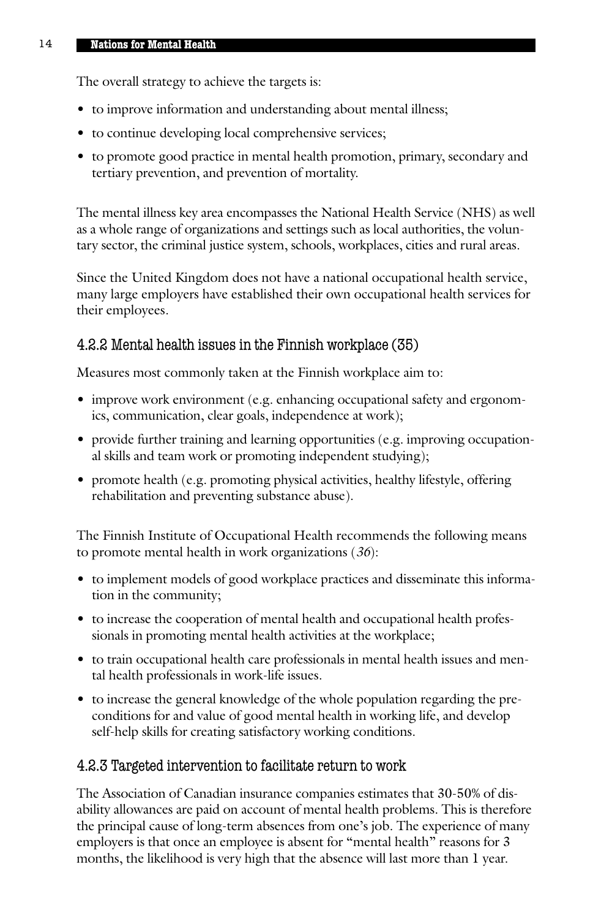The overall strategy to achieve the targets is:

- to improve information and understanding about mental illness;
- to continue developing local comprehensive services;
- to promote good practice in mental health promotion, primary, secondary and tertiary prevention, and prevention of mortality.

The mental illness key area encompasses the National Health Service (NHS) as well as a whole range of organizations and settings such as local authorities, the voluntary sector, the criminal justice system, schools, workplaces, cities and rural areas.

Since the United Kingdom does not have a national occupational health service, many large employers have established their own occupational health services for their employees.

### 4.2.2 Mental health issues in the Finnish workplace (35)

Measures most commonly taken at the Finnish workplace aim to:

- improve work environment (e.g. enhancing occupational safety and ergonomics, communication, clear goals, independence at work);
- provide further training and learning opportunities (e.g. improving occupational skills and team work or promoting independent studying);
- promote health (e.g. promoting physical activities, healthy lifestyle, offering rehabilitation and preventing substance abuse).

The Finnish Institute of Occupational Health recommends the following means to promote mental health in work organizations (*36*):

- to implement models of good workplace practices and disseminate this information in the community;
- to increase the cooperation of mental health and occupational health professionals in promoting mental health activities at the workplace;
- to train occupational health care professionals in mental health issues and mental health professionals in work-life issues.
- to increase the general knowledge of the whole population regarding the preconditions for and value of good mental health in working life, and develop self-help skills for creating satisfactory working conditions.

### 4.2.3 Targeted intervention to facilitate return to work

The Association of Canadian insurance companies estimates that 30-50% of disability allowances are paid on account of mental health problems. This is therefore the principal cause of long-term absences from one's job. The experience of many employers is that once an employee is absent for "mental health" reasons for 3 months, the likelihood is very high that the absence will last more than 1 year.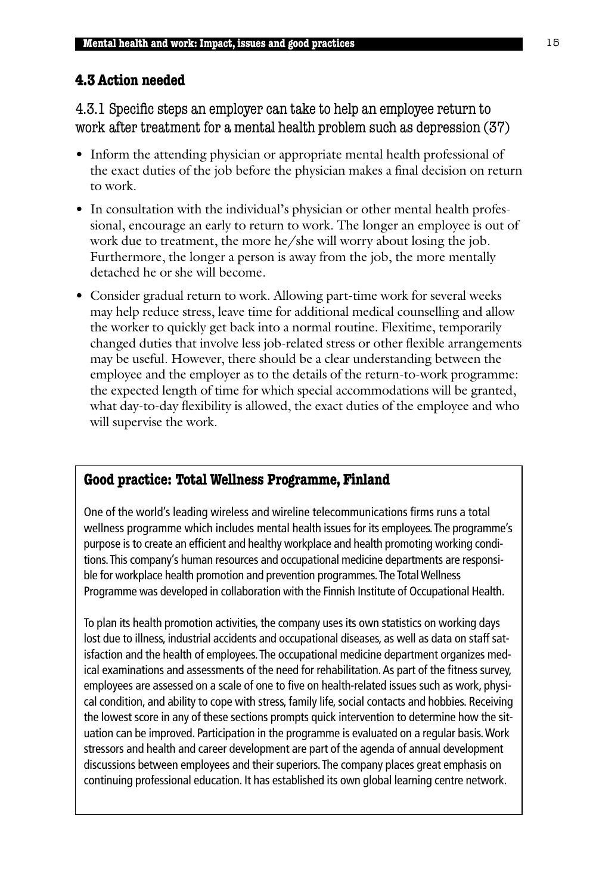## 4.3 Action needed

### 4.3.1 Specific steps an employer can take to help an employee return to work after treatment for a mental health problem such as depression (37)

- Inform the attending physician or appropriate mental health professional of the exact duties of the job before the physician makes a final decision on return to work.
- In consultation with the individual's physician or other mental health professional, encourage an early to return to work. The longer an employee is out of work due to treatment, the more he/she will worry about losing the job. Furthermore, the longer a person is away from the job, the more mentally detached he or she will become.
- Consider gradual return to work. Allowing part-time work for several weeks may help reduce stress, leave time for additional medical counselling and allow the worker to quickly get back into a normal routine. Flexitime, temporarily changed duties that involve less job-related stress or other flexible arrangements may be useful. However, there should be a clear understanding between the employee and the employer as to the details of the return-to-work programme: the expected length of time for which special accommodations will be granted, what day-to-day flexibility is allowed, the exact duties of the employee and who will supervise the work.

**Good practice: Total Wellness Programme, Finland**

One of the world's leading wireless and wireline telecommunications firms runs a total wellness programme which includes mental health issues for its employees. The programme's purpose is to create an efficient and healthy workplace and health promoting working conditions. This company's human resources and occupational medicine departments are responsible for workplace health promotion and prevention programmes. The Total Wellness Programme was developed in collaboration with the Finnish Institute of Occupational Health.

To plan its health promotion activities, the company uses its own statistics on working days lost due to illness, industrial accidents and occupational diseases, as well as data on staff satisfaction and the health of employees. The occupational medicine department organizes medical examinations and assessments of the need for rehabilitation. As part of the fitness survey, employees are assessed on a scale of one to five on health-related issues such as work, physical condition, and ability to cope with stress, family life, social contacts and hobbies. Receiving the lowest score in any of these sections prompts quick intervention to determine how the situation can be improved. Participation in the programme is evaluated on a regular basis. Work stressors and health and career development are part of the agenda of annual development discussions between employees and their superiors. The company places great emphasis on continuing professional education. It has established its own global learning centre network.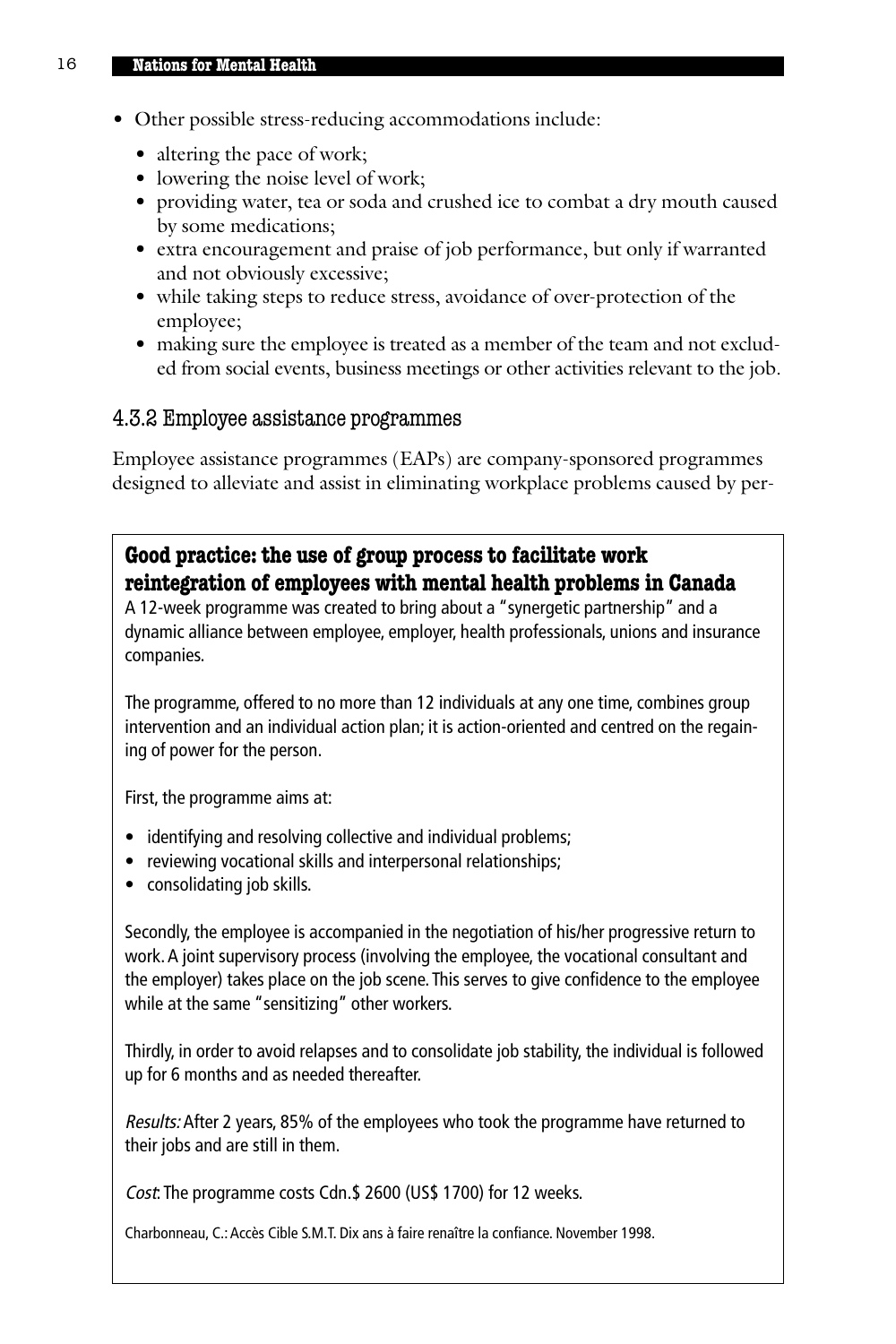- Other possible stress-reducing accommodations include:
  - altering the pace of work;
  - lowering the noise level of work;
  - providing water, tea or soda and crushed ice to combat a dry mouth caused by some medications;
  - extra encouragement and praise of job performance, but only if warranted and not obviously excessive;
  - while taking steps to reduce stress, avoidance of over-protection of the employee;
  - making sure the employee is treated as a member of the team and not excluded from social events, business meetings or other activities relevant to the job.

### 4.3.2 Employee assistance programmes

Employee assistance programmes (EAPs) are company-sponsored programmes designed to alleviate and assist in eliminating workplace problems caused by per-

**Good practice: the use of group process to facilitate work reintegration of employees with mental health problems in Canada**

A 12-week programme was created to bring about a "synergetic partnership" and a dynamic alliance between employee, employer, health professionals, unions and insurance companies.

The programme, offered to no more than 12 individuals at any one time, combines group intervention and an individual action plan; it is action-oriented and centred on the regaining of power for the person.

First, the programme aims at:

- identifying and resolving collective and individual problems;
- reviewing vocational skills and interpersonal relationships;
- consolidating job skills.

Secondly, the employee is accompanied in the negotiation of his/her progressive return to work. A joint supervisory process (involving the employee, the vocational consultant and the employer) takes place on the job scene. This serves to give confidence to the employee while at the same "sensitizing" other workers.

Thirdly, in order to avoid relapses and to consolidate job stability, the individual is followed up for 6 months and as needed thereafter.

*Results:* After 2 years, 85% of the employees who took the programme have returned to their jobs and are still in them.

*Cost*: The programme costs Cdn.$ 2600 (US$ 1700) for 12 weeks.

Charbonneau, C.: Accès Cible S.M.T. Dix ans à faire renaître la confiance. November 1998.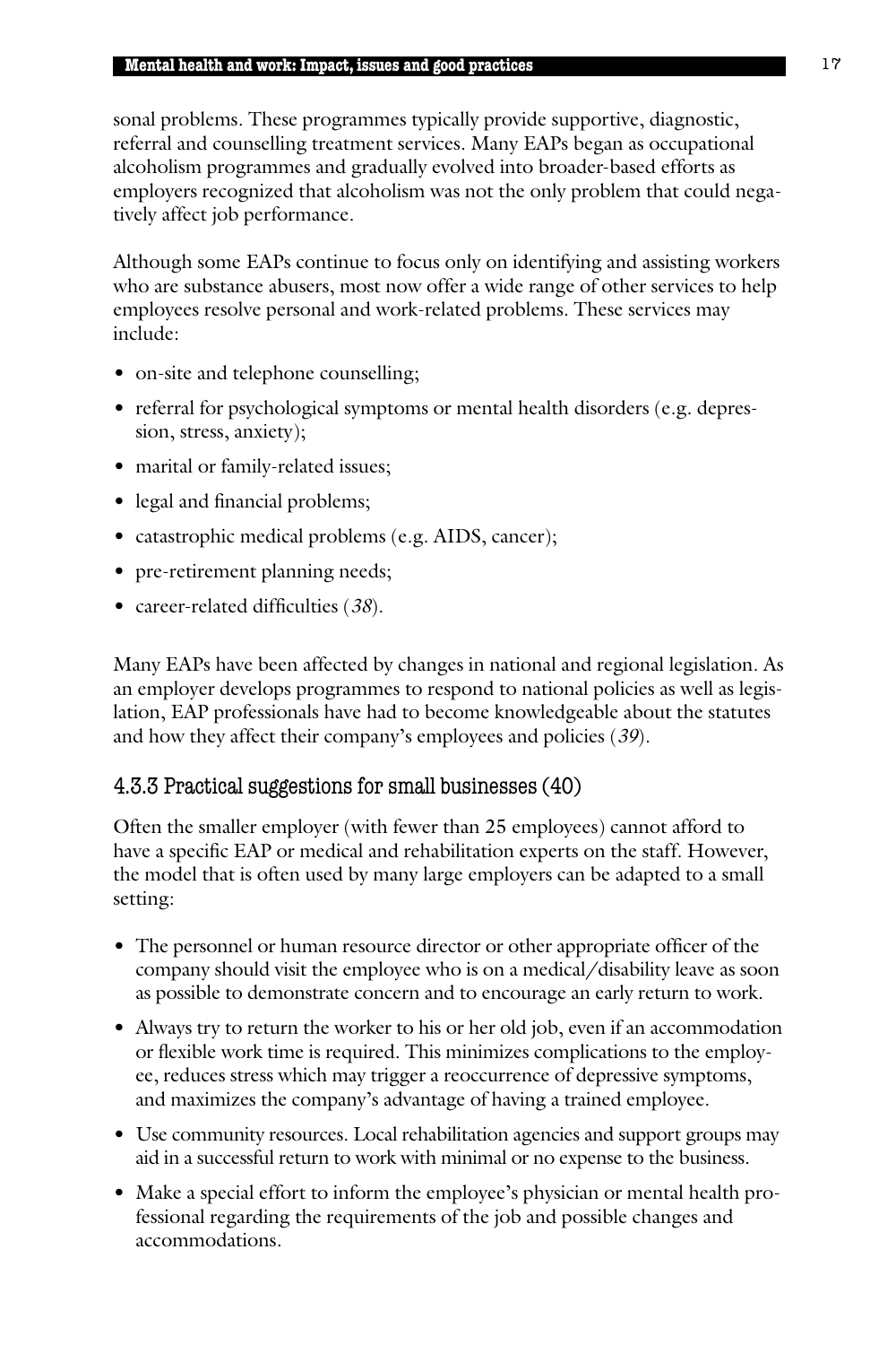sonal problems. These programmes typically provide supportive, diagnostic, referral and counselling treatment services. Many EAPs began as occupational alcoholism programmes and gradually evolved into broader-based efforts as employers recognized that alcoholism was not the only problem that could negatively affect job performance.

Although some EAPs continue to focus only on identifying and assisting workers who are substance abusers, most now offer a wide range of other services to help employees resolve personal and work-related problems. These services may include:

- on-site and telephone counselling;
- referral for psychological symptoms or mental health disorders (e.g. depression, stress, anxiety);
- marital or family-related issues;
- legal and financial problems;
- catastrophic medical problems (e.g. AIDS, cancer);
- pre-retirement planning needs;
- career-related difficulties (*38*).

Many EAPs have been affected by changes in national and regional legislation. As an employer develops programmes to respond to national policies as well as legislation, EAP professionals have had to become knowledgeable about the statutes and how they affect their company's employees and policies (*39*).

### 4.3.3 Practical suggestions for small businesses (40)

Often the smaller employer (with fewer than 25 employees) cannot afford to have a specific EAP or medical and rehabilitation experts on the staff. However, the model that is often used by many large employers can be adapted to a small setting:

- The personnel or human resource director or other appropriate officer of the company should visit the employee who is on a medical/disability leave as soon as possible to demonstrate concern and to encourage an early return to work.
- Always try to return the worker to his or her old job, even if an accommodation or flexible work time is required. This minimizes complications to the employee, reduces stress which may trigger a reoccurrence of depressive symptoms, and maximizes the company's advantage of having a trained employee.
- Use community resources. Local rehabilitation agencies and support groups may aid in a successful return to work with minimal or no expense to the business.
- Make a special effort to inform the employee's physician or mental health professional regarding the requirements of the job and possible changes and accommodations.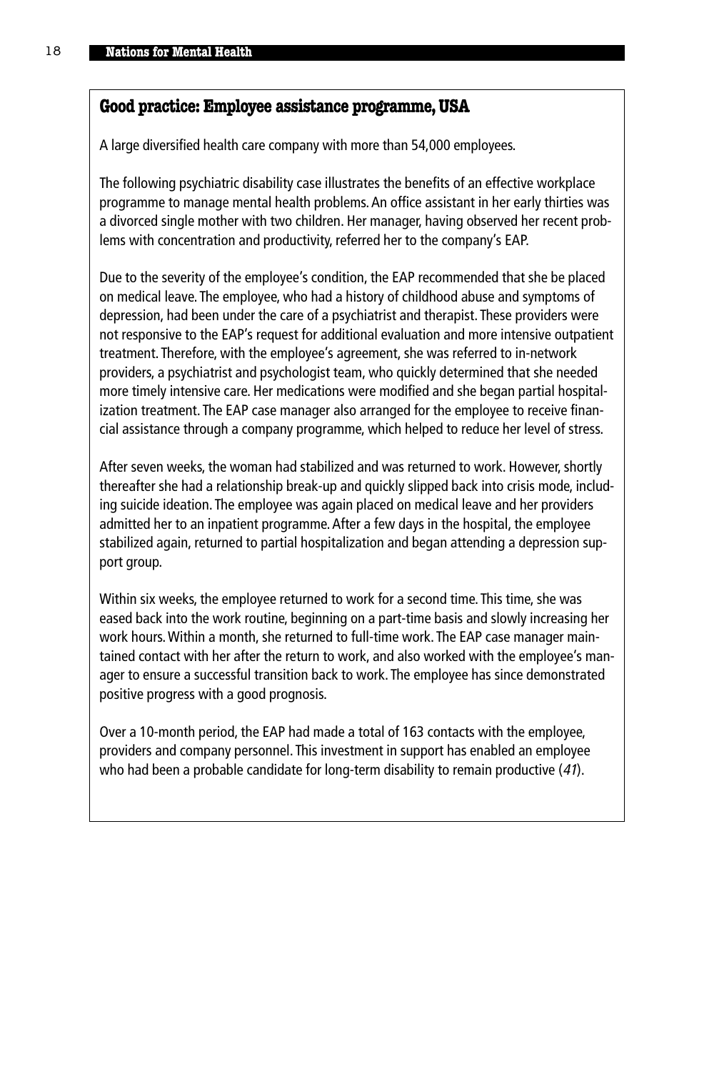## Good practice: Employee assistance programme, USA

A large diversified health care company with more than 54,000 employees.

The following psychiatric disability case illustrates the benefits of an effective workplace programme to manage mental health problems. An office assistant in her early thirties was a divorced single mother with two children. Her manager, having observed her recent problems with concentration and productivity, referred her to the company's EAP.

Due to the severity of the employee's condition, the EAP recommended that she be placed on medical leave. The employee, who had a history of childhood abuse and symptoms of depression, had been under the care of a psychiatrist and therapist. These providers were not responsive to the EAP's request for additional evaluation and more intensive outpatient treatment. Therefore, with the employee's agreement, she was referred to in-network providers, a psychiatrist and psychologist team, who quickly determined that she needed more timely intensive care. Her medications were modified and she began partial hospitalization treatment. The EAP case manager also arranged for the employee to receive financial assistance through a company programme, which helped to reduce her level of stress.

After seven weeks, the woman had stabilized and was returned to work. However, shortly thereafter she had a relationship break-up and quickly slipped back into crisis mode, including suicide ideation. The employee was again placed on medical leave and her providers admitted her to an inpatient programme. After a few days in the hospital, the employee stabilized again, returned to partial hospitalization and began attending a depression support group.

Within six weeks, the employee returned to work for a second time. This time, she was eased back into the work routine, beginning on a part-time basis and slowly increasing her work hours. Within a month, she returned to full-time work. The EAP case manager maintained contact with her after the return to work, and also worked with the employee's manager to ensure a successful transition back to work. The employee has since demonstrated positive progress with a good prognosis.

Over a 10-month period, the EAP had made a total of 163 contacts with the employee, providers and company personnel. This investment in support has enabled an employee who had been a probable candidate for long-term disability to remain productive (*41*).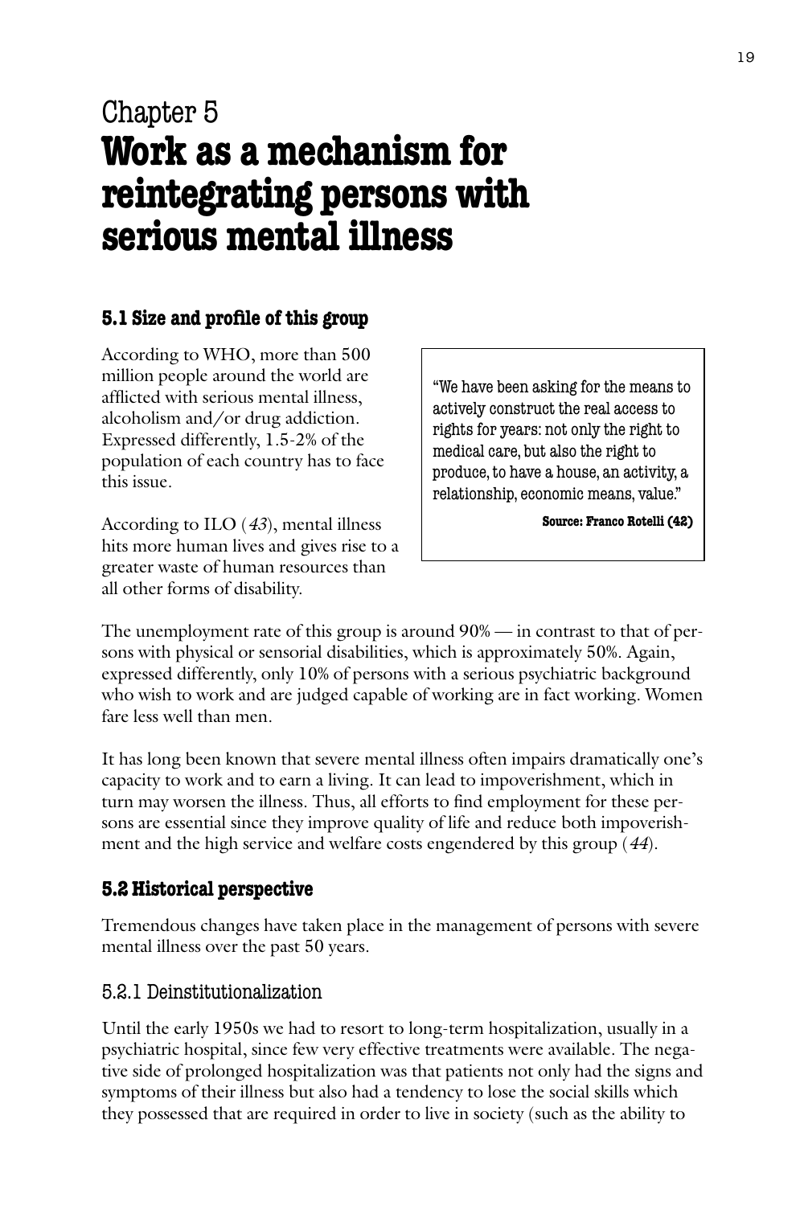# Chapter 5
# **Work as a mechanism for reintegrating persons with serious mental illness**

## 5.1 Size and profile of this group

According to WHO, more than 500 million people around the world are afflicted with serious mental illness, alcoholism and/or drug addiction. Expressed differently, 1.5-2% of the population of each country has to face this issue.

According to ILO (*43*), mental illness hits more human lives and gives rise to a greater waste of human resources than all other forms of disability.

> "We have been asking for the means to actively construct the real access to rights for years: not only the right to medical care, but also the right to produce, to have a house, an activity, a relationship, economic means, value."
>
> **Source: Franco Rotelli (42)**

The unemployment rate of this group is around 90% — in contrast to that of persons with physical or sensorial disabilities, which is approximately 50%. Again, expressed differently, only 10% of persons with a serious psychiatric background who wish to work and are judged capable of working are in fact working. Women fare less well than men.

It has long been known that severe mental illness often impairs dramatically one's capacity to work and to earn a living. It can lead to impoverishment, which in turn may worsen the illness. Thus, all efforts to find employment for these persons are essential since they improve quality of life and reduce both impoverishment and the high service and welfare costs engendered by this group (*44*).

## 5.2 Historical perspective

Tremendous changes have taken place in the management of persons with severe mental illness over the past 50 years.

### 5.2.1 Deinstitutionalization

Until the early 1950s we had to resort to long-term hospitalization, usually in a psychiatric hospital, since few very effective treatments were available. The negative side of prolonged hospitalization was that patients not only had the signs and symptoms of their illness but also had a tendency to lose the social skills which they possessed that are required in order to live in society (such as the ability to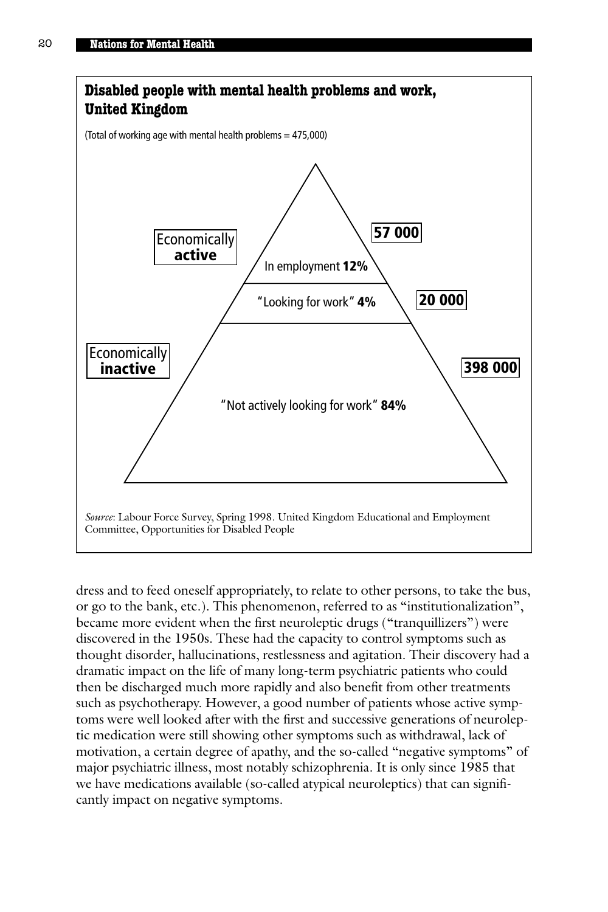**Disabled people with mental health problems and work, United Kingdom**

(Total of working age with mental health problems = 475,000)

| | Category | Percentage | Number |
|---|---|---|---|
| Economically **active** | In employment | **12%** | **57 000** |
| | "Looking for work" | **4%** | **20 000** |
| Economically **inactive** | "Not actively looking for work" | **84%** | **398 000** |

*Source*: Labour Force Survey, Spring 1998. United Kingdom Educational and Employment Committee, Opportunities for Disabled People

dress and to feed oneself appropriately, to relate to other persons, to take the bus, or go to the bank, etc.). This phenomenon, referred to as "institutionalization", became more evident when the first neuroleptic drugs ("tranquillizers") were discovered in the 1950s. These had the capacity to control symptoms such as thought disorder, hallucinations, restlessness and agitation. Their discovery had a dramatic impact on the life of many long-term psychiatric patients who could then be discharged much more rapidly and also benefit from other treatments such as psychotherapy. However, a good number of patients whose active symptoms were well looked after with the first and successive generations of neuroleptic medication were still showing other symptoms such as withdrawal, lack of motivation, a certain degree of apathy, and the so-called "negative symptoms" of major psychiatric illness, most notably schizophrenia. It is only since 1985 that we have medications available (so-called atypical neuroleptics) that can significantly impact on negative symptoms.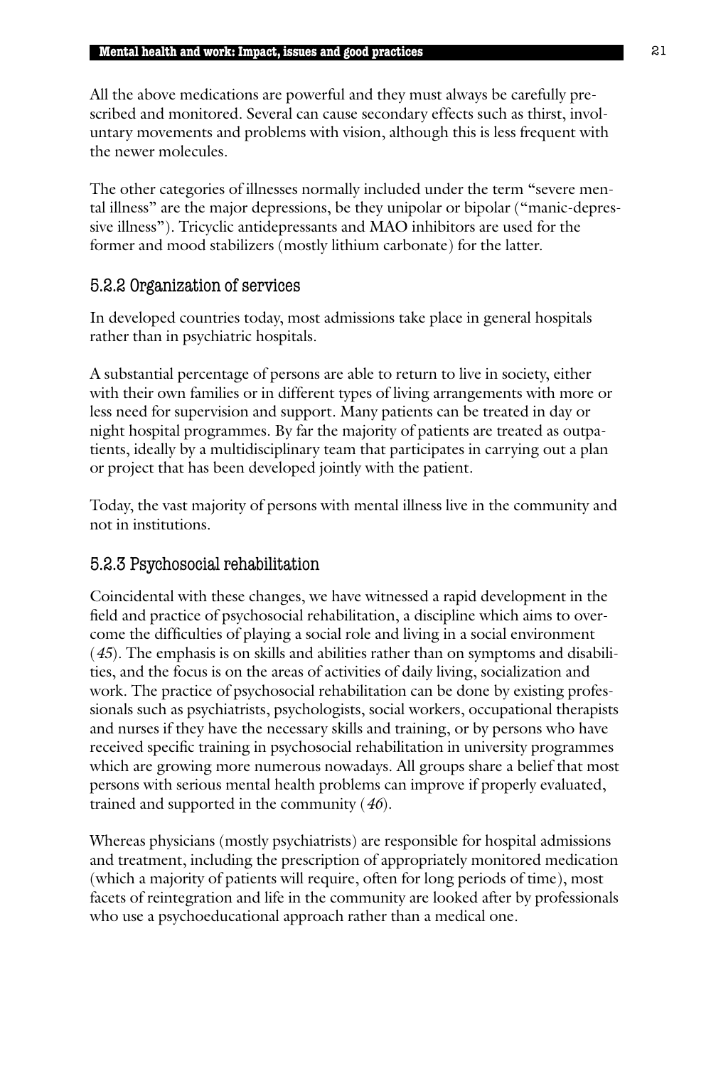All the above medications are powerful and they must always be carefully prescribed and monitored. Several can cause secondary effects such as thirst, involuntary movements and problems with vision, although this is less frequent with the newer molecules.

The other categories of illnesses normally included under the term "severe mental illness" are the major depressions, be they unipolar or bipolar ("manic-depressive illness"). Tricyclic antidepressants and MAO inhibitors are used for the former and mood stabilizers (mostly lithium carbonate) for the latter.

### 5.2.2 Organization of services

In developed countries today, most admissions take place in general hospitals rather than in psychiatric hospitals.

A substantial percentage of persons are able to return to live in society, either with their own families or in different types of living arrangements with more or less need for supervision and support. Many patients can be treated in day or night hospital programmes. By far the majority of patients are treated as outpatients, ideally by a multidisciplinary team that participates in carrying out a plan or project that has been developed jointly with the patient.

Today, the vast majority of persons with mental illness live in the community and not in institutions.

### 5.2.3 Psychosocial rehabilitation

Coincidental with these changes, we have witnessed a rapid development in the field and practice of psychosocial rehabilitation, a discipline which aims to overcome the difficulties of playing a social role and living in a social environment (*45*). The emphasis is on skills and abilities rather than on symptoms and disabilities, and the focus is on the areas of activities of daily living, socialization and work. The practice of psychosocial rehabilitation can be done by existing professionals such as psychiatrists, psychologists, social workers, occupational therapists and nurses if they have the necessary skills and training, or by persons who have received specific training in psychosocial rehabilitation in university programmes which are growing more numerous nowadays. All groups share a belief that most persons with serious mental health problems can improve if properly evaluated, trained and supported in the community (*46*).

Whereas physicians (mostly psychiatrists) are responsible for hospital admissions and treatment, including the prescription of appropriately monitored medication (which a majority of patients will require, often for long periods of time), most facets of reintegration and life in the community are looked after by professionals who use a psychoeducational approach rather than a medical one.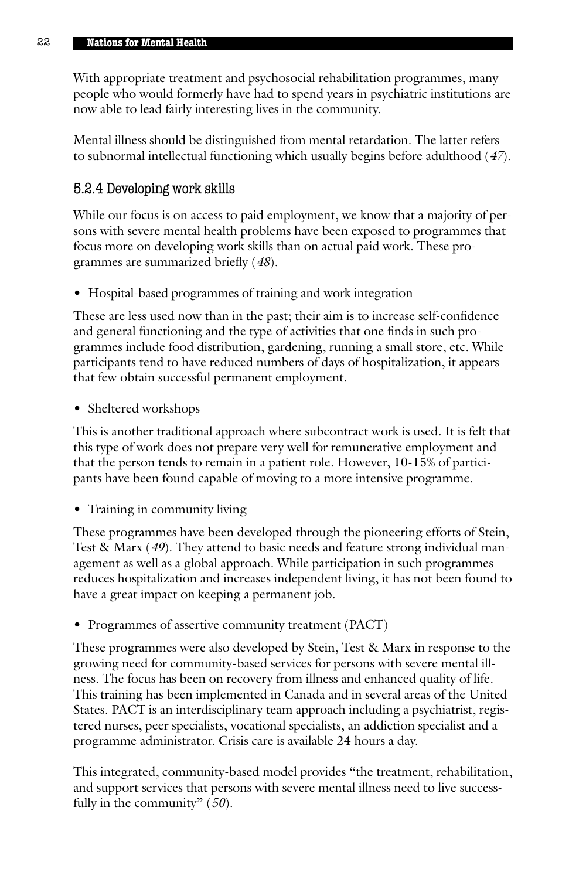With appropriate treatment and psychosocial rehabilitation programmes, many people who would formerly have had to spend years in psychiatric institutions are now able to lead fairly interesting lives in the community.

Mental illness should be distinguished from mental retardation. The latter refers to subnormal intellectual functioning which usually begins before adulthood (*47*).

### 5.2.4 Developing work skills

While our focus is on access to paid employment, we know that a majority of persons with severe mental health problems have been exposed to programmes that focus more on developing work skills than on actual paid work. These programmes are summarized briefly (*48*).

- Hospital-based programmes of training and work integration

These are less used now than in the past; their aim is to increase self-confidence and general functioning and the type of activities that one finds in such programmes include food distribution, gardening, running a small store, etc. While participants tend to have reduced numbers of days of hospitalization, it appears that few obtain successful permanent employment.

- Sheltered workshops

This is another traditional approach where subcontract work is used. It is felt that this type of work does not prepare very well for remunerative employment and that the person tends to remain in a patient role. However, 10-15% of participants have been found capable of moving to a more intensive programme.

- Training in community living

These programmes have been developed through the pioneering efforts of Stein, Test & Marx (*49*). They attend to basic needs and feature strong individual management as well as a global approach. While participation in such programmes reduces hospitalization and increases independent living, it has not been found to have a great impact on keeping a permanent job.

- Programmes of assertive community treatment (PACT)

These programmes were also developed by Stein, Test & Marx in response to the growing need for community-based services for persons with severe mental illness. The focus has been on recovery from illness and enhanced quality of life. This training has been implemented in Canada and in several areas of the United States. PACT is an interdisciplinary team approach including a psychiatrist, registered nurses, peer specialists, vocational specialists, an addiction specialist and a programme administrator. Crisis care is available 24 hours a day.

This integrated, community-based model provides "the treatment, rehabilitation, and support services that persons with severe mental illness need to live successfully in the community" (*50*).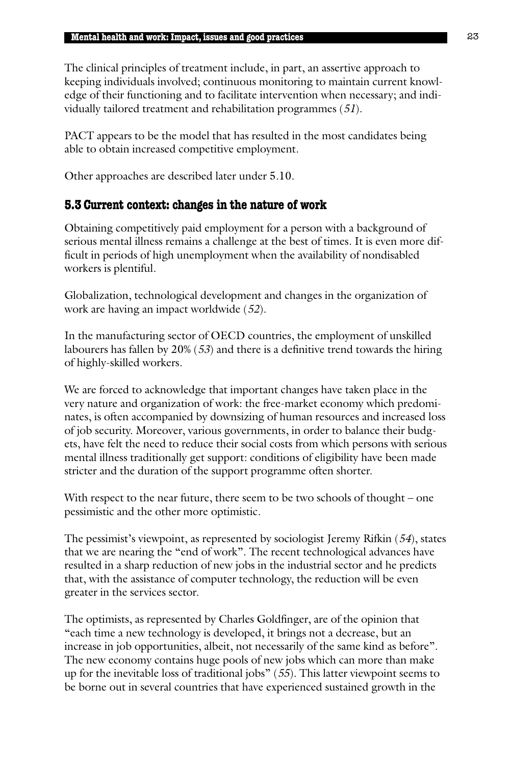The clinical principles of treatment include, in part, an assertive approach to keeping individuals involved; continuous monitoring to maintain current knowledge of their functioning and to facilitate intervention when necessary; and individually tailored treatment and rehabilitation programmes (*51*).

PACT appears to be the model that has resulted in the most candidates being able to obtain increased competitive employment.

Other approaches are described later under 5.10.

## 5.3 Current context: changes in the nature of work

Obtaining competitively paid employment for a person with a background of serious mental illness remains a challenge at the best of times. It is even more difficult in periods of high unemployment when the availability of nondisabled workers is plentiful.

Globalization, technological development and changes in the organization of work are having an impact worldwide (*52*).

In the manufacturing sector of OECD countries, the employment of unskilled labourers has fallen by 20% (*53*) and there is a definitive trend towards the hiring of highly-skilled workers.

We are forced to acknowledge that important changes have taken place in the very nature and organization of work: the free-market economy which predominates, is often accompanied by downsizing of human resources and increased loss of job security. Moreover, various governments, in order to balance their budgets, have felt the need to reduce their social costs from which persons with serious mental illness traditionally get support: conditions of eligibility have been made stricter and the duration of the support programme often shorter.

With respect to the near future, there seem to be two schools of thought – one pessimistic and the other more optimistic.

The pessimist's viewpoint, as represented by sociologist Jeremy Rifkin (*54*), states that we are nearing the "end of work". The recent technological advances have resulted in a sharp reduction of new jobs in the industrial sector and he predicts that, with the assistance of computer technology, the reduction will be even greater in the services sector.

The optimists, as represented by Charles Goldfinger, are of the opinion that "each time a new technology is developed, it brings not a decrease, but an increase in job opportunities, albeit, not necessarily of the same kind as before". The new economy contains huge pools of new jobs which can more than make up for the inevitable loss of traditional jobs" (*55*). This latter viewpoint seems to be borne out in several countries that have experienced sustained growth in the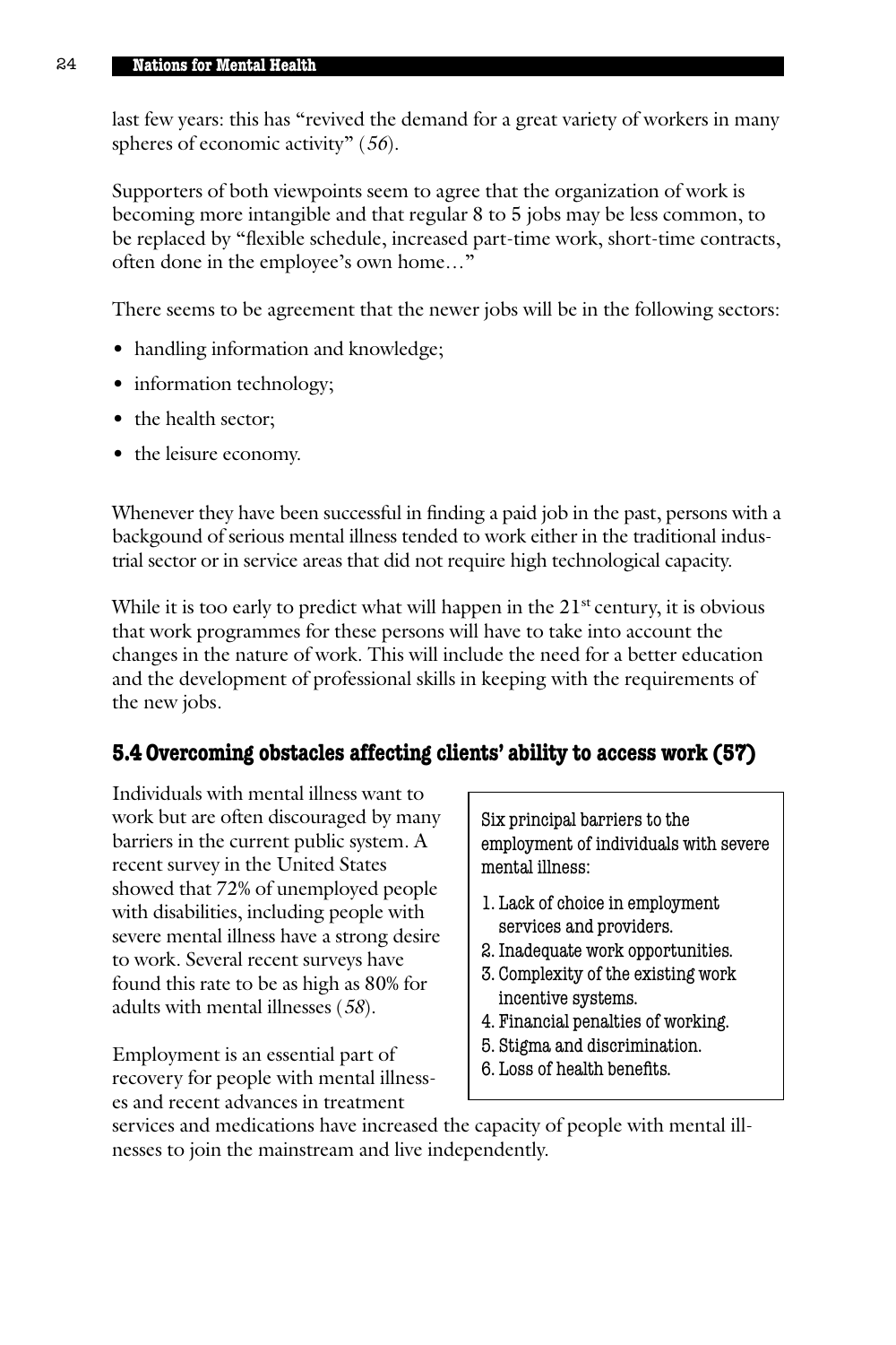last few years: this has "revived the demand for a great variety of workers in many spheres of economic activity" (*56*).

Supporters of both viewpoints seem to agree that the organization of work is becoming more intangible and that regular 8 to 5 jobs may be less common, to be replaced by "flexible schedule, increased part-time work, short-time contracts, often done in the employee's own home…"

There seems to be agreement that the newer jobs will be in the following sectors:

- handling information and knowledge;
- information technology;
- the health sector;
- the leisure economy.

Whenever they have been successful in finding a paid job in the past, persons with a backgound of serious mental illness tended to work either in the traditional industrial sector or in service areas that did not require high technological capacity.

While it is too early to predict what will happen in the 21st century, it is obvious that work programmes for these persons will have to take into account the changes in the nature of work. This will include the need for a better education and the development of professional skills in keeping with the requirements of the new jobs.

## 5.4 Overcoming obstacles affecting clients' ability to access work (57)

Individuals with mental illness want to work but are often discouraged by many barriers in the current public system. A recent survey in the United States showed that 72% of unemployed people with disabilities, including people with severe mental illness have a strong desire to work. Several recent surveys have found this rate to be as high as 80% for adults with mental illnesses (*58*).

Employment is an essential part of recovery for people with mental illnesses and recent advances in treatment services and medications have increased the capacity of people with mental illnesses to join the mainstream and live independently.

Six principal barriers to the employment of individuals with severe mental illness:

1. Lack of choice in employment services and providers.
2. Inadequate work opportunities.
3. Complexity of the existing work incentive systems.
4. Financial penalties of working.
5. Stigma and discrimination.
6. Loss of health benefits.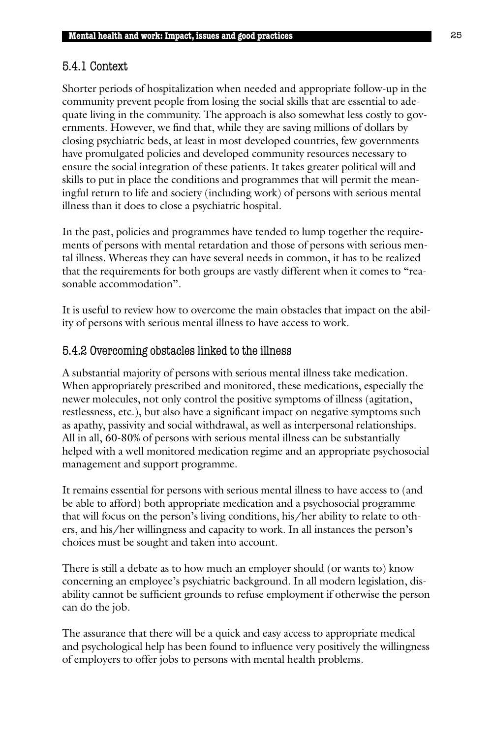### 5.4.1 Context

Shorter periods of hospitalization when needed and appropriate follow-up in the community prevent people from losing the social skills that are essential to adequate living in the community. The approach is also somewhat less costly to governments. However, we find that, while they are saving millions of dollars by closing psychiatric beds, at least in most developed countries, few governments have promulgated policies and developed community resources necessary to ensure the social integration of these patients. It takes greater political will and skills to put in place the conditions and programmes that will permit the meaningful return to life and society (including work) of persons with serious mental illness than it does to close a psychiatric hospital.

In the past, policies and programmes have tended to lump together the requirements of persons with mental retardation and those of persons with serious mental illness. Whereas they can have several needs in common, it has to be realized that the requirements for both groups are vastly different when it comes to "reasonable accommodation".

It is useful to review how to overcome the main obstacles that impact on the ability of persons with serious mental illness to have access to work.

### 5.4.2 Overcoming obstacles linked to the illness

A substantial majority of persons with serious mental illness take medication. When appropriately prescribed and monitored, these medications, especially the newer molecules, not only control the positive symptoms of illness (agitation, restlessness, etc.), but also have a significant impact on negative symptoms such as apathy, passivity and social withdrawal, as well as interpersonal relationships. All in all, 60-80% of persons with serious mental illness can be substantially helped with a well monitored medication regime and an appropriate psychosocial management and support programme.

It remains essential for persons with serious mental illness to have access to (and be able to afford) both appropriate medication and a psychosocial programme that will focus on the person's living conditions, his/her ability to relate to others, and his/her willingness and capacity to work. In all instances the person's choices must be sought and taken into account.

There is still a debate as to how much an employer should (or wants to) know concerning an employee's psychiatric background. In all modern legislation, disability cannot be sufficient grounds to refuse employment if otherwise the person can do the job.

The assurance that there will be a quick and easy access to appropriate medical and psychological help has been found to influence very positively the willingness of employers to offer jobs to persons with mental health problems.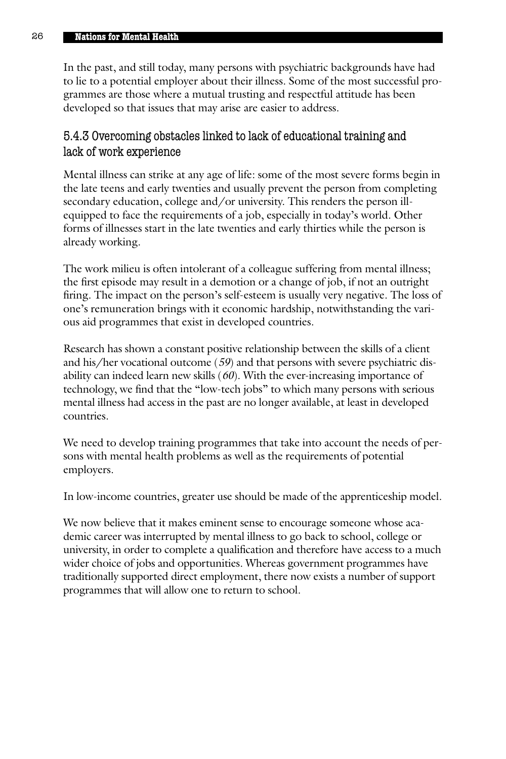In the past, and still today, many persons with psychiatric backgrounds have had to lie to a potential employer about their illness. Some of the most successful programmes are those where a mutual trusting and respectful attitude has been developed so that issues that may arise are easier to address.

### 5.4.3 Overcoming obstacles linked to lack of educational training and lack of work experience

Mental illness can strike at any age of life: some of the most severe forms begin in the late teens and early twenties and usually prevent the person from completing secondary education, college and/or university. This renders the person ill-equipped to face the requirements of a job, especially in today's world. Other forms of illnesses start in the late twenties and early thirties while the person is already working.

The work milieu is often intolerant of a colleague suffering from mental illness; the first episode may result in a demotion or a change of job, if not an outright firing. The impact on the person's self-esteem is usually very negative. The loss of one's remuneration brings with it economic hardship, notwithstanding the various aid programmes that exist in developed countries.

Research has shown a constant positive relationship between the skills of a client and his/her vocational outcome (*59*) and that persons with severe psychiatric disability can indeed learn new skills (*60*). With the ever-increasing importance of technology, we find that the "low-tech jobs" to which many persons with serious mental illness had access in the past are no longer available, at least in developed countries.

We need to develop training programmes that take into account the needs of persons with mental health problems as well as the requirements of potential employers.

In low-income countries, greater use should be made of the apprenticeship model.

We now believe that it makes eminent sense to encourage someone whose academic career was interrupted by mental illness to go back to school, college or university, in order to complete a qualification and therefore have access to a much wider choice of jobs and opportunities. Whereas government programmes have traditionally supported direct employment, there now exists a number of support programmes that will allow one to return to school.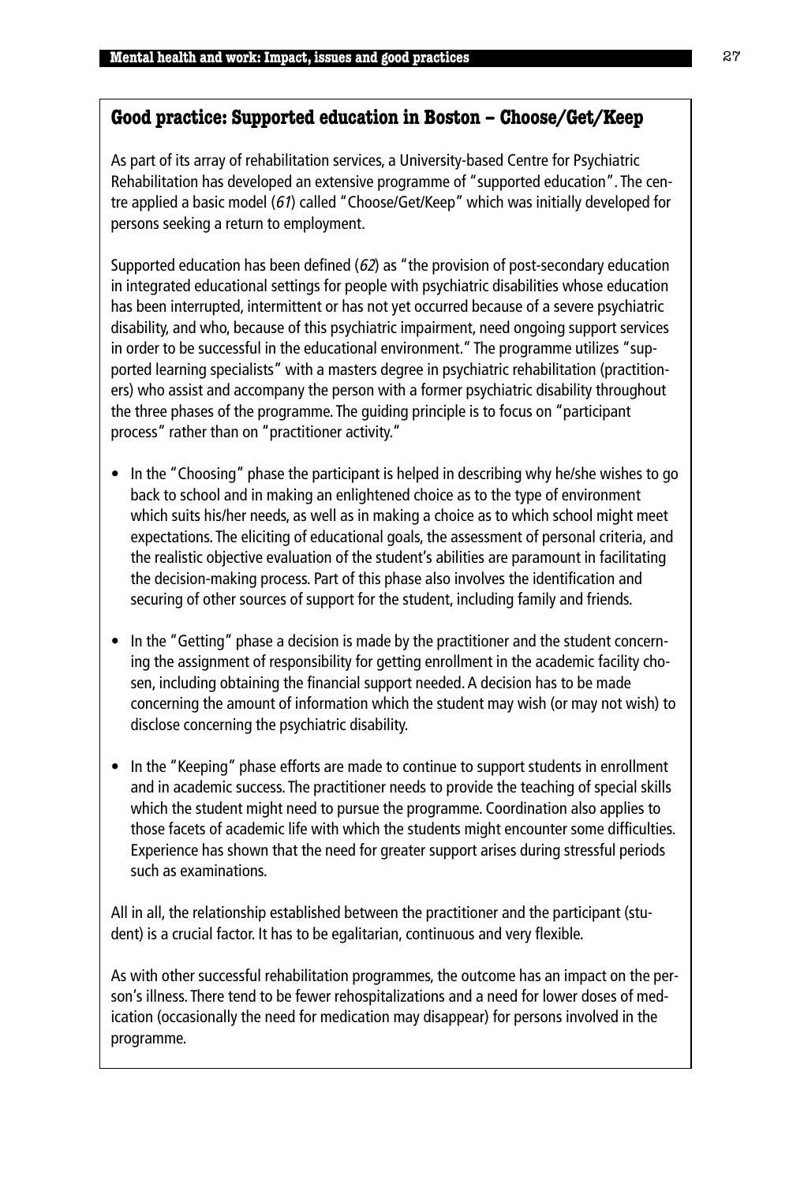## Good practice: Supported education in Boston – Choose/Get/Keep

As part of its array of rehabilitation services, a University-based Centre for Psychiatric Rehabilitation has developed an extensive programme of "supported education". The centre applied a basic model (*61*) called "Choose/Get/Keep" which was initially developed for persons seeking a return to employment.

Supported education has been defined (*62*) as "the provision of post-secondary education in integrated educational settings for people with psychiatric disabilities whose education has been interrupted, intermittent or has not yet occurred because of a severe psychiatric disability, and who, because of this psychiatric impairment, need ongoing support services in order to be successful in the educational environment." The programme utilizes "supported learning specialists" with a masters degree in psychiatric rehabilitation (practitioners) who assist and accompany the person with a former psychiatric disability throughout the three phases of the programme. The guiding principle is to focus on "participant process" rather than on "practitioner activity."

- In the "Choosing" phase the participant is helped in describing why he/she wishes to go back to school and in making an enlightened choice as to the type of environment which suits his/her needs, as well as in making a choice as to which school might meet expectations. The eliciting of educational goals, the assessment of personal criteria, and the realistic objective evaluation of the student's abilities are paramount in facilitating the decision-making process. Part of this phase also involves the identification and securing of other sources of support for the student, including family and friends.
- In the "Getting" phase a decision is made by the practitioner and the student concerning the assignment of responsibility for getting enrollment in the academic facility chosen, including obtaining the financial support needed. A decision has to be made concerning the amount of information which the student may wish (or may not wish) to disclose concerning the psychiatric disability.
- In the "Keeping" phase efforts are made to continue to support students in enrollment and in academic success. The practitioner needs to provide the teaching of special skills which the student might need to pursue the programme. Coordination also applies to those facets of academic life with which the students might encounter some difficulties. Experience has shown that the need for greater support arises during stressful periods such as examinations.

All in all, the relationship established between the practitioner and the participant (student) is a crucial factor. It has to be egalitarian, continuous and very flexible.

As with other successful rehabilitation programmes, the outcome has an impact on the person's illness. There tend to be fewer rehospitalizations and a need for lower doses of medication (occasionally the need for medication may disappear) for persons involved in the programme.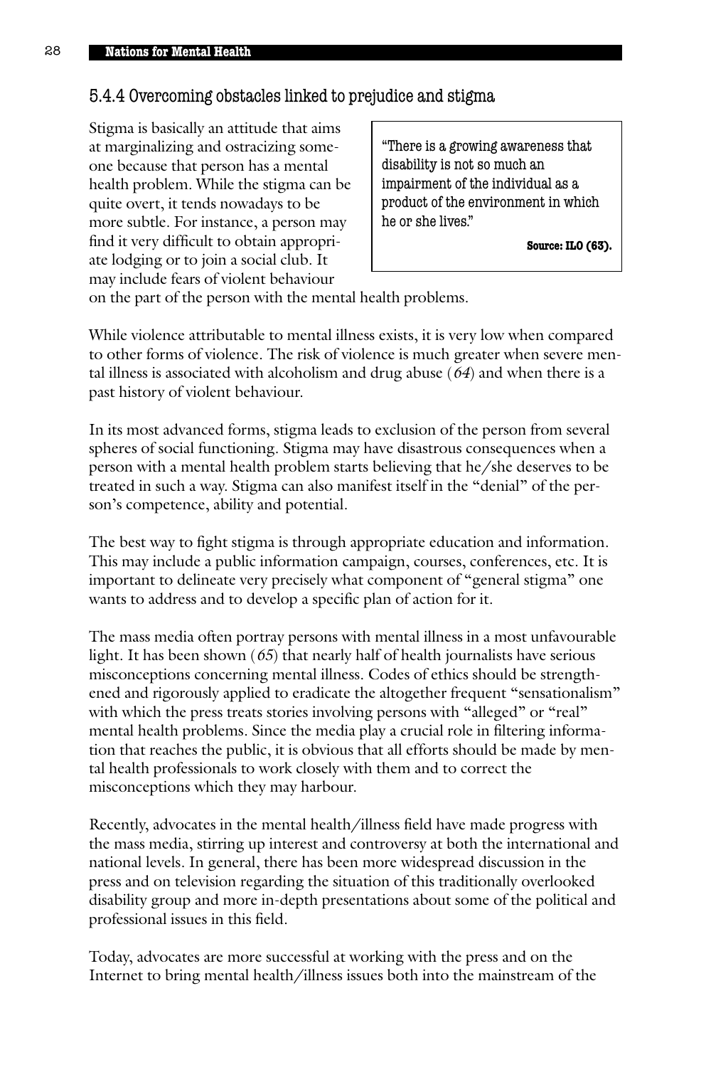### 5.4.4 Overcoming obstacles linked to prejudice and stigma

Stigma is basically an attitude that aims at marginalizing and ostracizing someone because that person has a mental health problem. While the stigma can be quite overt, it tends nowadays to be more subtle. For instance, a person may find it very difficult to obtain appropriate lodging or to join a social club. It may include fears of violent behaviour on the part of the person with the mental health problems.

> "There is a growing awareness that disability is not so much an impairment of the individual as a product of the environment in which he or she lives."
>
> **Source: ILO (63).**

While violence attributable to mental illness exists, it is very low when compared to other forms of violence. The risk of violence is much greater when severe mental illness is associated with alcoholism and drug abuse (*64*) and when there is a past history of violent behaviour.

In its most advanced forms, stigma leads to exclusion of the person from several spheres of social functioning. Stigma may have disastrous consequences when a person with a mental health problem starts believing that he/she deserves to be treated in such a way. Stigma can also manifest itself in the "denial" of the person's competence, ability and potential.

The best way to fight stigma is through appropriate education and information. This may include a public information campaign, courses, conferences, etc. It is important to delineate very precisely what component of "general stigma" one wants to address and to develop a specific plan of action for it.

The mass media often portray persons with mental illness in a most unfavourable light. It has been shown (*65*) that nearly half of health journalists have serious misconceptions concerning mental illness. Codes of ethics should be strengthened and rigorously applied to eradicate the altogether frequent "sensationalism" with which the press treats stories involving persons with "alleged" or "real" mental health problems. Since the media play a crucial role in filtering information that reaches the public, it is obvious that all efforts should be made by mental health professionals to work closely with them and to correct the misconceptions which they may harbour.

Recently, advocates in the mental health/illness field have made progress with the mass media, stirring up interest and controversy at both the international and national levels. In general, there has been more widespread discussion in the press and on television regarding the situation of this traditionally overlooked disability group and more in-depth presentations about some of the political and professional issues in this field.

Today, advocates are more successful at working with the press and on the Internet to bring mental health/illness issues both into the mainstream of the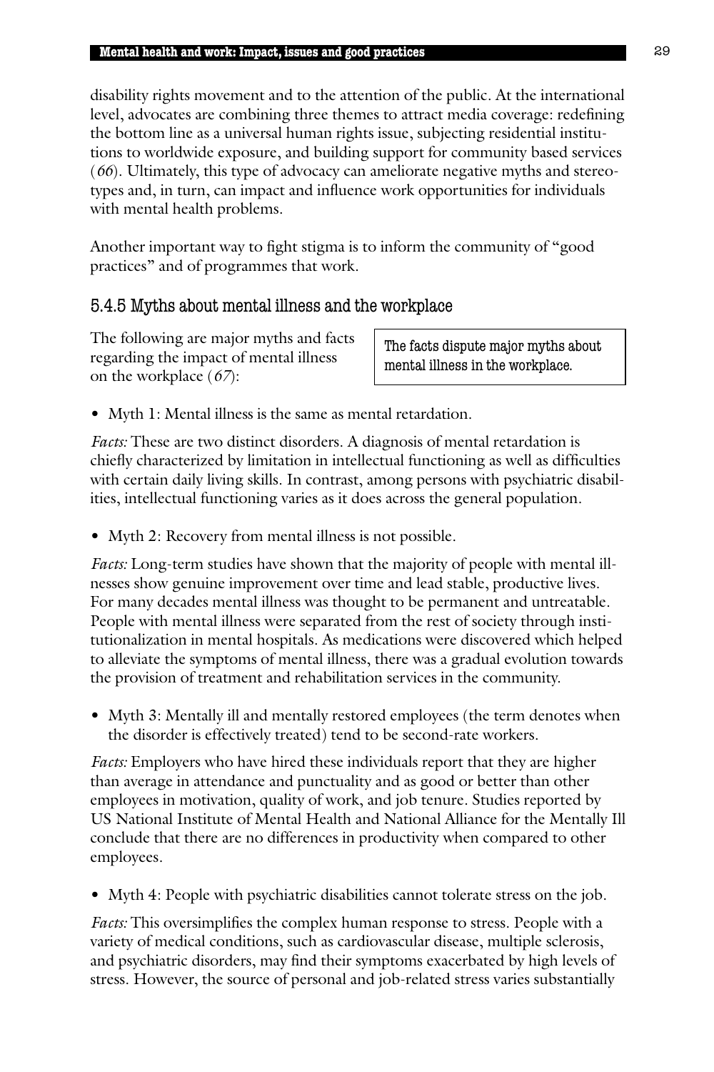disability rights movement and to the attention of the public. At the international level, advocates are combining three themes to attract media coverage: redefining the bottom line as a universal human rights issue, subjecting residential institutions to worldwide exposure, and building support for community based services (*66*). Ultimately, this type of advocacy can ameliorate negative myths and stereotypes and, in turn, can impact and influence work opportunities for individuals with mental health problems.

Another important way to fight stigma is to inform the community of "good practices" and of programmes that work.

### 5.4.5 Myths about mental illness and the workplace

The following are major myths and facts regarding the impact of mental illness on the workplace (*67*):

> The facts dispute major myths about mental illness in the workplace.

- Myth 1: Mental illness is the same as mental retardation.

*Facts:* These are two distinct disorders. A diagnosis of mental retardation is chiefly characterized by limitation in intellectual functioning as well as difficulties with certain daily living skills. In contrast, among persons with psychiatric disabilities, intellectual functioning varies as it does across the general population.

- Myth 2: Recovery from mental illness is not possible.

*Facts:* Long-term studies have shown that the majority of people with mental illnesses show genuine improvement over time and lead stable, productive lives. For many decades mental illness was thought to be permanent and untreatable. People with mental illness were separated from the rest of society through institutionalization in mental hospitals. As medications were discovered which helped to alleviate the symptoms of mental illness, there was a gradual evolution towards the provision of treatment and rehabilitation services in the community.

- Myth 3: Mentally ill and mentally restored employees (the term denotes when the disorder is effectively treated) tend to be second-rate workers.

*Facts:* Employers who have hired these individuals report that they are higher than average in attendance and punctuality and as good or better than other employees in motivation, quality of work, and job tenure. Studies reported by US National Institute of Mental Health and National Alliance for the Mentally Ill conclude that there are no differences in productivity when compared to other employees.

- Myth 4: People with psychiatric disabilities cannot tolerate stress on the job.

*Facts:* This oversimplifies the complex human response to stress. People with a variety of medical conditions, such as cardiovascular disease, multiple sclerosis, and psychiatric disorders, may find their symptoms exacerbated by high levels of stress. However, the source of personal and job-related stress varies substantially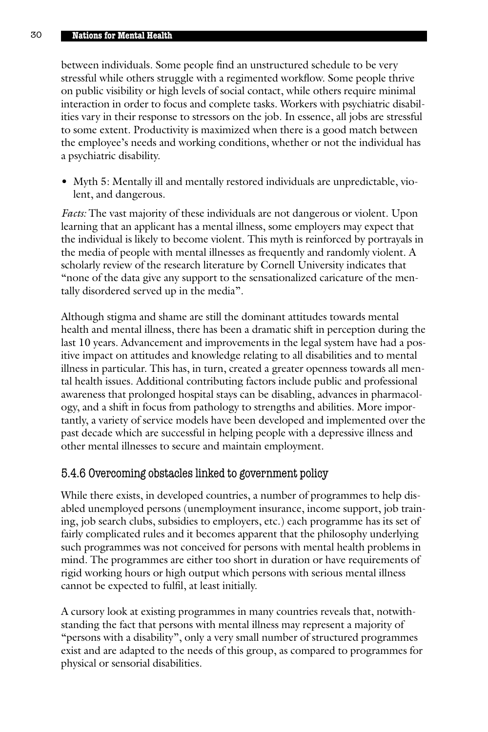between individuals. Some people find an unstructured schedule to be very stressful while others struggle with a regimented workflow. Some people thrive on public visibility or high levels of social contact, while others require minimal interaction in order to focus and complete tasks. Workers with psychiatric disabilities vary in their response to stressors on the job. In essence, all jobs are stressful to some extent. Productivity is maximized when there is a good match between the employee's needs and working conditions, whether or not the individual has a psychiatric disability.

- Myth 5: Mentally ill and mentally restored individuals are unpredictable, violent, and dangerous.

*Facts:* The vast majority of these individuals are not dangerous or violent. Upon learning that an applicant has a mental illness, some employers may expect that the individual is likely to become violent. This myth is reinforced by portrayals in the media of people with mental illnesses as frequently and randomly violent. A scholarly review of the research literature by Cornell University indicates that "none of the data give any support to the sensationalized caricature of the mentally disordered served up in the media".

Although stigma and shame are still the dominant attitudes towards mental health and mental illness, there has been a dramatic shift in perception during the last 10 years. Advancement and improvements in the legal system have had a positive impact on attitudes and knowledge relating to all disabilities and to mental illness in particular. This has, in turn, created a greater openness towards all mental health issues. Additional contributing factors include public and professional awareness that prolonged hospital stays can be disabling, advances in pharmacology, and a shift in focus from pathology to strengths and abilities. More importantly, a variety of service models have been developed and implemented over the past decade which are successful in helping people with a depressive illness and other mental illnesses to secure and maintain employment.

### 5.4.6 Overcoming obstacles linked to government policy

While there exists, in developed countries, a number of programmes to help disabled unemployed persons (unemployment insurance, income support, job training, job search clubs, subsidies to employers, etc.) each programme has its set of fairly complicated rules and it becomes apparent that the philosophy underlying such programmes was not conceived for persons with mental health problems in mind. The programmes are either too short in duration or have requirements of rigid working hours or high output which persons with serious mental illness cannot be expected to fulfil, at least initially.

A cursory look at existing programmes in many countries reveals that, notwithstanding the fact that persons with mental illness may represent a majority of "persons with a disability", only a very small number of structured programmes exist and are adapted to the needs of this group, as compared to programmes for physical or sensorial disabilities.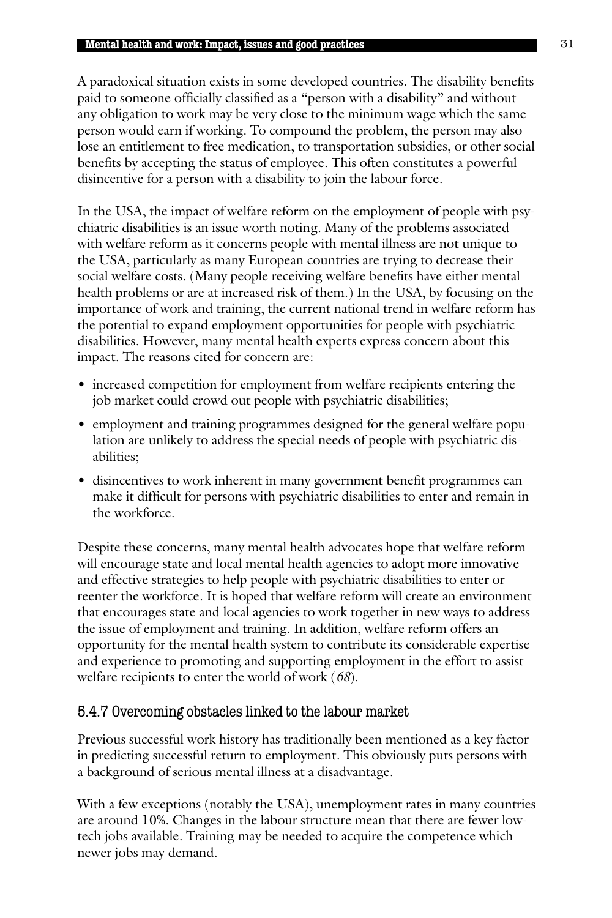A paradoxical situation exists in some developed countries. The disability benefits paid to someone officially classified as a "person with a disability" and without any obligation to work may be very close to the minimum wage which the same person would earn if working. To compound the problem, the person may also lose an entitlement to free medication, to transportation subsidies, or other social benefits by accepting the status of employee. This often constitutes a powerful disincentive for a person with a disability to join the labour force.

In the USA, the impact of welfare reform on the employment of people with psychiatric disabilities is an issue worth noting. Many of the problems associated with welfare reform as it concerns people with mental illness are not unique to the USA, particularly as many European countries are trying to decrease their social welfare costs. (Many people receiving welfare benefits have either mental health problems or are at increased risk of them.) In the USA, by focusing on the importance of work and training, the current national trend in welfare reform has the potential to expand employment opportunities for people with psychiatric disabilities. However, many mental health experts express concern about this impact. The reasons cited for concern are:

- increased competition for employment from welfare recipients entering the job market could crowd out people with psychiatric disabilities;
- employment and training programmes designed for the general welfare population are unlikely to address the special needs of people with psychiatric disabilities;
- disincentives to work inherent in many government benefit programmes can make it difficult for persons with psychiatric disabilities to enter and remain in the workforce.

Despite these concerns, many mental health advocates hope that welfare reform will encourage state and local mental health agencies to adopt more innovative and effective strategies to help people with psychiatric disabilities to enter or reenter the workforce. It is hoped that welfare reform will create an environment that encourages state and local agencies to work together in new ways to address the issue of employment and training. In addition, welfare reform offers an opportunity for the mental health system to contribute its considerable expertise and experience to promoting and supporting employment in the effort to assist welfare recipients to enter the world of work (*68*).

### 5.4.7 Overcoming obstacles linked to the labour market

Previous successful work history has traditionally been mentioned as a key factor in predicting successful return to employment. This obviously puts persons with a background of serious mental illness at a disadvantage.

With a few exceptions (notably the USA), unemployment rates in many countries are around 10%. Changes in the labour structure mean that there are fewer low-tech jobs available. Training may be needed to acquire the competence which newer jobs may demand.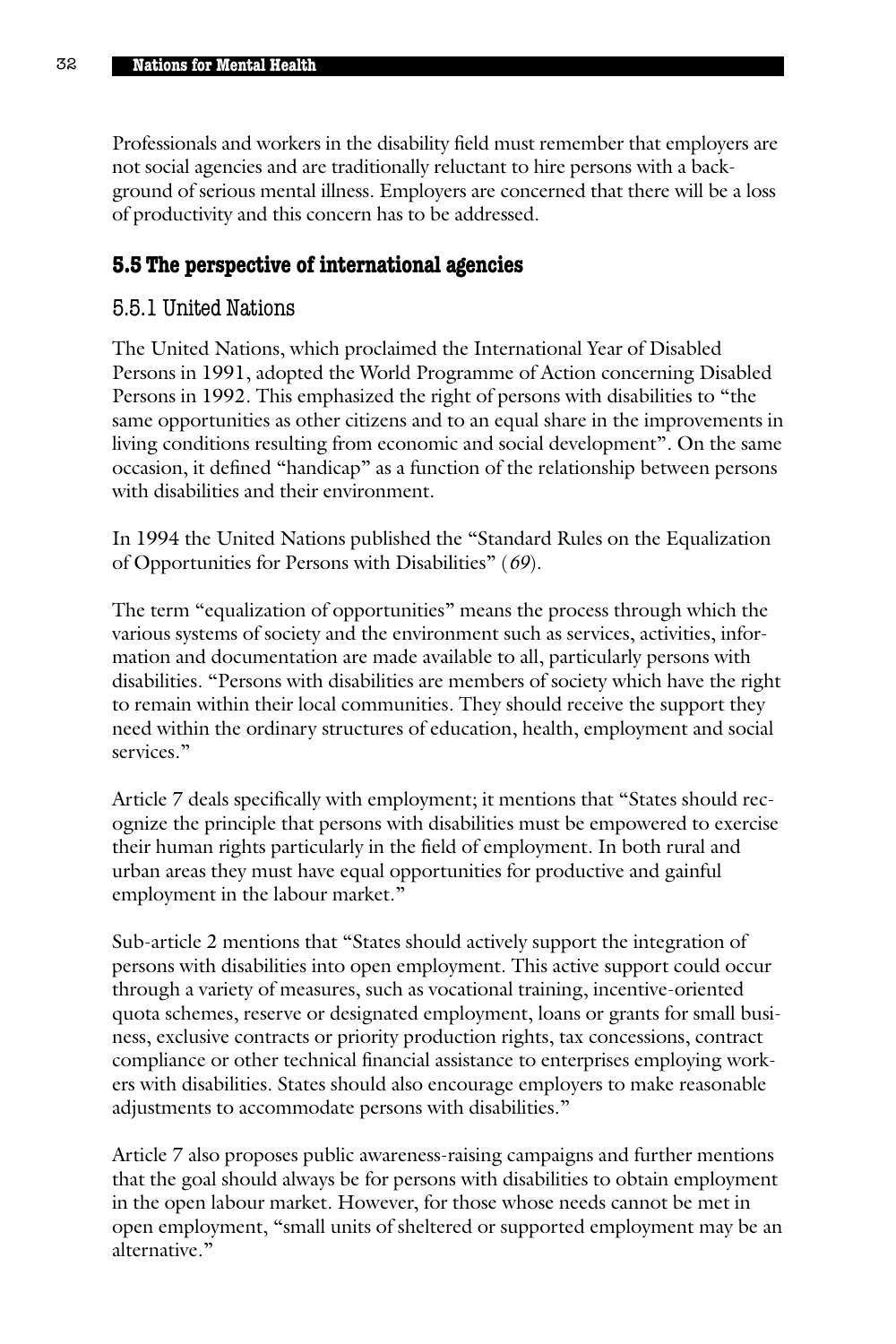Professionals and workers in the disability field must remember that employers are not social agencies and are traditionally reluctant to hire persons with a background of serious mental illness. Employers are concerned that there will be a loss of productivity and this concern has to be addressed.

## 5.5 The perspective of international agencies

### 5.5.1 United Nations

The United Nations, which proclaimed the International Year of Disabled Persons in 1991, adopted the World Programme of Action concerning Disabled Persons in 1992. This emphasized the right of persons with disabilities to "the same opportunities as other citizens and to an equal share in the improvements in living conditions resulting from economic and social development". On the same occasion, it defined "handicap" as a function of the relationship between persons with disabilities and their environment.

In 1994 the United Nations published the "Standard Rules on the Equalization of Opportunities for Persons with Disabilities" (*69*).

The term "equalization of opportunities" means the process through which the various systems of society and the environment such as services, activities, information and documentation are made available to all, particularly persons with disabilities. "Persons with disabilities are members of society which have the right to remain within their local communities. They should receive the support they need within the ordinary structures of education, health, employment and social services."

Article 7 deals specifically with employment; it mentions that "States should recognize the principle that persons with disabilities must be empowered to exercise their human rights particularly in the field of employment. In both rural and urban areas they must have equal opportunities for productive and gainful employment in the labour market."

Sub-article 2 mentions that "States should actively support the integration of persons with disabilities into open employment. This active support could occur through a variety of measures, such as vocational training, incentive-oriented quota schemes, reserve or designated employment, loans or grants for small business, exclusive contracts or priority production rights, tax concessions, contract compliance or other technical financial assistance to enterprises employing workers with disabilities. States should also encourage employers to make reasonable adjustments to accommodate persons with disabilities."

Article 7 also proposes public awareness-raising campaigns and further mentions that the goal should always be for persons with disabilities to obtain employment in the open labour market. However, for those whose needs cannot be met in open employment, "small units of sheltered or supported employment may be an alternative."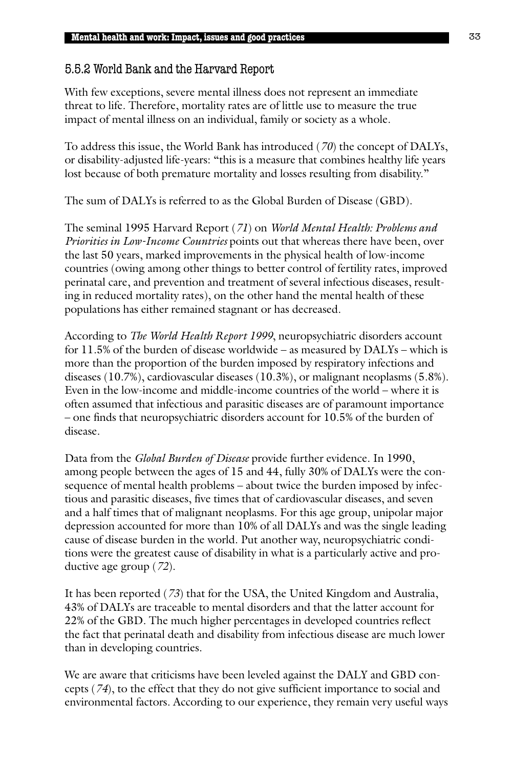### 5.5.2 World Bank and the Harvard Report

With few exceptions, severe mental illness does not represent an immediate threat to life. Therefore, mortality rates are of little use to measure the true impact of mental illness on an individual, family or society as a whole.

To address this issue, the World Bank has introduced (*70*) the concept of DALYs, or disability-adjusted life-years: "this is a measure that combines healthy life years lost because of both premature mortality and losses resulting from disability."

The sum of DALYs is referred to as the Global Burden of Disease (GBD).

The seminal 1995 Harvard Report (*71*) on *World Mental Health: Problems and Priorities in Low-Income Countries* points out that whereas there have been, over the last 50 years, marked improvements in the physical health of low-income countries (owing among other things to better control of fertility rates, improved perinatal care, and prevention and treatment of several infectious diseases, resulting in reduced mortality rates), on the other hand the mental health of these populations has either remained stagnant or has decreased.

According to *The World Health Report 1999*, neuropsychiatric disorders account for 11.5% of the burden of disease worldwide – as measured by DALYs – which is more than the proportion of the burden imposed by respiratory infections and diseases (10.7%), cardiovascular diseases (10.3%), or malignant neoplasms (5.8%). Even in the low-income and middle-income countries of the world – where it is often assumed that infectious and parasitic diseases are of paramount importance – one finds that neuropsychiatric disorders account for 10.5% of the burden of disease.

Data from the *Global Burden of Disease* provide further evidence. In 1990, among people between the ages of 15 and 44, fully 30% of DALYs were the consequence of mental health problems – about twice the burden imposed by infectious and parasitic diseases, five times that of cardiovascular diseases, and seven and a half times that of malignant neoplasms. For this age group, unipolar major depression accounted for more than 10% of all DALYs and was the single leading cause of disease burden in the world. Put another way, neuropsychiatric conditions were the greatest cause of disability in what is a particularly active and productive age group (*72*).

It has been reported (*73*) that for the USA, the United Kingdom and Australia, 43% of DALYs are traceable to mental disorders and that the latter account for 22% of the GBD. The much higher percentages in developed countries reflect the fact that perinatal death and disability from infectious disease are much lower than in developing countries.

We are aware that criticisms have been leveled against the DALY and GBD concepts (*74*), to the effect that they do not give sufficient importance to social and environmental factors. According to our experience, they remain very useful ways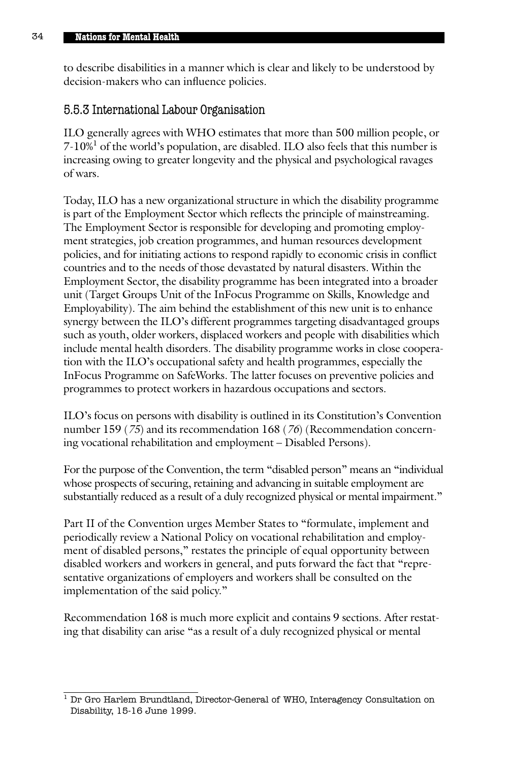to describe disabilities in a manner which is clear and likely to be understood by decision-makers who can influence policies.

### 5.5.3 International Labour Organisation

ILO generally agrees with WHO estimates that more than 500 million people, or 7-10%[1] of the world's population, are disabled. ILO also feels that this number is increasing owing to greater longevity and the physical and psychological ravages of wars.

Today, ILO has a new organizational structure in which the disability programme is part of the Employment Sector which reflects the principle of mainstreaming. The Employment Sector is responsible for developing and promoting employment strategies, job creation programmes, and human resources development policies, and for initiating actions to respond rapidly to economic crisis in conflict countries and to the needs of those devastated by natural disasters. Within the Employment Sector, the disability programme has been integrated into a broader unit (Target Groups Unit of the InFocus Programme on Skills, Knowledge and Employability). The aim behind the establishment of this new unit is to enhance synergy between the ILO's different programmes targeting disadvantaged groups such as youth, older workers, displaced workers and people with disabilities which include mental health disorders. The disability programme works in close cooperation with the ILO's occupational safety and health programmes, especially the InFocus Programme on SafeWorks. The latter focuses on preventive policies and programmes to protect workers in hazardous occupations and sectors.

ILO's focus on persons with disability is outlined in its Constitution's Convention number 159 (*75*) and its recommendation 168 (*76*) (Recommendation concerning vocational rehabilitation and employment – Disabled Persons).

For the purpose of the Convention, the term "disabled person" means an "individual whose prospects of securing, retaining and advancing in suitable employment are substantially reduced as a result of a duly recognized physical or mental impairment."

Part II of the Convention urges Member States to "formulate, implement and periodically review a National Policy on vocational rehabilitation and employment of disabled persons," restates the principle of equal opportunity between disabled workers and workers in general, and puts forward the fact that "representative organizations of employers and workers shall be consulted on the implementation of the said policy."

Recommendation 168 is much more explicit and contains 9 sections. After restating that disability can arise "as a result of a duly recognized physical or mental

---

[1] Dr Gro Harlem Brundtland, Director-General of WHO, Interagency Consultation on Disability, 15-16 June 1999.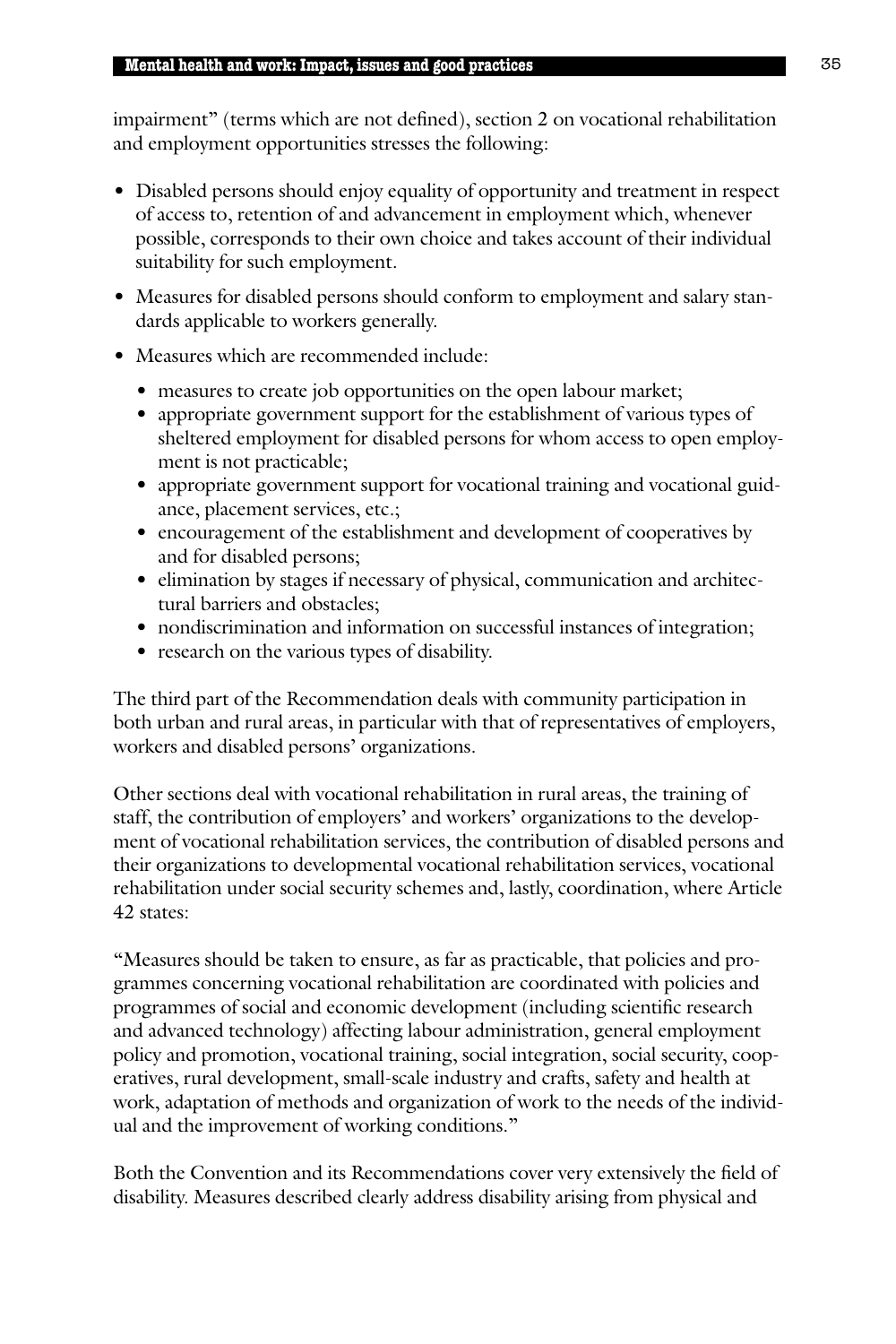impairment" (terms which are not defined), section 2 on vocational rehabilitation and employment opportunities stresses the following:

- Disabled persons should enjoy equality of opportunity and treatment in respect of access to, retention of and advancement in employment which, whenever possible, corresponds to their own choice and takes account of their individual suitability for such employment.
- Measures for disabled persons should conform to employment and salary standards applicable to workers generally.
- Measures which are recommended include:
  - measures to create job opportunities on the open labour market;
  - appropriate government support for the establishment of various types of sheltered employment for disabled persons for whom access to open employment is not practicable;
  - appropriate government support for vocational training and vocational guidance, placement services, etc.;
  - encouragement of the establishment and development of cooperatives by and for disabled persons;
  - elimination by stages if necessary of physical, communication and architectural barriers and obstacles;
  - nondiscrimination and information on successful instances of integration;
  - research on the various types of disability.

The third part of the Recommendation deals with community participation in both urban and rural areas, in particular with that of representatives of employers, workers and disabled persons' organizations.

Other sections deal with vocational rehabilitation in rural areas, the training of staff, the contribution of employers' and workers' organizations to the development of vocational rehabilitation services, the contribution of disabled persons and their organizations to developmental vocational rehabilitation services, vocational rehabilitation under social security schemes and, lastly, coordination, where Article 42 states:

"Measures should be taken to ensure, as far as practicable, that policies and programmes concerning vocational rehabilitation are coordinated with policies and programmes of social and economic development (including scientific research and advanced technology) affecting labour administration, general employment policy and promotion, vocational training, social integration, social security, cooperatives, rural development, small-scale industry and crafts, safety and health at work, adaptation of methods and organization of work to the needs of the individual and the improvement of working conditions."

Both the Convention and its Recommendations cover very extensively the field of disability. Measures described clearly address disability arising from physical and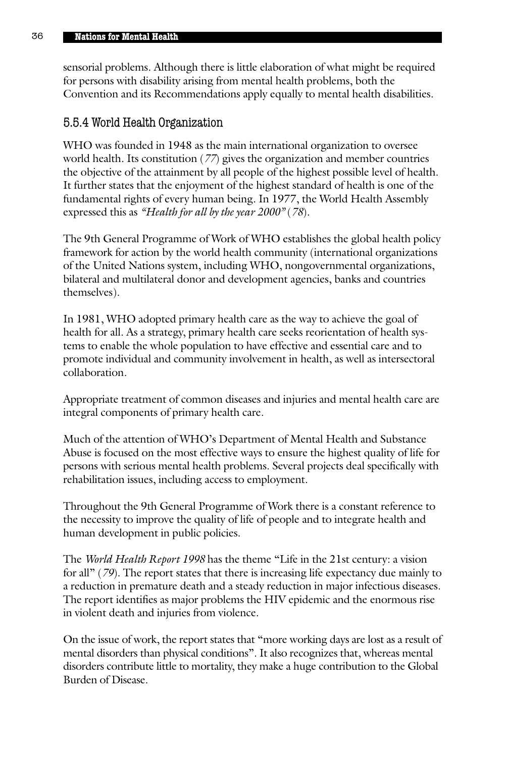sensorial problems. Although there is little elaboration of what might be required for persons with disability arising from mental health problems, both the Convention and its Recommendations apply equally to mental health disabilities.

### 5.5.4 World Health Organization

WHO was founded in 1948 as the main international organization to oversee world health. Its constitution (*77*) gives the organization and member countries the objective of the attainment by all people of the highest possible level of health. It further states that the enjoyment of the highest standard of health is one of the fundamental rights of every human being. In 1977, the World Health Assembly expressed this as *"Health for all by the year 2000"* (*78*).

The 9th General Programme of Work of WHO establishes the global health policy framework for action by the world health community (international organizations of the United Nations system, including WHO, nongovernmental organizations, bilateral and multilateral donor and development agencies, banks and countries themselves).

In 1981, WHO adopted primary health care as the way to achieve the goal of health for all. As a strategy, primary health care seeks reorientation of health systems to enable the whole population to have effective and essential care and to promote individual and community involvement in health, as well as intersectoral collaboration.

Appropriate treatment of common diseases and injuries and mental health care are integral components of primary health care.

Much of the attention of WHO's Department of Mental Health and Substance Abuse is focused on the most effective ways to ensure the highest quality of life for persons with serious mental health problems. Several projects deal specifically with rehabilitation issues, including access to employment.

Throughout the 9th General Programme of Work there is a constant reference to the necessity to improve the quality of life of people and to integrate health and human development in public policies.

The *World Health Report 1998* has the theme "Life in the 21st century: a vision for all" (*79*). The report states that there is increasing life expectancy due mainly to a reduction in premature death and a steady reduction in major infectious diseases. The report identifies as major problems the HIV epidemic and the enormous rise in violent death and injuries from violence.

On the issue of work, the report states that "more working days are lost as a result of mental disorders than physical conditions". It also recognizes that, whereas mental disorders contribute little to mortality, they make a huge contribution to the Global Burden of Disease.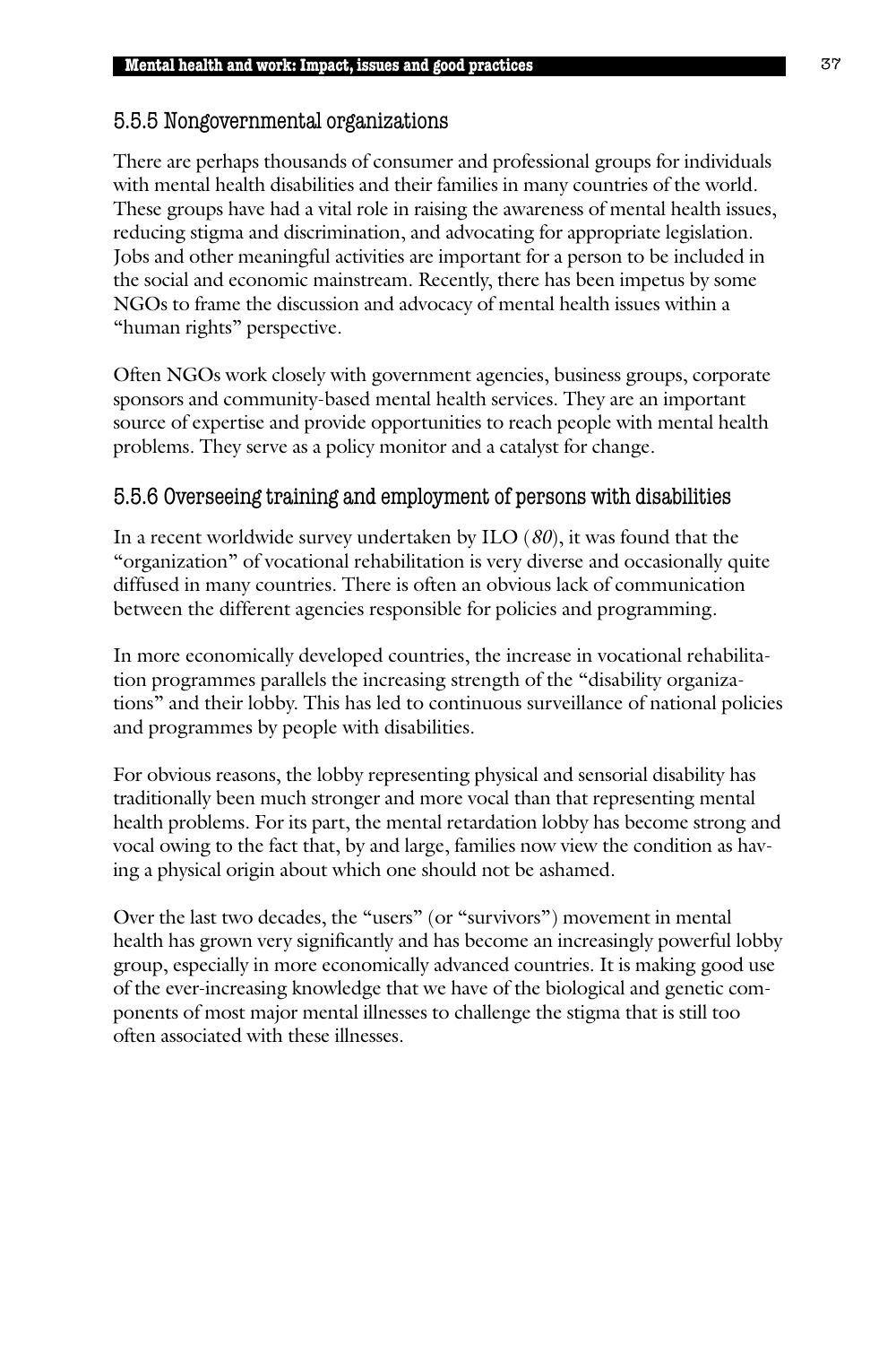### 5.5.5 Nongovernmental organizations

There are perhaps thousands of consumer and professional groups for individuals with mental health disabilities and their families in many countries of the world. These groups have had a vital role in raising the awareness of mental health issues, reducing stigma and discrimination, and advocating for appropriate legislation. Jobs and other meaningful activities are important for a person to be included in the social and economic mainstream. Recently, there has been impetus by some NGOs to frame the discussion and advocacy of mental health issues within a "human rights" perspective.

Often NGOs work closely with government agencies, business groups, corporate sponsors and community-based mental health services. They are an important source of expertise and provide opportunities to reach people with mental health problems. They serve as a policy monitor and a catalyst for change.

### 5.5.6 Overseeing training and employment of persons with disabilities

In a recent worldwide survey undertaken by ILO (*80*), it was found that the "organization" of vocational rehabilitation is very diverse and occasionally quite diffused in many countries. There is often an obvious lack of communication between the different agencies responsible for policies and programming.

In more economically developed countries, the increase in vocational rehabilitation programmes parallels the increasing strength of the "disability organizations" and their lobby. This has led to continuous surveillance of national policies and programmes by people with disabilities.

For obvious reasons, the lobby representing physical and sensorial disability has traditionally been much stronger and more vocal than that representing mental health problems. For its part, the mental retardation lobby has become strong and vocal owing to the fact that, by and large, families now view the condition as having a physical origin about which one should not be ashamed.

Over the last two decades, the "users" (or "survivors") movement in mental health has grown very significantly and has become an increasingly powerful lobby group, especially in more economically advanced countries. It is making good use of the ever-increasing knowledge that we have of the biological and genetic components of most major mental illnesses to challenge the stigma that is still too often associated with these illnesses.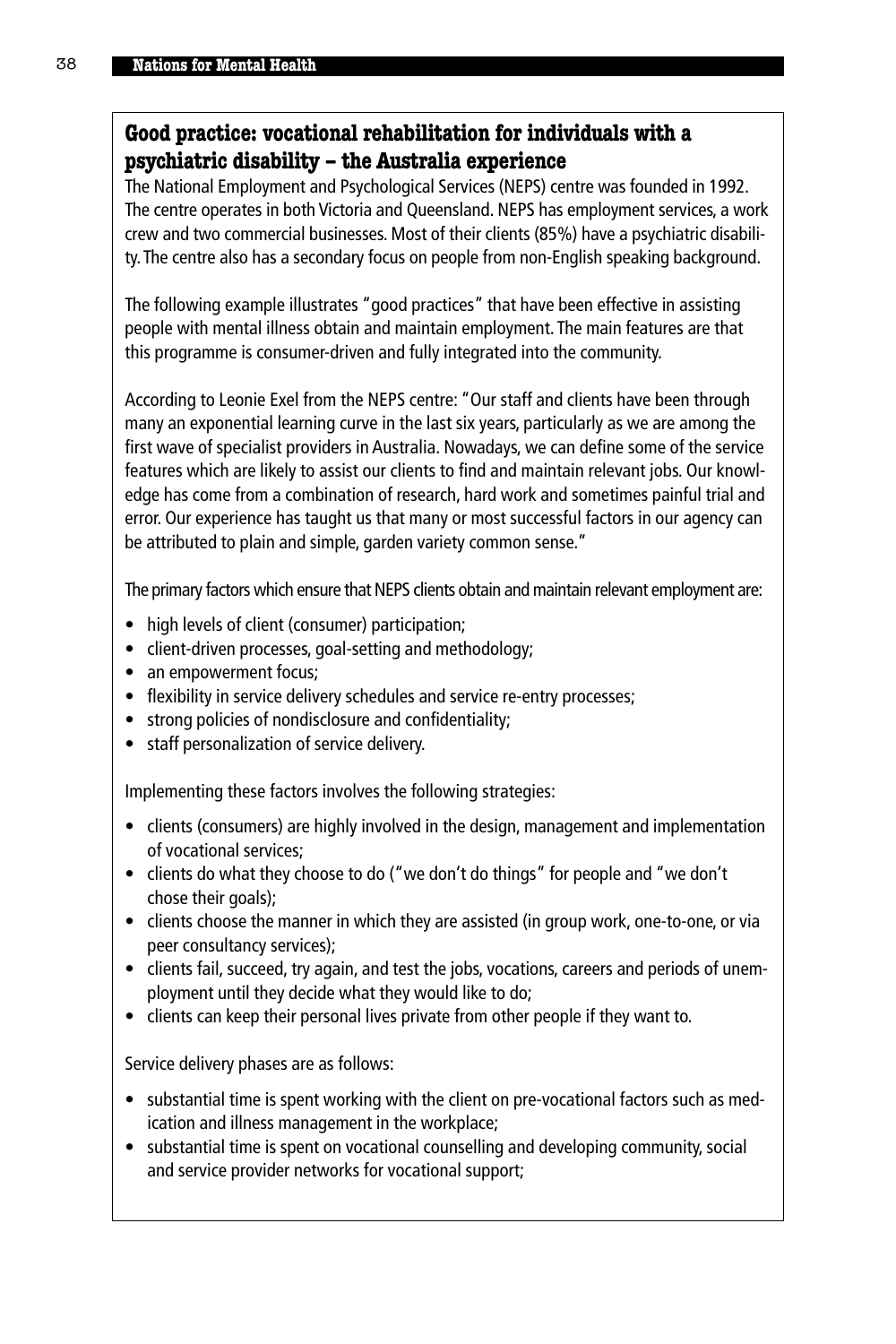## Good practice: vocational rehabilitation for individuals with a psychiatric disability – the Australia experience

The National Employment and Psychological Services (NEPS) centre was founded in 1992. The centre operates in both Victoria and Queensland. NEPS has employment services, a work crew and two commercial businesses. Most of their clients (85%) have a psychiatric disability. The centre also has a secondary focus on people from non-English speaking background.

The following example illustrates "good practices" that have been effective in assisting people with mental illness obtain and maintain employment. The main features are that this programme is consumer-driven and fully integrated into the community.

According to Leonie Exel from the NEPS centre: "Our staff and clients have been through many an exponential learning curve in the last six years, particularly as we are among the first wave of specialist providers in Australia. Nowadays, we can define some of the service features which are likely to assist our clients to find and maintain relevant jobs. Our knowledge has come from a combination of research, hard work and sometimes painful trial and error. Our experience has taught us that many or most successful factors in our agency can be attributed to plain and simple, garden variety common sense."

The primary factors which ensure that NEPS clients obtain and maintain relevant employment are:

- high levels of client (consumer) participation;
- client-driven processes, goal-setting and methodology;
- an empowerment focus;
- flexibility in service delivery schedules and service re-entry processes;
- strong policies of nondisclosure and confidentiality;
- staff personalization of service delivery.

Implementing these factors involves the following strategies:

- clients (consumers) are highly involved in the design, management and implementation of vocational services;
- clients do what they choose to do ("we don't do things" for people and "we don't chose their goals);
- clients choose the manner in which they are assisted (in group work, one-to-one, or via peer consultancy services);
- clients fail, succeed, try again, and test the jobs, vocations, careers and periods of unemployment until they decide what they would like to do;
- clients can keep their personal lives private from other people if they want to.

Service delivery phases are as follows:

- substantial time is spent working with the client on pre-vocational factors such as medication and illness management in the workplace;
- substantial time is spent on vocational counselling and developing community, social and service provider networks for vocational support;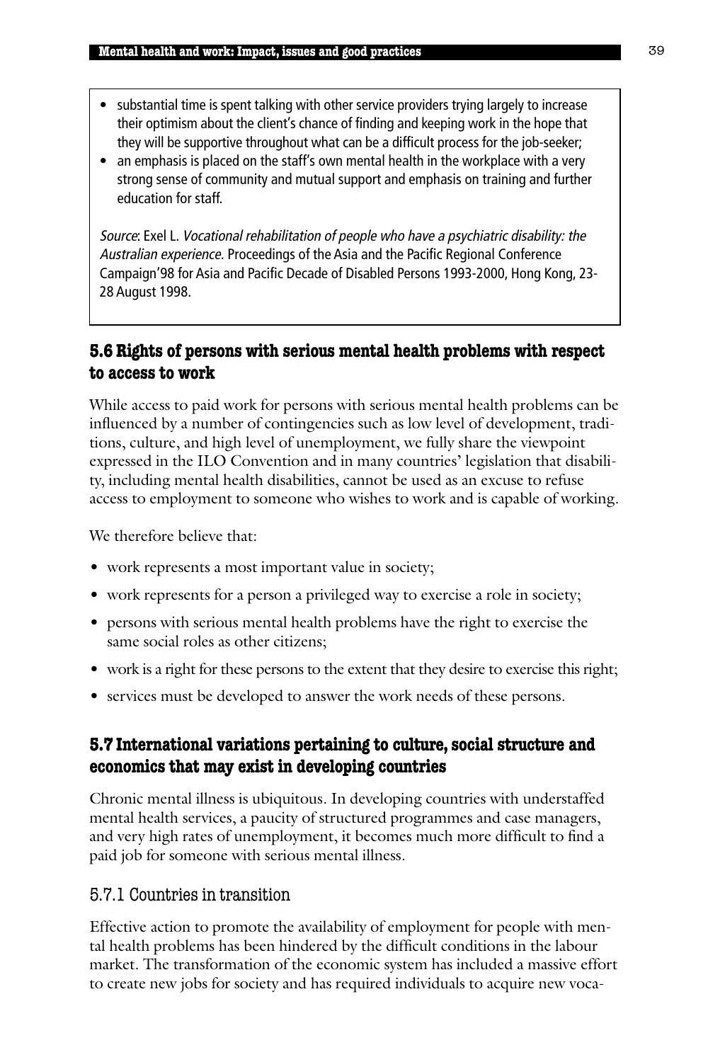- substantial time is spent talking with other service providers trying largely to increase their optimism about the client's chance of finding and keeping work in the hope that they will be supportive throughout what can be a difficult process for the job-seeker;
- an emphasis is placed on the staff's own mental health in the workplace with a very strong sense of community and mutual support and emphasis on training and further education for staff.

*Source*: Exel L. *Vocational rehabilitation of people who have a psychiatric disability: the Australian experience.* Proceedings of the Asia and the Pacific Regional Conference Campaign'98 for Asia and Pacific Decade of Disabled Persons 1993-2000, Hong Kong, 23-28 August 1998.

## 5.6 Rights of persons with serious mental health problems with respect to access to work

While access to paid work for persons with serious mental health problems can be influenced by a number of contingencies such as low level of development, traditions, culture, and high level of unemployment, we fully share the viewpoint expressed in the ILO Convention and in many countries' legislation that disability, including mental health disabilities, cannot be used as an excuse to refuse access to employment to someone who wishes to work and is capable of working.

We therefore believe that:

- work represents a most important value in society;
- work represents for a person a privileged way to exercise a role in society;
- persons with serious mental health problems have the right to exercise the same social roles as other citizens;
- work is a right for these persons to the extent that they desire to exercise this right;
- services must be developed to answer the work needs of these persons.

## 5.7 International variations pertaining to culture, social structure and economics that may exist in developing countries

Chronic mental illness is ubiquitous. In developing countries with understaffed mental health services, a paucity of structured programmes and case managers, and very high rates of unemployment, it becomes much more difficult to find a paid job for someone with serious mental illness.

### 5.7.1 Countries in transition

Effective action to promote the availability of employment for people with mental health problems has been hindered by the difficult conditions in the labour market. The transformation of the economic system has included a massive effort to create new jobs for society and has required individuals to acquire new voca-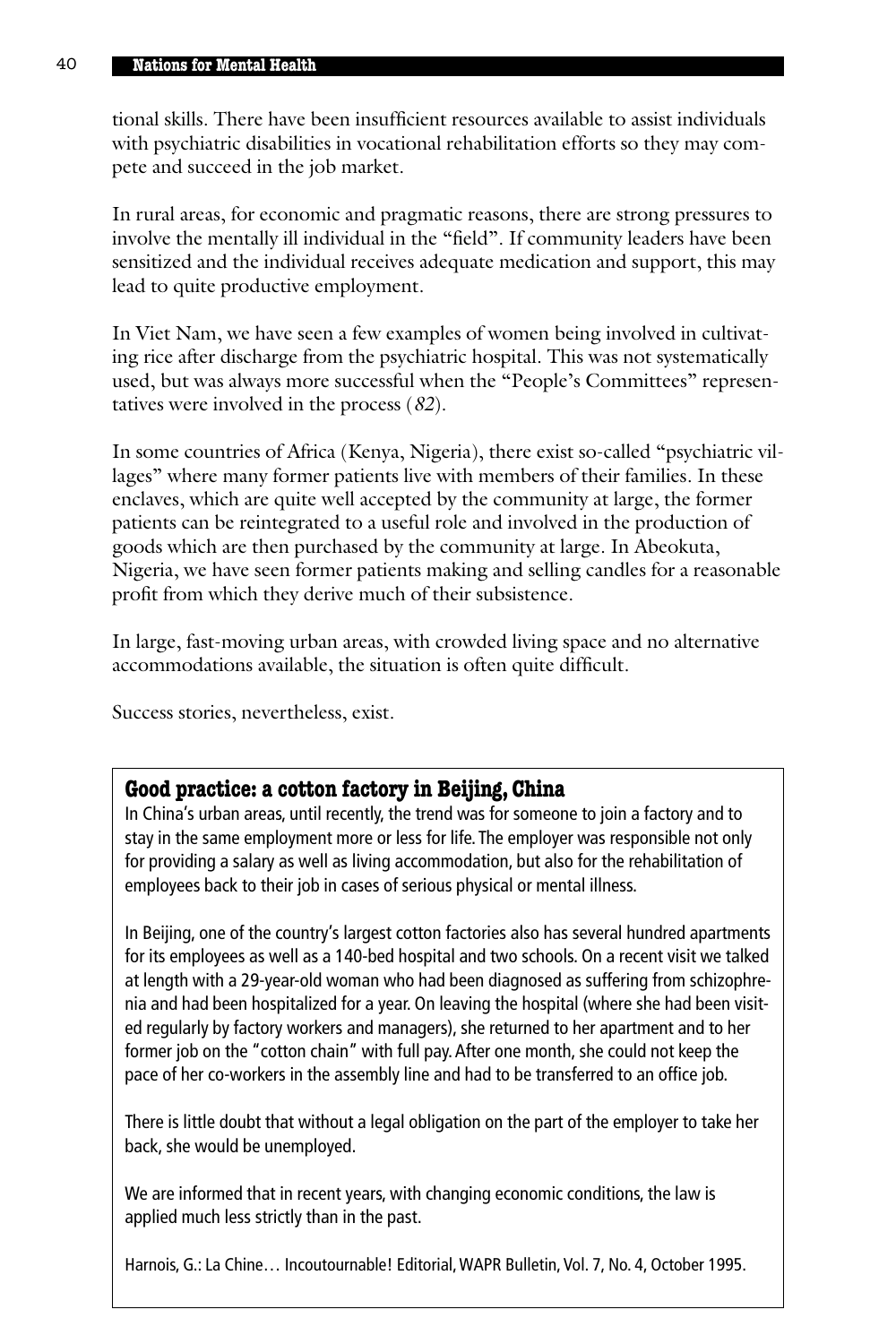tional skills. There have been insufficient resources available to assist individuals with psychiatric disabilities in vocational rehabilitation efforts so they may compete and succeed in the job market.

In rural areas, for economic and pragmatic reasons, there are strong pressures to involve the mentally ill individual in the "field". If community leaders have been sensitized and the individual receives adequate medication and support, this may lead to quite productive employment.

In Viet Nam, we have seen a few examples of women being involved in cultivating rice after discharge from the psychiatric hospital. This was not systematically used, but was always more successful when the "People's Committees" representatives were involved in the process (*82*).

In some countries of Africa (Kenya, Nigeria), there exist so-called "psychiatric villages" where many former patients live with members of their families. In these enclaves, which are quite well accepted by the community at large, the former patients can be reintegrated to a useful role and involved in the production of goods which are then purchased by the community at large. In Abeokuta, Nigeria, we have seen former patients making and selling candles for a reasonable profit from which they derive much of their subsistence.

In large, fast-moving urban areas, with crowded living space and no alternative accommodations available, the situation is often quite difficult.

Success stories, nevertheless, exist.

### Good practice: a cotton factory in Beijing, China

In China's urban areas, until recently, the trend was for someone to join a factory and to stay in the same employment more or less for life. The employer was responsible not only for providing a salary as well as living accommodation, but also for the rehabilitation of employees back to their job in cases of serious physical or mental illness.

In Beijing, one of the country's largest cotton factories also has several hundred apartments for its employees as well as a 140-bed hospital and two schools. On a recent visit we talked at length with a 29-year-old woman who had been diagnosed as suffering from schizophrenia and had been hospitalized for a year. On leaving the hospital (where she had been visited regularly by factory workers and managers), she returned to her apartment and to her former job on the "cotton chain" with full pay. After one month, she could not keep the pace of her co-workers in the assembly line and had to be transferred to an office job.

There is little doubt that without a legal obligation on the part of the employer to take her back, she would be unemployed.

We are informed that in recent years, with changing economic conditions, the law is applied much less strictly than in the past.

Harnois, G.: La Chine… Incoutournable! Editorial, WAPR Bulletin, Vol. 7, No. 4, October 1995.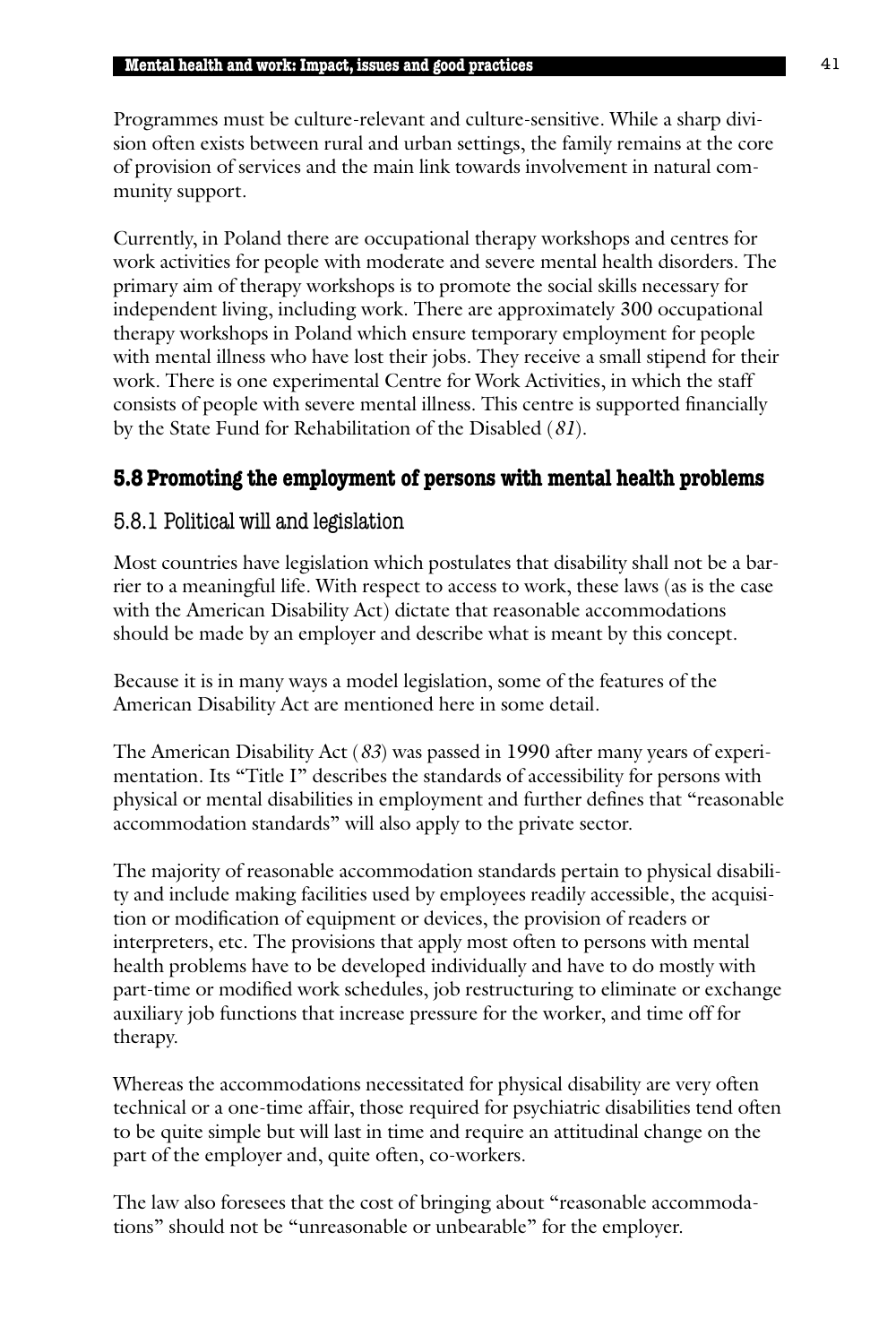Programmes must be culture-relevant and culture-sensitive. While a sharp division often exists between rural and urban settings, the family remains at the core of provision of services and the main link towards involvement in natural community support.

Currently, in Poland there are occupational therapy workshops and centres for work activities for people with moderate and severe mental health disorders. The primary aim of therapy workshops is to promote the social skills necessary for independent living, including work. There are approximately 300 occupational therapy workshops in Poland which ensure temporary employment for people with mental illness who have lost their jobs. They receive a small stipend for their work. There is one experimental Centre for Work Activities, in which the staff consists of people with severe mental illness. This centre is supported financially by the State Fund for Rehabilitation of the Disabled (*81*).

## 5.8 Promoting the employment of persons with mental health problems

### 5.8.1 Political will and legislation

Most countries have legislation which postulates that disability shall not be a barrier to a meaningful life. With respect to access to work, these laws (as is the case with the American Disability Act) dictate that reasonable accommodations should be made by an employer and describe what is meant by this concept.

Because it is in many ways a model legislation, some of the features of the American Disability Act are mentioned here in some detail.

The American Disability Act (*83*) was passed in 1990 after many years of experimentation. Its "Title I" describes the standards of accessibility for persons with physical or mental disabilities in employment and further defines that "reasonable accommodation standards" will also apply to the private sector.

The majority of reasonable accommodation standards pertain to physical disability and include making facilities used by employees readily accessible, the acquisition or modification of equipment or devices, the provision of readers or interpreters, etc. The provisions that apply most often to persons with mental health problems have to be developed individually and have to do mostly with part-time or modified work schedules, job restructuring to eliminate or exchange auxiliary job functions that increase pressure for the worker, and time off for therapy.

Whereas the accommodations necessitated for physical disability are very often technical or a one-time affair, those required for psychiatric disabilities tend often to be quite simple but will last in time and require an attitudinal change on the part of the employer and, quite often, co-workers.

The law also foresees that the cost of bringing about "reasonable accommodations" should not be "unreasonable or unbearable" for the employer.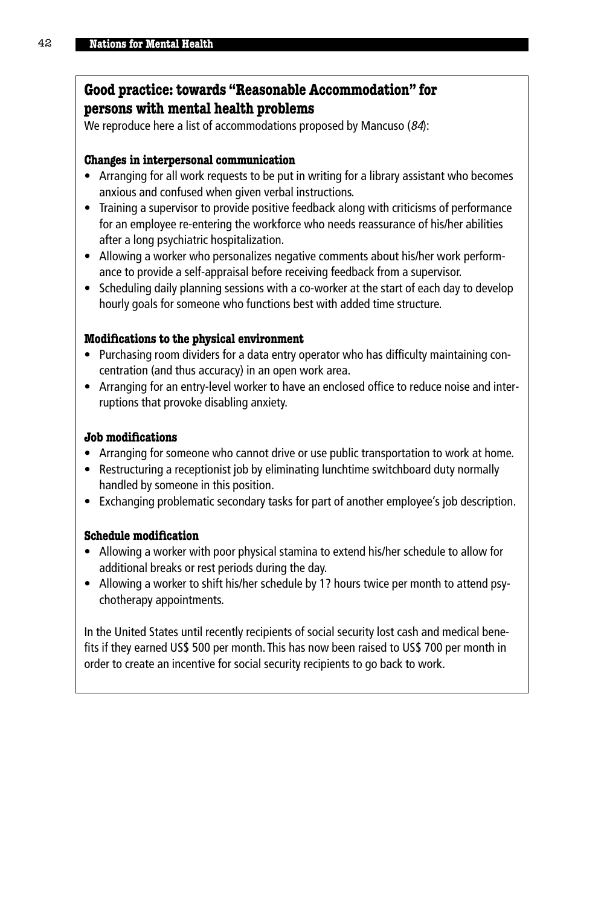## Good practice: towards "Reasonable Accommodation" for persons with mental health problems

We reproduce here a list of accommodations proposed by Mancuso (*84*):

### Changes in interpersonal communication

- Arranging for all work requests to be put in writing for a library assistant who becomes anxious and confused when given verbal instructions.
- Training a supervisor to provide positive feedback along with criticisms of performance for an employee re-entering the workforce who needs reassurance of his/her abilities after a long psychiatric hospitalization.
- Allowing a worker who personalizes negative comments about his/her work performance to provide a self-appraisal before receiving feedback from a supervisor.
- Scheduling daily planning sessions with a co-worker at the start of each day to develop hourly goals for someone who functions best with added time structure.

### Modifications to the physical environment

- Purchasing room dividers for a data entry operator who has difficulty maintaining concentration (and thus accuracy) in an open work area.
- Arranging for an entry-level worker to have an enclosed office to reduce noise and interruptions that provoke disabling anxiety.

### Job modifications

- Arranging for someone who cannot drive or use public transportation to work at home.
- Restructuring a receptionist job by eliminating lunchtime switchboard duty normally handled by someone in this position.
- Exchanging problematic secondary tasks for part of another employee's job description.

### Schedule modification

- Allowing a worker with poor physical stamina to extend his/her schedule to allow for additional breaks or rest periods during the day.
- Allowing a worker to shift his/her schedule by 1? hours twice per month to attend psychotherapy appointments.

In the United States until recently recipients of social security lost cash and medical benefits if they earned US$ 500 per month. This has now been raised to US$ 700 per month in order to create an incentive for social security recipients to go back to work.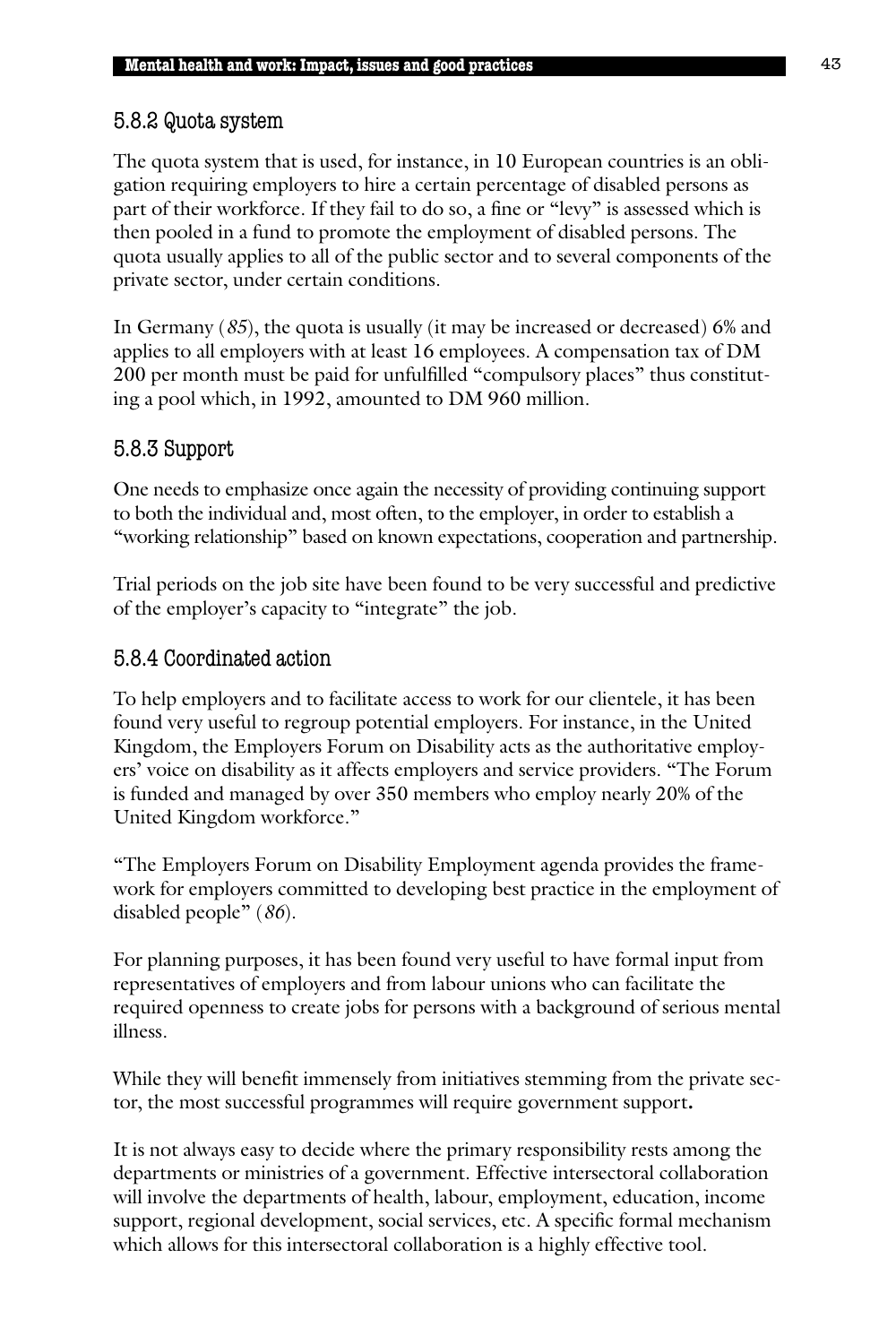### 5.8.2 Quota system

The quota system that is used, for instance, in 10 European countries is an obligation requiring employers to hire a certain percentage of disabled persons as part of their workforce. If they fail to do so, a fine or "levy" is assessed which is then pooled in a fund to promote the employment of disabled persons. The quota usually applies to all of the public sector and to several components of the private sector, under certain conditions.

In Germany (*85*), the quota is usually (it may be increased or decreased) 6% and applies to all employers with at least 16 employees. A compensation tax of DM 200 per month must be paid for unfulfilled "compulsory places" thus constituting a pool which, in 1992, amounted to DM 960 million.

### 5.8.3 Support

One needs to emphasize once again the necessity of providing continuing support to both the individual and, most often, to the employer, in order to establish a "working relationship" based on known expectations, cooperation and partnership.

Trial periods on the job site have been found to be very successful and predictive of the employer's capacity to "integrate" the job.

### 5.8.4 Coordinated action

To help employers and to facilitate access to work for our clientele, it has been found very useful to regroup potential employers. For instance, in the United Kingdom, the Employers Forum on Disability acts as the authoritative employers' voice on disability as it affects employers and service providers. "The Forum is funded and managed by over 350 members who employ nearly 20% of the United Kingdom workforce."

"The Employers Forum on Disability Employment agenda provides the framework for employers committed to developing best practice in the employment of disabled people" (*86*).

For planning purposes, it has been found very useful to have formal input from representatives of employers and from labour unions who can facilitate the required openness to create jobs for persons with a background of serious mental illness.

While they will benefit immensely from initiatives stemming from the private sector, the most successful programmes will require government support.

It is not always easy to decide where the primary responsibility rests among the departments or ministries of a government. Effective intersectoral collaboration will involve the departments of health, labour, employment, education, income support, regional development, social services, etc. A specific formal mechanism which allows for this intersectoral collaboration is a highly effective tool.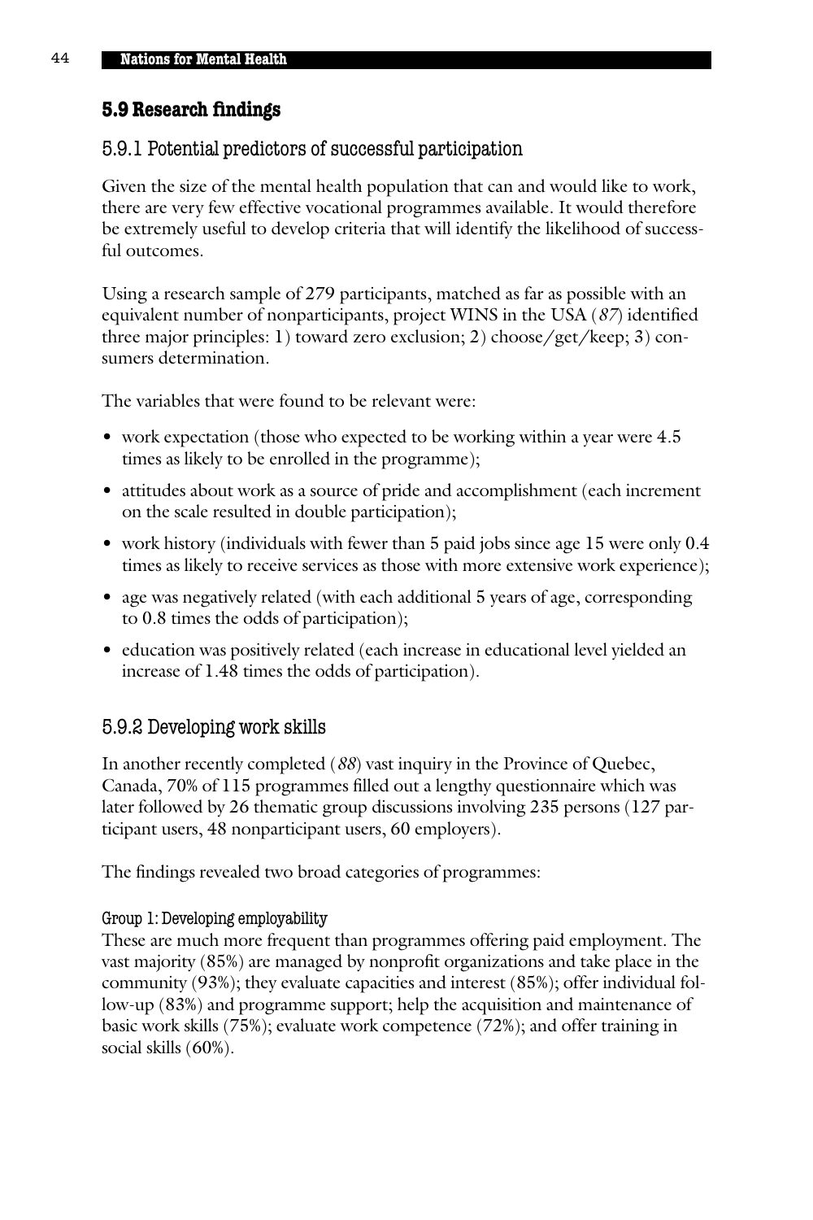## 5.9 Research findings

### 5.9.1 Potential predictors of successful participation

Given the size of the mental health population that can and would like to work, there are very few effective vocational programmes available. It would therefore be extremely useful to develop criteria that will identify the likelihood of successful outcomes.

Using a research sample of 279 participants, matched as far as possible with an equivalent number of nonparticipants, project WINS in the USA (*87*) identified three major principles: 1) toward zero exclusion; 2) choose/get/keep; 3) consumers determination.

The variables that were found to be relevant were:

- work expectation (those who expected to be working within a year were 4.5 times as likely to be enrolled in the programme);
- attitudes about work as a source of pride and accomplishment (each increment on the scale resulted in double participation);
- work history (individuals with fewer than 5 paid jobs since age 15 were only 0.4 times as likely to receive services as those with more extensive work experience);
- age was negatively related (with each additional 5 years of age, corresponding to 0.8 times the odds of participation);
- education was positively related (each increase in educational level yielded an increase of 1.48 times the odds of participation).

### 5.9.2 Developing work skills

In another recently completed (*88*) vast inquiry in the Province of Quebec, Canada, 70% of 115 programmes filled out a lengthy questionnaire which was later followed by 26 thematic group discussions involving 235 persons (127 participant users, 48 nonparticipant users, 60 employers).

The findings revealed two broad categories of programmes:

#### Group 1: Developing employability

These are much more frequent than programmes offering paid employment. The vast majority (85%) are managed by nonprofit organizations and take place in the community (93%); they evaluate capacities and interest (85%); offer individual follow-up (83%) and programme support; help the acquisition and maintenance of basic work skills (75%); evaluate work competence (72%); and offer training in social skills (60%).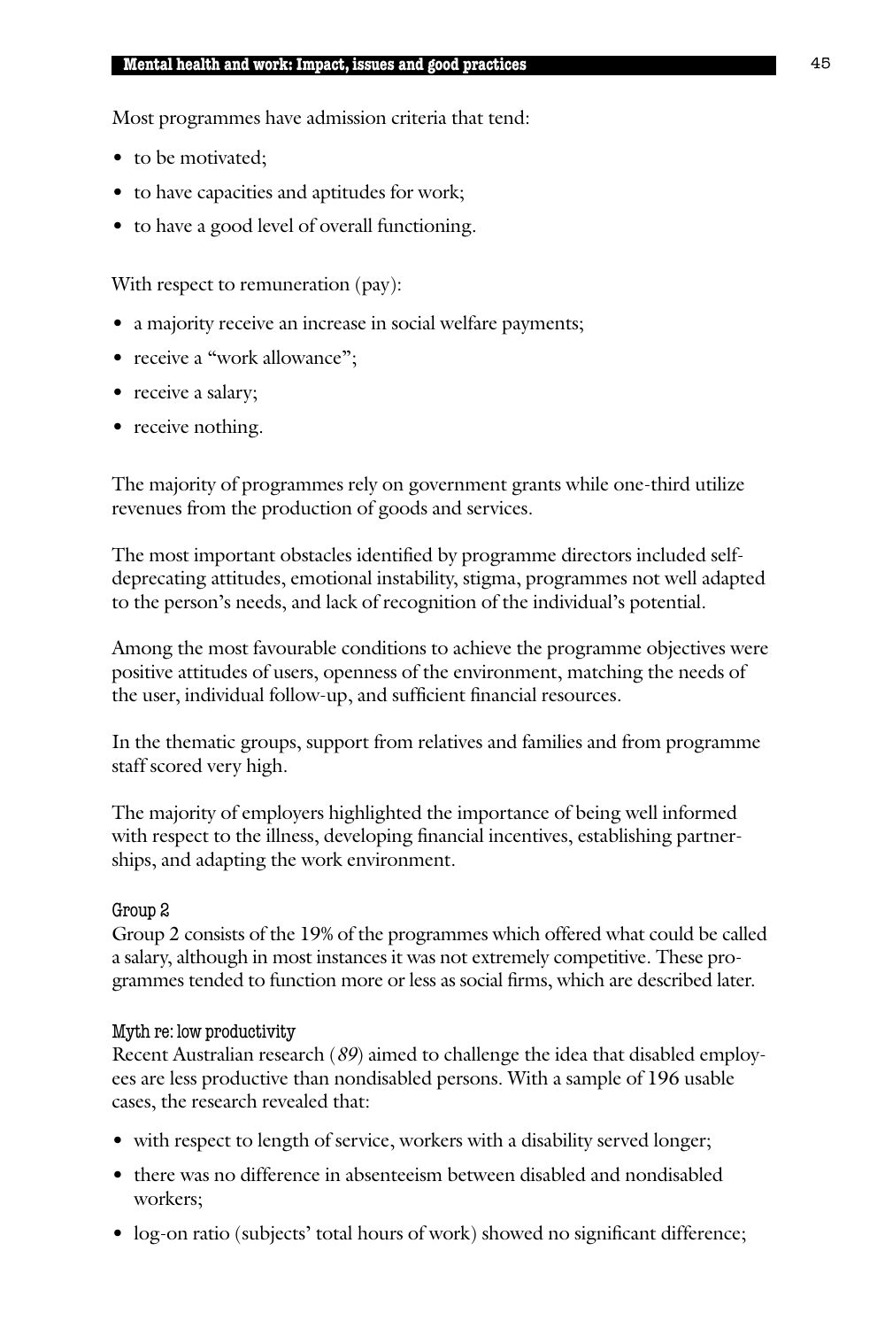Most programmes have admission criteria that tend:

- to be motivated;
- to have capacities and aptitudes for work;
- to have a good level of overall functioning.

With respect to remuneration (pay):

- a majority receive an increase in social welfare payments;
- receive a "work allowance";
- receive a salary;
- receive nothing.

The majority of programmes rely on government grants while one-third utilize revenues from the production of goods and services.

The most important obstacles identified by programme directors included self-deprecating attitudes, emotional instability, stigma, programmes not well adapted to the person's needs, and lack of recognition of the individual's potential.

Among the most favourable conditions to achieve the programme objectives were positive attitudes of users, openness of the environment, matching the needs of the user, individual follow-up, and sufficient financial resources.

In the thematic groups, support from relatives and families and from programme staff scored very high.

The majority of employers highlighted the importance of being well informed with respect to the illness, developing financial incentives, establishing partnerships, and adapting the work environment.

#### Group 2

Group 2 consists of the 19% of the programmes which offered what could be called a salary, although in most instances it was not extremely competitive. These programmes tended to function more or less as social firms, which are described later.

#### Myth re: low productivity

Recent Australian research (*89*) aimed to challenge the idea that disabled employees are less productive than nondisabled persons. With a sample of 196 usable cases, the research revealed that:

- with respect to length of service, workers with a disability served longer;
- there was no difference in absenteeism between disabled and nondisabled workers;
- log-on ratio (subjects' total hours of work) showed no significant difference;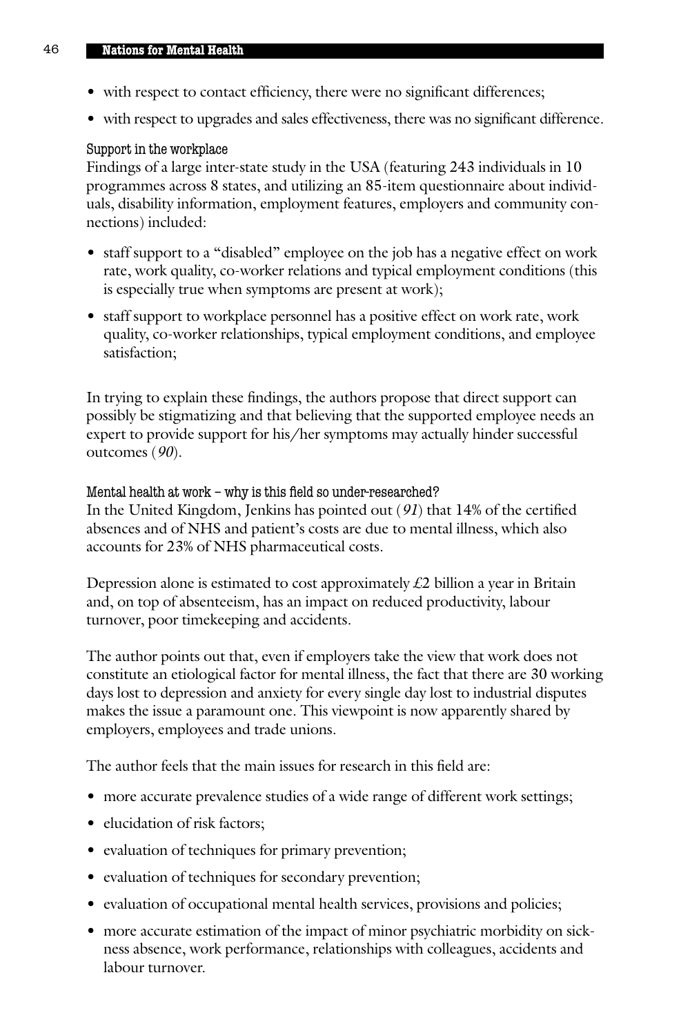- with respect to contact efficiency, there were no significant differences;
- with respect to upgrades and sales effectiveness, there was no significant difference.

### Support in the workplace

Findings of a large inter-state study in the USA (featuring 243 individuals in 10 programmes across 8 states, and utilizing an 85-item questionnaire about individuals, disability information, employment features, employers and community connections) included:

- staff support to a "disabled" employee on the job has a negative effect on work rate, work quality, co-worker relations and typical employment conditions (this is especially true when symptoms are present at work);
- staff support to workplace personnel has a positive effect on work rate, work quality, co-worker relationships, typical employment conditions, and employee satisfaction;

In trying to explain these findings, the authors propose that direct support can possibly be stigmatizing and that believing that the supported employee needs an expert to provide support for his/her symptoms may actually hinder successful outcomes (*90*).

### Mental health at work – why is this field so under-researched?

In the United Kingdom, Jenkins has pointed out (*91*) that 14% of the certified absences and of NHS and patient's costs are due to mental illness, which also accounts for 23% of NHS pharmaceutical costs.

Depression alone is estimated to cost approximately £2 billion a year in Britain and, on top of absenteeism, has an impact on reduced productivity, labour turnover, poor timekeeping and accidents.

The author points out that, even if employers take the view that work does not constitute an etiological factor for mental illness, the fact that there are 30 working days lost to depression and anxiety for every single day lost to industrial disputes makes the issue a paramount one. This viewpoint is now apparently shared by employers, employees and trade unions.

The author feels that the main issues for research in this field are:

- more accurate prevalence studies of a wide range of different work settings;
- elucidation of risk factors;
- evaluation of techniques for primary prevention;
- evaluation of techniques for secondary prevention;
- evaluation of occupational mental health services, provisions and policies;
- more accurate estimation of the impact of minor psychiatric morbidity on sickness absence, work performance, relationships with colleagues, accidents and labour turnover.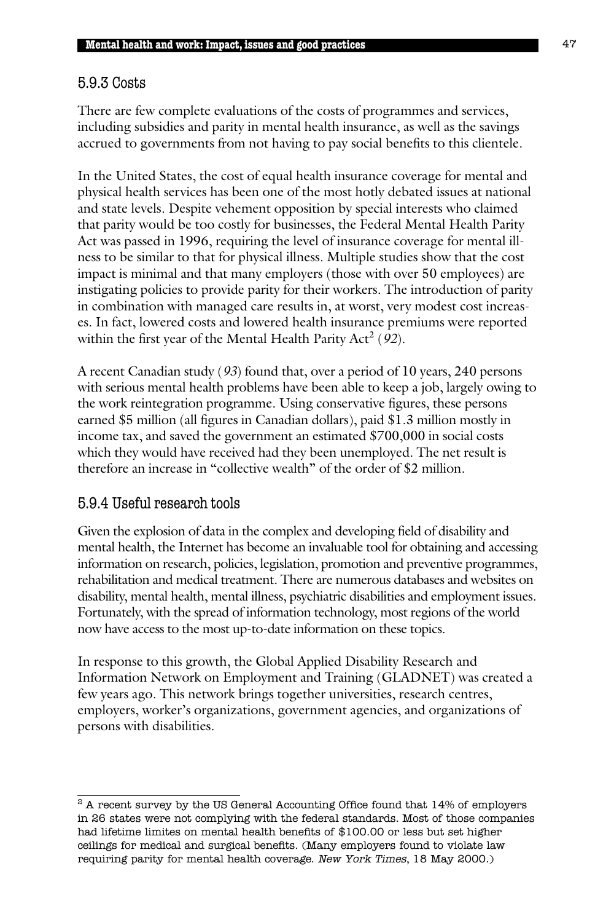### 5.9.3 Costs

There are few complete evaluations of the costs of programmes and services, including subsidies and parity in mental health insurance, as well as the savings accrued to governments from not having to pay social benefits to this clientele.

In the United States, the cost of equal health insurance coverage for mental and physical health services has been one of the most hotly debated issues at national and state levels. Despite vehement opposition by special interests who claimed that parity would be too costly for businesses, the Federal Mental Health Parity Act was passed in 1996, requiring the level of insurance coverage for mental illness to be similar to that for physical illness. Multiple studies show that the cost impact is minimal and that many employers (those with over 50 employees) are instigating policies to provide parity for their workers. The introduction of parity in combination with managed care results in, at worst, very modest cost increases. In fact, lowered costs and lowered health insurance premiums were reported within the first year of the Mental Health Parity Act[2] (*92*).

A recent Canadian study (*93*) found that, over a period of 10 years, 240 persons with serious mental health problems have been able to keep a job, largely owing to the work reintegration programme. Using conservative figures, these persons earned $5 million (all figures in Canadian dollars), paid $1.3 million mostly in income tax, and saved the government an estimated $700,000 in social costs which they would have received had they been unemployed. The net result is therefore an increase in "collective wealth" of the order of $2 million.

### 5.9.4 Useful research tools

Given the explosion of data in the complex and developing field of disability and mental health, the Internet has become an invaluable tool for obtaining and accessing information on research, policies, legislation, promotion and preventive programmes, rehabilitation and medical treatment. There are numerous databases and websites on disability, mental health, mental illness, psychiatric disabilities and employment issues. Fortunately, with the spread of information technology, most regions of the world now have access to the most up-to-date information on these topics.

In response to this growth, the Global Applied Disability Research and Information Network on Employment and Training (GLADNET) was created a few years ago. This network brings together universities, research centres, employers, worker's organizations, government agencies, and organizations of persons with disabilities.

---

[2] A recent survey by the US General Accounting Office found that 14% of employers in 26 states were not complying with the federal standards. Most of those companies had lifetime limites on mental health benefits of $100.00 or less but set higher ceilings for medical and surgical benefits. (Many employers found to violate law requiring parity for mental health coverage. *New York Times*, 18 May 2000.)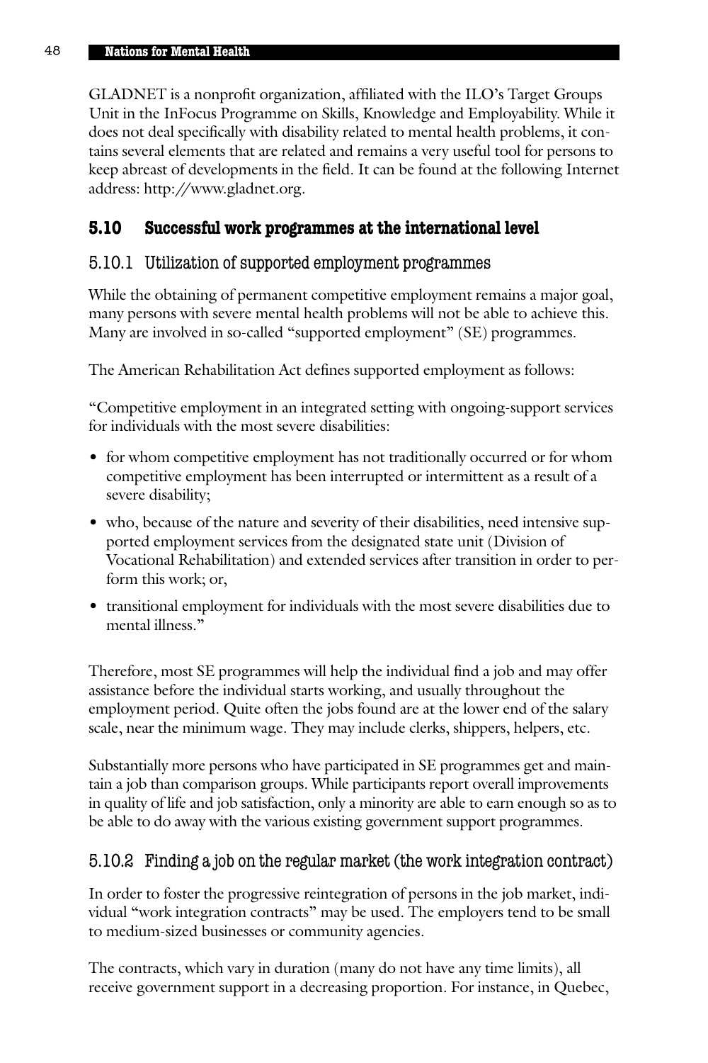GLADNET is a nonprofit organization, affiliated with the ILO's Target Groups Unit in the InFocus Programme on Skills, Knowledge and Employability. While it does not deal specifically with disability related to mental health problems, it contains several elements that are related and remains a very useful tool for persons to keep abreast of developments in the field. It can be found at the following Internet address: http://www.gladnet.org.

## 5.10 Successful work programmes at the international level

### 5.10.1 Utilization of supported employment programmes

While the obtaining of permanent competitive employment remains a major goal, many persons with severe mental health problems will not be able to achieve this. Many are involved in so-called "supported employment" (SE) programmes.

The American Rehabilitation Act defines supported employment as follows:

"Competitive employment in an integrated setting with ongoing-support services for individuals with the most severe disabilities:

- for whom competitive employment has not traditionally occurred or for whom competitive employment has been interrupted or intermittent as a result of a severe disability;
- who, because of the nature and severity of their disabilities, need intensive supported employment services from the designated state unit (Division of Vocational Rehabilitation) and extended services after transition in order to perform this work; or,
- transitional employment for individuals with the most severe disabilities due to mental illness."

Therefore, most SE programmes will help the individual find a job and may offer assistance before the individual starts working, and usually throughout the employment period. Quite often the jobs found are at the lower end of the salary scale, near the minimum wage. They may include clerks, shippers, helpers, etc.

Substantially more persons who have participated in SE programmes get and maintain a job than comparison groups. While participants report overall improvements in quality of life and job satisfaction, only a minority are able to earn enough so as to be able to do away with the various existing government support programmes.

### 5.10.2 Finding a job on the regular market (the work integration contract)

In order to foster the progressive reintegration of persons in the job market, individual "work integration contracts" may be used. The employers tend to be small to medium-sized businesses or community agencies.

The contracts, which vary in duration (many do not have any time limits), all receive government support in a decreasing proportion. For instance, in Quebec,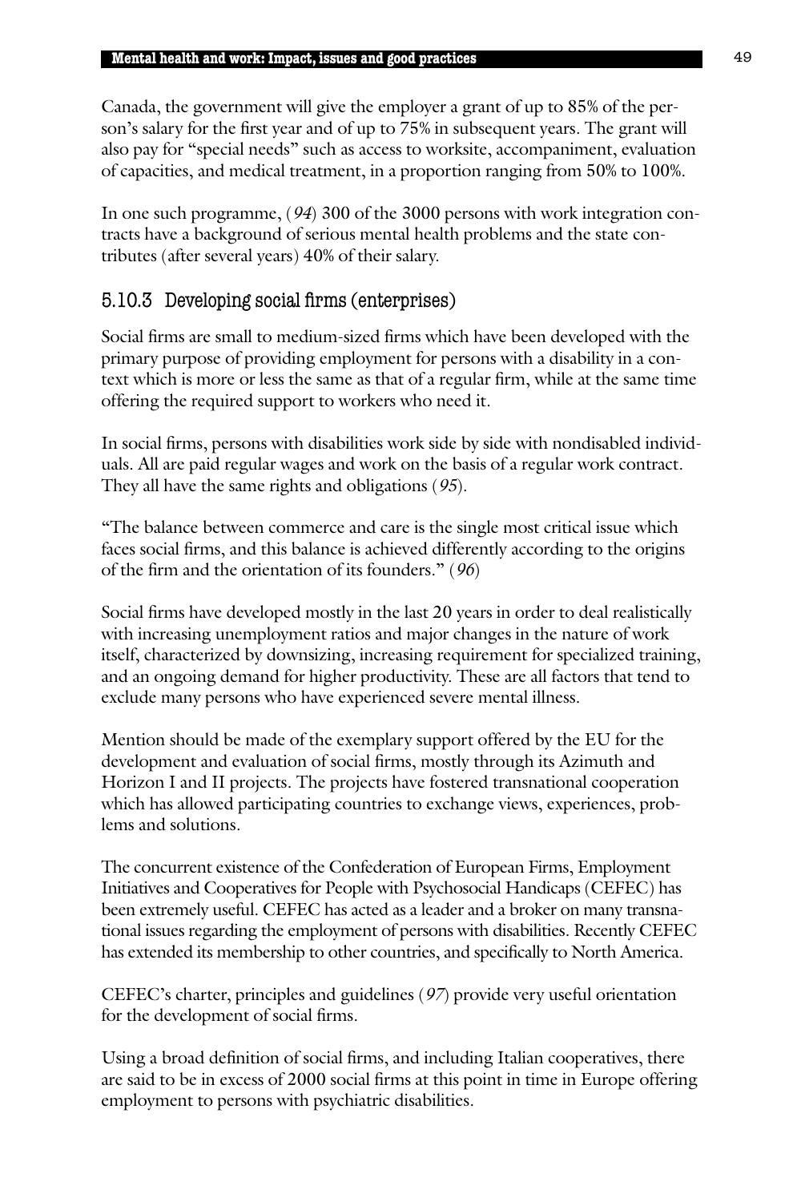Canada, the government will give the employer a grant of up to 85% of the person's salary for the first year and of up to 75% in subsequent years. The grant will also pay for "special needs" such as access to worksite, accompaniment, evaluation of capacities, and medical treatment, in a proportion ranging from 50% to 100%.

In one such programme, (*94*) 300 of the 3000 persons with work integration contracts have a background of serious mental health problems and the state contributes (after several years) 40% of their salary.

### 5.10.3 Developing social firms (enterprises)

Social firms are small to medium-sized firms which have been developed with the primary purpose of providing employment for persons with a disability in a context which is more or less the same as that of a regular firm, while at the same time offering the required support to workers who need it.

In social firms, persons with disabilities work side by side with nondisabled individuals. All are paid regular wages and work on the basis of a regular work contract. They all have the same rights and obligations (*95*).

"The balance between commerce and care is the single most critical issue which faces social firms, and this balance is achieved differently according to the origins of the firm and the orientation of its founders." (*96*)

Social firms have developed mostly in the last 20 years in order to deal realistically with increasing unemployment ratios and major changes in the nature of work itself, characterized by downsizing, increasing requirement for specialized training, and an ongoing demand for higher productivity. These are all factors that tend to exclude many persons who have experienced severe mental illness.

Mention should be made of the exemplary support offered by the EU for the development and evaluation of social firms, mostly through its Azimuth and Horizon I and II projects. The projects have fostered transnational cooperation which has allowed participating countries to exchange views, experiences, problems and solutions.

The concurrent existence of the Confederation of European Firms, Employment Initiatives and Cooperatives for People with Psychosocial Handicaps (CEFEC) has been extremely useful. CEFEC has acted as a leader and a broker on many transnational issues regarding the employment of persons with disabilities. Recently CEFEC has extended its membership to other countries, and specifically to North America.

CEFEC's charter, principles and guidelines (*97*) provide very useful orientation for the development of social firms.

Using a broad definition of social firms, and including Italian cooperatives, there are said to be in excess of 2000 social firms at this point in time in Europe offering employment to persons with psychiatric disabilities.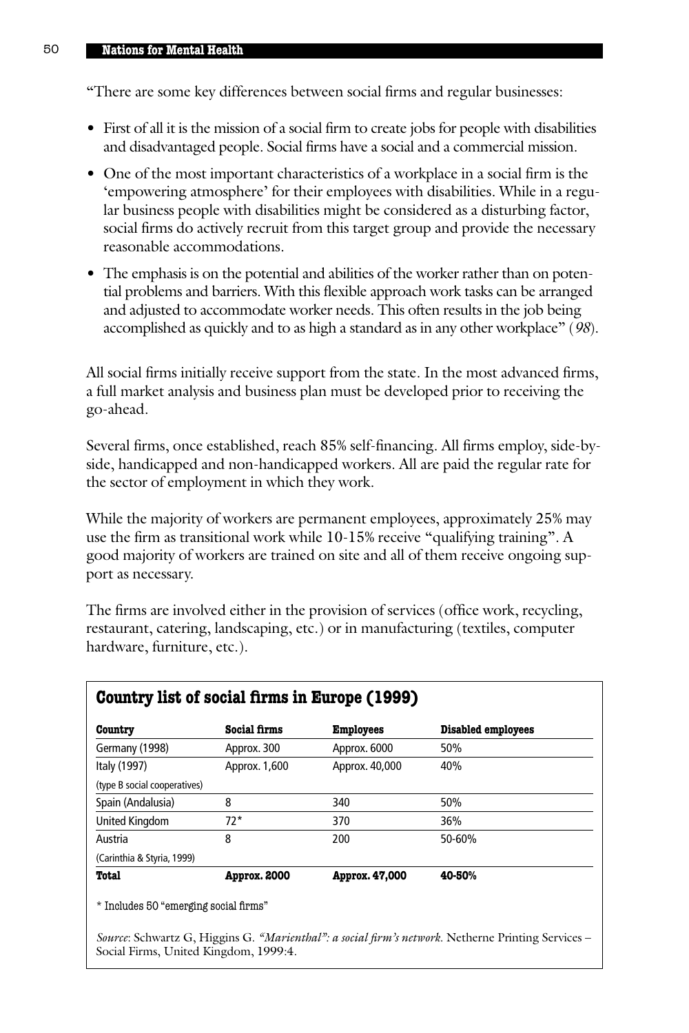"There are some key differences between social firms and regular businesses:

- First of all it is the mission of a social firm to create jobs for people with disabilities and disadvantaged people. Social firms have a social and a commercial mission.
- One of the most important characteristics of a workplace in a social firm is the 'empowering atmosphere' for their employees with disabilities. While in a regular business people with disabilities might be considered as a disturbing factor, social firms do actively recruit from this target group and provide the necessary reasonable accommodations.
- The emphasis is on the potential and abilities of the worker rather than on potential problems and barriers. With this flexible approach work tasks can be arranged and adjusted to accommodate worker needs. This often results in the job being accomplished as quickly and to as high a standard as in any other workplace" (*98*).

All social firms initially receive support from the state. In the most advanced firms, a full market analysis and business plan must be developed prior to receiving the go-ahead.

Several firms, once established, reach 85% self-financing. All firms employ, side-by-side, handicapped and non-handicapped workers. All are paid the regular rate for the sector of employment in which they work.

While the majority of workers are permanent employees, approximately 25% may use the firm as transitional work while 10-15% receive "qualifying training". A good majority of workers are trained on site and all of them receive ongoing support as necessary.

The firms are involved either in the provision of services (office work, recycling, restaurant, catering, landscaping, etc.) or in manufacturing (textiles, computer hardware, furniture, etc.).

## Country list of social firms in Europe (1999)

| Country | Social firms | Employees | Disabled employees |
|---|---|---|---|
| Germany (1998) | Approx. 300 | Approx. 6000 | 50% |
| Italy (1997) (type B social cooperatives) | Approx. 1,600 | Approx. 40,000 | 40% |
| Spain (Andalusia) | 8 | 340 | 50% |
| United Kingdom | 72* | 370 | 36% |
| Austria (Carinthia & Styria, 1999) | 8 | 200 | 50-60% |
| **Total** | **Approx. 2000** | **Approx. 47,000** | **40-50%** |

\* Includes 50 "emerging social firms"

*Source*: Schwartz G, Higgins G. *"Marienthal": a social firm's network.* Netherne Printing Services – Social Firms, United Kingdom, 1999:4.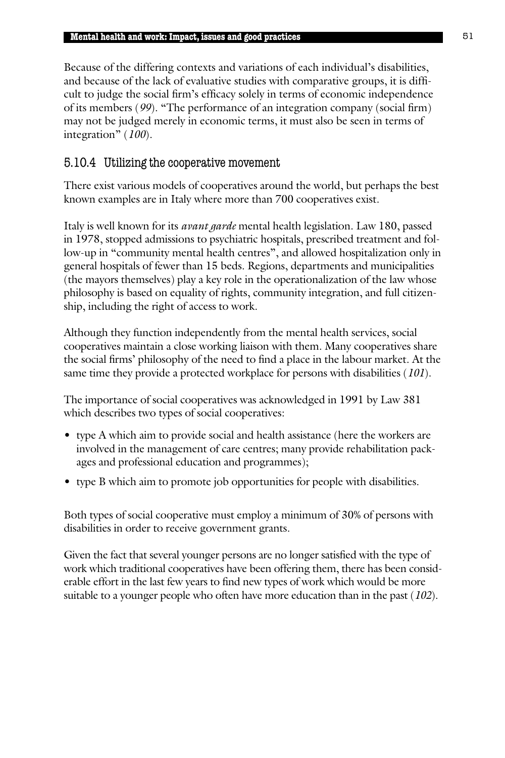Because of the differing contexts and variations of each individual's disabilities, and because of the lack of evaluative studies with comparative groups, it is difficult to judge the social firm's efficacy solely in terms of economic independence of its members (*99*). "The performance of an integration company (social firm) may not be judged merely in economic terms, it must also be seen in terms of integration" (*100*).

### 5.10.4 Utilizing the cooperative movement

There exist various models of cooperatives around the world, but perhaps the best known examples are in Italy where more than 700 cooperatives exist.

Italy is well known for its *avant garde* mental health legislation. Law 180, passed in 1978, stopped admissions to psychiatric hospitals, prescribed treatment and follow-up in "community mental health centres", and allowed hospitalization only in general hospitals of fewer than 15 beds. Regions, departments and municipalities (the mayors themselves) play a key role in the operationalization of the law whose philosophy is based on equality of rights, community integration, and full citizenship, including the right of access to work.

Although they function independently from the mental health services, social cooperatives maintain a close working liaison with them. Many cooperatives share the social firms' philosophy of the need to find a place in the labour market. At the same time they provide a protected workplace for persons with disabilities (*101*).

The importance of social cooperatives was acknowledged in 1991 by Law 381 which describes two types of social cooperatives:

- type A which aim to provide social and health assistance (here the workers are involved in the management of care centres; many provide rehabilitation packages and professional education and programmes);
- type B which aim to promote job opportunities for people with disabilities.

Both types of social cooperative must employ a minimum of 30% of persons with disabilities in order to receive government grants.

Given the fact that several younger persons are no longer satisfied with the type of work which traditional cooperatives have been offering them, there has been considerable effort in the last few years to find new types of work which would be more suitable to a younger people who often have more education than in the past (*102*).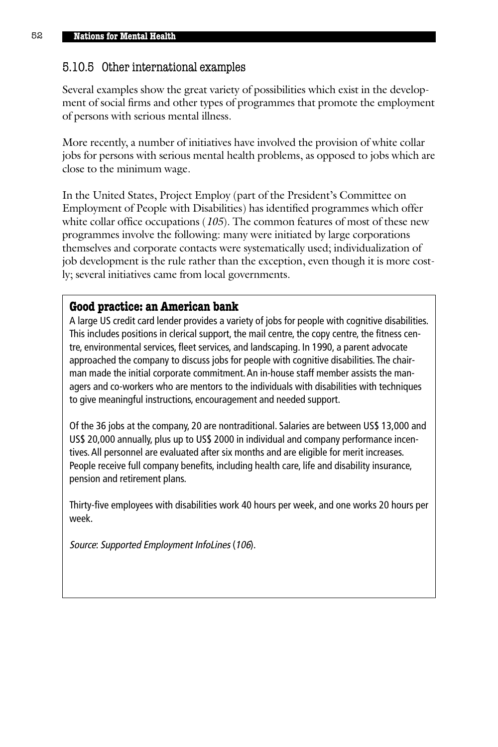### 5.10.5 Other international examples

Several examples show the great variety of possibilities which exist in the development of social firms and other types of programmes that promote the employment of persons with serious mental illness.

More recently, a number of initiatives have involved the provision of white collar jobs for persons with serious mental health problems, as opposed to jobs which are close to the minimum wage.

In the United States, Project Employ (part of the President's Committee on Employment of People with Disabilities) has identified programmes which offer white collar office occupations (*105*). The common features of most of these new programmes involve the following: many were initiated by large corporations themselves and corporate contacts were systematically used; individualization of job development is the rule rather than the exception, even though it is more costly; several initiatives came from local governments.

**Good practice: an American bank**

A large US credit card lender provides a variety of jobs for people with cognitive disabilities. This includes positions in clerical support, the mail centre, the copy centre, the fitness centre, environmental services, fleet services, and landscaping. In 1990, a parent advocate approached the company to discuss jobs for people with cognitive disabilities. The chairman made the initial corporate commitment. An in-house staff member assists the managers and co-workers who are mentors to the individuals with disabilities with techniques to give meaningful instructions, encouragement and needed support.

Of the 36 jobs at the company, 20 are nontraditional. Salaries are between US$ 13,000 and US$ 20,000 annually, plus up to US$ 2000 in individual and company performance incentives. All personnel are evaluated after six months and are eligible for merit increases. People receive full company benefits, including health care, life and disability insurance, pension and retirement plans.

Thirty-five employees with disabilities work 40 hours per week, and one works 20 hours per week.

*Source*: *Supported Employment InfoLines* (*106*).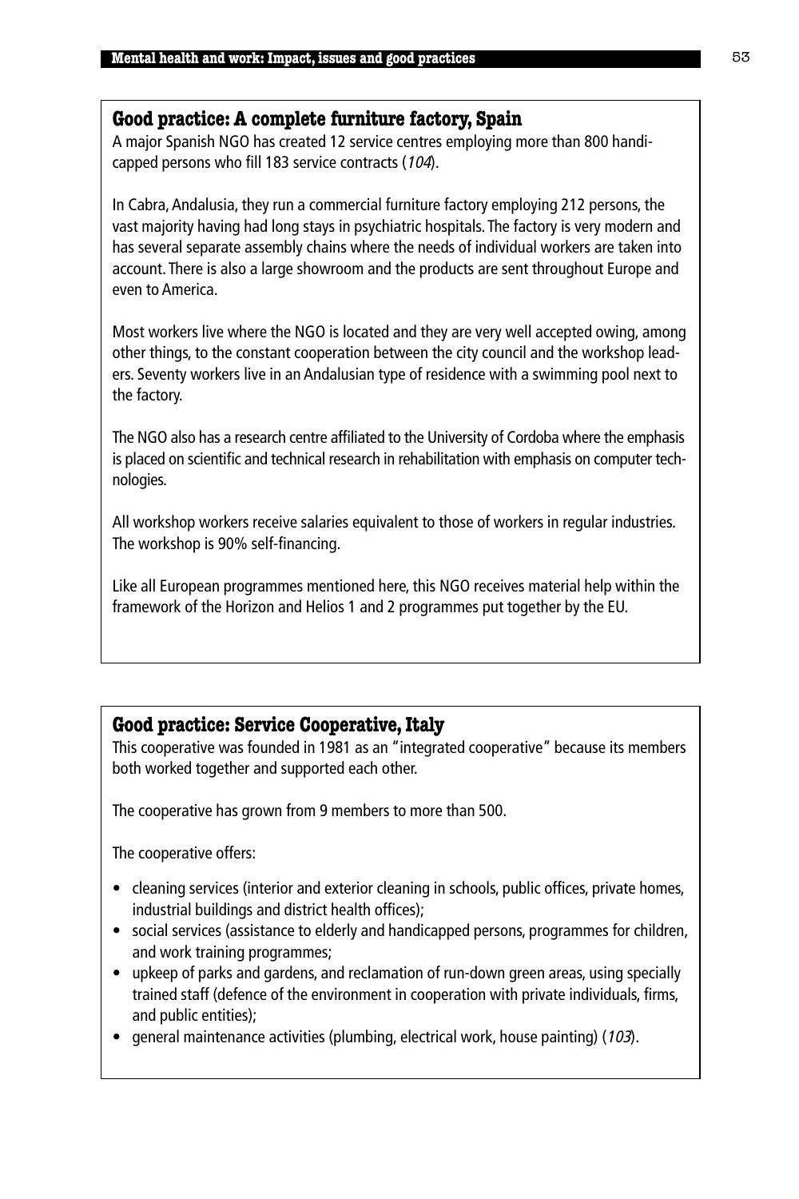## Good practice: A complete furniture factory, Spain

A major Spanish NGO has created 12 service centres employing more than 800 handicapped persons who fill 183 service contracts (*104*).

In Cabra, Andalusia, they run a commercial furniture factory employing 212 persons, the vast majority having had long stays in psychiatric hospitals. The factory is very modern and has several separate assembly chains where the needs of individual workers are taken into account. There is also a large showroom and the products are sent throughout Europe and even to America.

Most workers live where the NGO is located and they are very well accepted owing, among other things, to the constant cooperation between the city council and the workshop leaders. Seventy workers live in an Andalusian type of residence with a swimming pool next to the factory.

The NGO also has a research centre affiliated to the University of Cordoba where the emphasis is placed on scientific and technical research in rehabilitation with emphasis on computer technologies.

All workshop workers receive salaries equivalent to those of workers in regular industries. The workshop is 90% self-financing.

Like all European programmes mentioned here, this NGO receives material help within the framework of the Horizon and Helios 1 and 2 programmes put together by the EU.

## Good practice: Service Cooperative, Italy

This cooperative was founded in 1981 as an "integrated cooperative" because its members both worked together and supported each other.

The cooperative has grown from 9 members to more than 500.

The cooperative offers:

- cleaning services (interior and exterior cleaning in schools, public offices, private homes, industrial buildings and district health offices);
- social services (assistance to elderly and handicapped persons, programmes for children, and work training programmes;
- upkeep of parks and gardens, and reclamation of run-down green areas, using specially trained staff (defence of the environment in cooperation with private individuals, firms, and public entities);
- general maintenance activities (plumbing, electrical work, house painting) (*103*).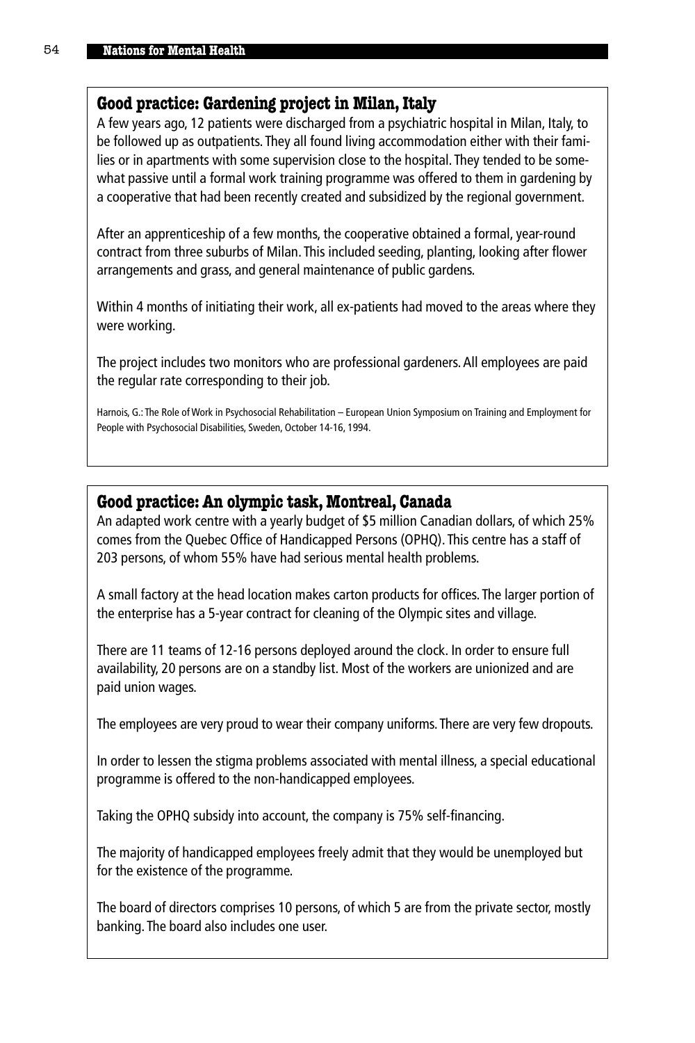## Good practice: Gardening project in Milan, Italy

A few years ago, 12 patients were discharged from a psychiatric hospital in Milan, Italy, to be followed up as outpatients. They all found living accommodation either with their families or in apartments with some supervision close to the hospital. They tended to be somewhat passive until a formal work training programme was offered to them in gardening by a cooperative that had been recently created and subsidized by the regional government.

After an apprenticeship of a few months, the cooperative obtained a formal, year-round contract from three suburbs of Milan. This included seeding, planting, looking after flower arrangements and grass, and general maintenance of public gardens.

Within 4 months of initiating their work, all ex-patients had moved to the areas where they were working.

The project includes two monitors who are professional gardeners. All employees are paid the regular rate corresponding to their job.

Harnois, G.: The Role of Work in Psychosocial Rehabilitation – European Union Symposium on Training and Employment for People with Psychosocial Disabilities, Sweden, October 14-16, 1994.

## Good practice: An olympic task, Montreal, Canada

An adapted work centre with a yearly budget of $5 million Canadian dollars, of which 25% comes from the Quebec Office of Handicapped Persons (OPHQ). This centre has a staff of 203 persons, of whom 55% have had serious mental health problems.

A small factory at the head location makes carton products for offices. The larger portion of the enterprise has a 5-year contract for cleaning of the Olympic sites and village.

There are 11 teams of 12-16 persons deployed around the clock. In order to ensure full availability, 20 persons are on a standby list. Most of the workers are unionized and are paid union wages.

The employees are very proud to wear their company uniforms. There are very few dropouts.

In order to lessen the stigma problems associated with mental illness, a special educational programme is offered to the non-handicapped employees.

Taking the OPHQ subsidy into account, the company is 75% self-financing.

The majority of handicapped employees freely admit that they would be unemployed but for the existence of the programme.

The board of directors comprises 10 persons, of which 5 are from the private sector, mostly banking. The board also includes one user.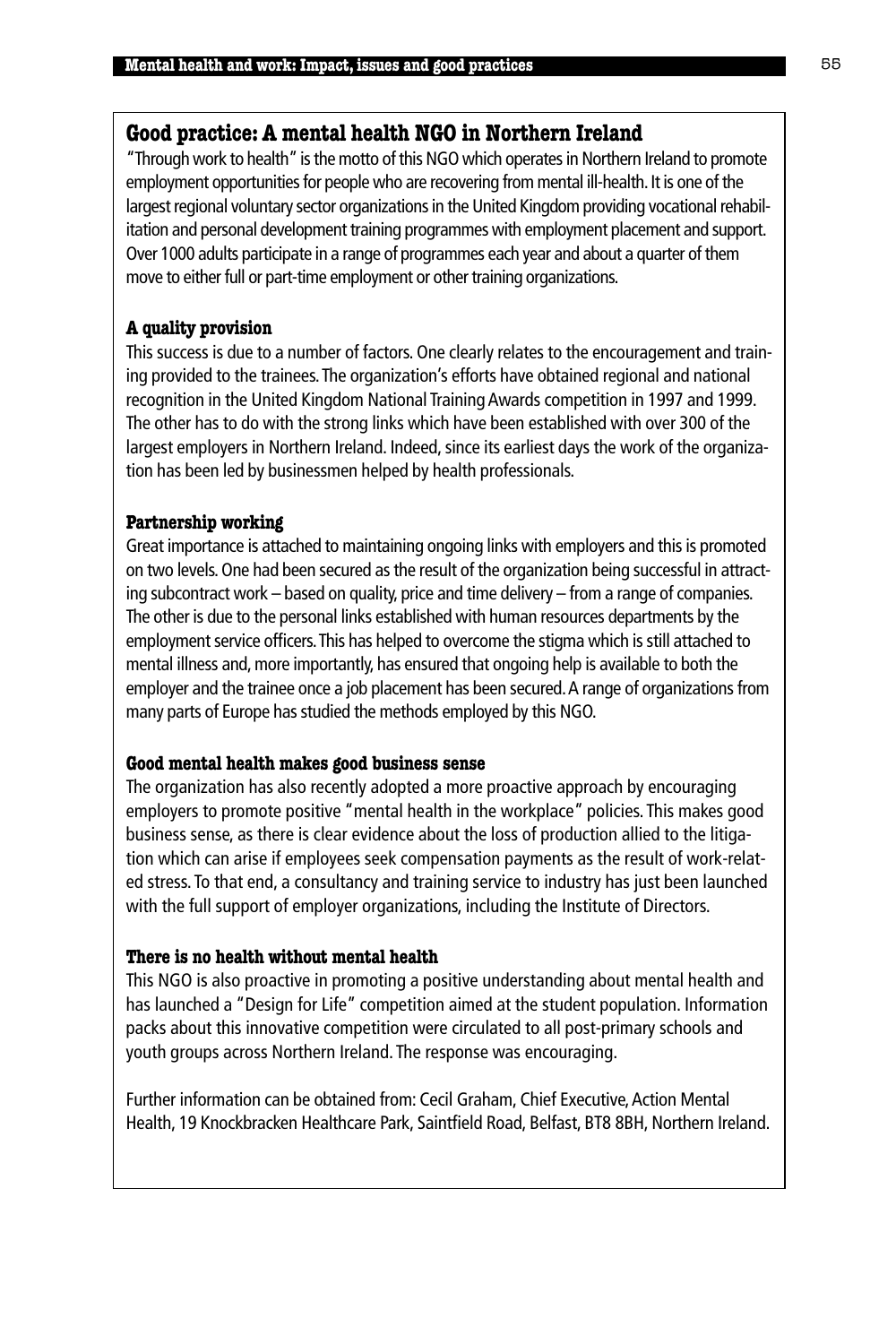## Good practice: A mental health NGO in Northern Ireland

"Through work to health" is the motto of this NGO which operates in Northern Ireland to promote employment opportunities for people who are recovering from mental ill-health. It is one of the largest regional voluntary sector organizations in the United Kingdom providing vocational rehabilitation and personal development training programmes with employment placement and support. Over 1000 adults participate in a range of programmes each year and about a quarter of them move to either full or part-time employment or other training organizations.

### A quality provision

This success is due to a number of factors. One clearly relates to the encouragement and training provided to the trainees. The organization's efforts have obtained regional and national recognition in the United Kingdom National Training Awards competition in 1997 and 1999. The other has to do with the strong links which have been established with over 300 of the largest employers in Northern Ireland. Indeed, since its earliest days the work of the organization has been led by businessmen helped by health professionals.

### Partnership working

Great importance is attached to maintaining ongoing links with employers and this is promoted on two levels. One had been secured as the result of the organization being successful in attracting subcontract work – based on quality, price and time delivery – from a range of companies. The other is due to the personal links established with human resources departments by the employment service officers. This has helped to overcome the stigma which is still attached to mental illness and, more importantly, has ensured that ongoing help is available to both the employer and the trainee once a job placement has been secured. A range of organizations from many parts of Europe has studied the methods employed by this NGO.

### Good mental health makes good business sense

The organization has also recently adopted a more proactive approach by encouraging employers to promote positive "mental health in the workplace" policies. This makes good business sense, as there is clear evidence about the loss of production allied to the litigation which can arise if employees seek compensation payments as the result of work-related stress. To that end, a consultancy and training service to industry has just been launched with the full support of employer organizations, including the Institute of Directors.

### There is no health without mental health

This NGO is also proactive in promoting a positive understanding about mental health and has launched a "Design for Life" competition aimed at the student population. Information packs about this innovative competition were circulated to all post-primary schools and youth groups across Northern Ireland. The response was encouraging.

Further information can be obtained from: Cecil Graham, Chief Executive, Action Mental Health, 19 Knockbracken Healthcare Park, Saintfield Road, Belfast, BT8 8BH, Northern Ireland.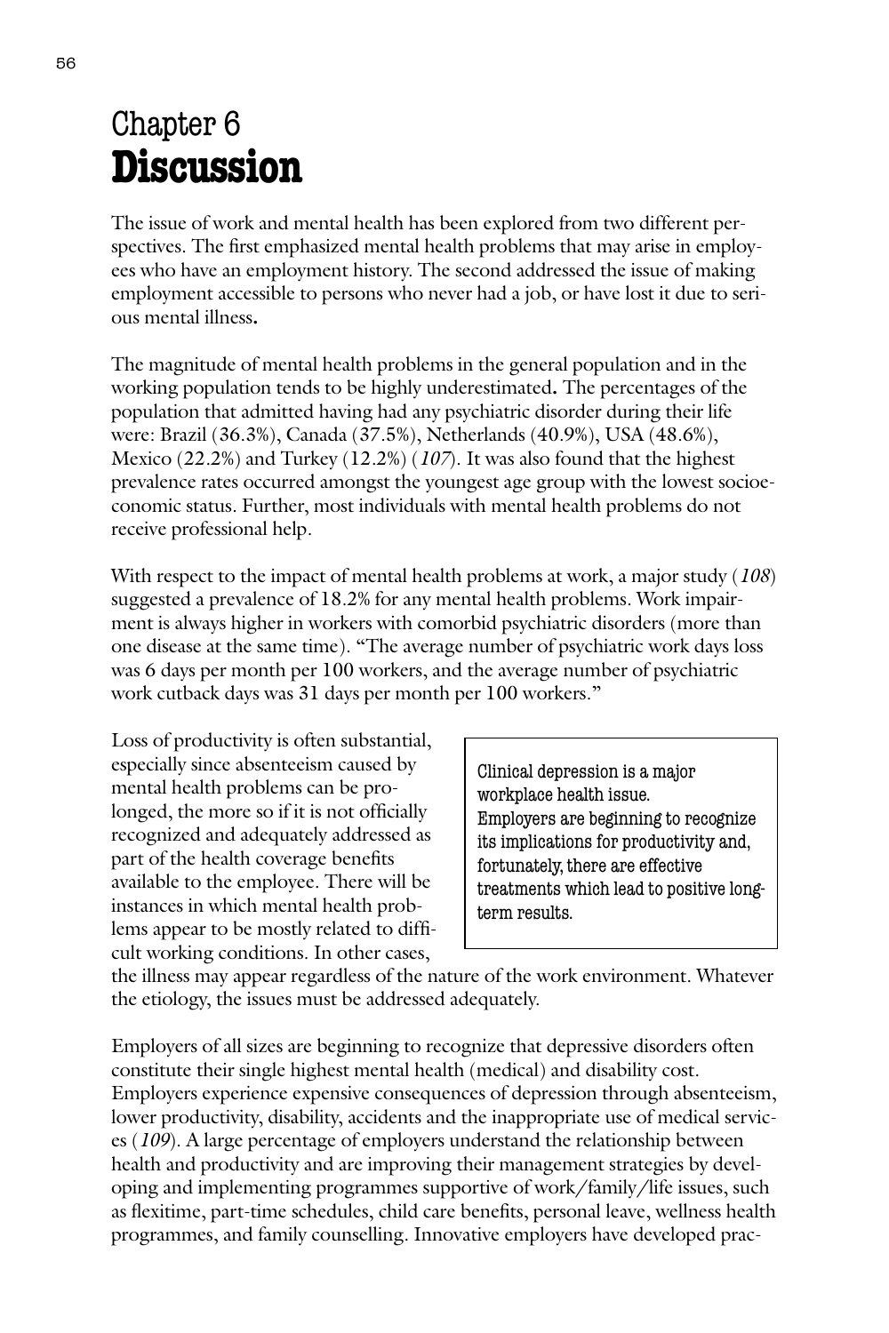# Chapter 6
# **Discussion**

The issue of work and mental health has been explored from two different perspectives. The first emphasized mental health problems that may arise in employees who have an employment history. The second addressed the issue of making employment accessible to persons who never had a job, or have lost it due to serious mental illness**.**

The magnitude of mental health problems in the general population and in the working population tends to be highly underestimated**.** The percentages of the population that admitted having had any psychiatric disorder during their life were: Brazil (36.3%), Canada (37.5%), Netherlands (40.9%), USA (48.6%), Mexico (22.2%) and Turkey (12.2%) (*107*). It was also found that the highest prevalence rates occurred amongst the youngest age group with the lowest socioeconomic status. Further, most individuals with mental health problems do not receive professional help.

With respect to the impact of mental health problems at work, a major study (*108*) suggested a prevalence of 18.2% for any mental health problems. Work impairment is always higher in workers with comorbid psychiatric disorders (more than one disease at the same time). "The average number of psychiatric work days loss was 6 days per month per 100 workers, and the average number of psychiatric work cutback days was 31 days per month per 100 workers."

> Clinical depression is a major workplace health issue. Employers are beginning to recognize its implications for productivity and, fortunately, there are effective treatments which lead to positive long-term results.

Loss of productivity is often substantial, especially since absenteeism caused by mental health problems can be prolonged, the more so if it is not officially recognized and adequately addressed as part of the health coverage benefits available to the employee. There will be instances in which mental health problems appear to be mostly related to difficult working conditions. In other cases, the illness may appear regardless of the nature of the work environment. Whatever the etiology, the issues must be addressed adequately.

Employers of all sizes are beginning to recognize that depressive disorders often constitute their single highest mental health (medical) and disability cost. Employers experience expensive consequences of depression through absenteeism, lower productivity, disability, accidents and the inappropriate use of medical services (*109*). A large percentage of employers understand the relationship between health and productivity and are improving their management strategies by developing and implementing programmes supportive of work/family/life issues, such as flexitime, part-time schedules, child care benefits, personal leave, wellness health programmes, and family counselling. Innovative employers have developed prac-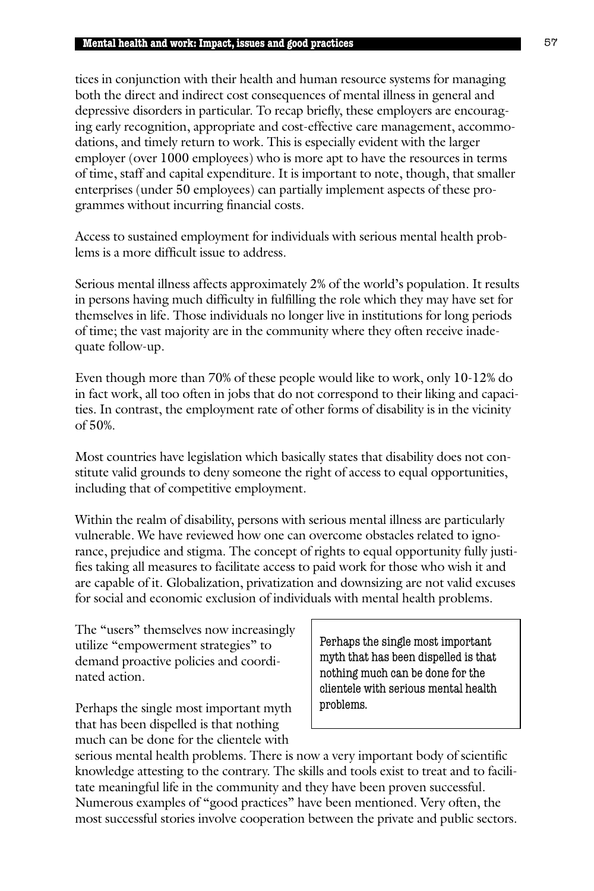tices in conjunction with their health and human resource systems for managing both the direct and indirect cost consequences of mental illness in general and depressive disorders in particular. To recap briefly, these employers are encouraging early recognition, appropriate and cost-effective care management, accommodations, and timely return to work. This is especially evident with the larger employer (over 1000 employees) who is more apt to have the resources in terms of time, staff and capital expenditure. It is important to note, though, that smaller enterprises (under 50 employees) can partially implement aspects of these programmes without incurring financial costs.

Access to sustained employment for individuals with serious mental health problems is a more difficult issue to address.

Serious mental illness affects approximately 2% of the world's population. It results in persons having much difficulty in fulfilling the role which they may have set for themselves in life. Those individuals no longer live in institutions for long periods of time; the vast majority are in the community where they often receive inadequate follow-up.

Even though more than 70% of these people would like to work, only 10-12% do in fact work, all too often in jobs that do not correspond to their liking and capacities. In contrast, the employment rate of other forms of disability is in the vicinity of 50%.

Most countries have legislation which basically states that disability does not constitute valid grounds to deny someone the right of access to equal opportunities, including that of competitive employment.

Within the realm of disability, persons with serious mental illness are particularly vulnerable. We have reviewed how one can overcome obstacles related to ignorance, prejudice and stigma. The concept of rights to equal opportunity fully justifies taking all measures to facilitate access to paid work for those who wish it and are capable of it. Globalization, privatization and downsizing are not valid excuses for social and economic exclusion of individuals with mental health problems.

The "users" themselves now increasingly utilize "empowerment strategies" to demand proactive policies and coordinated action.

> Perhaps the single most important myth that has been dispelled is that nothing much can be done for the clientele with serious mental health problems.

Perhaps the single most important myth that has been dispelled is that nothing much can be done for the clientele with serious mental health problems. There is now a very important body of scientific knowledge attesting to the contrary. The skills and tools exist to treat and to facilitate meaningful life in the community and they have been proven successful. Numerous examples of "good practices" have been mentioned. Very often, the most successful stories involve cooperation between the private and public sectors.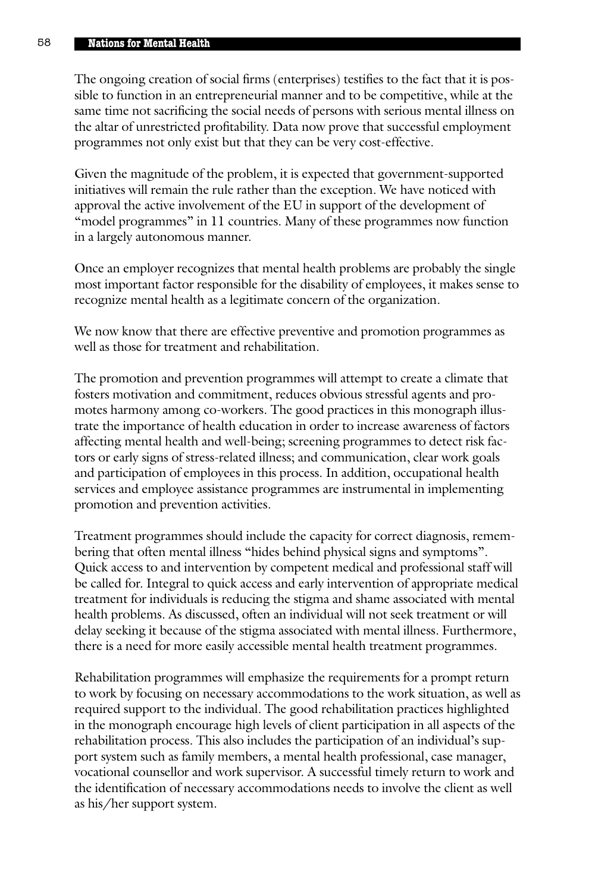The ongoing creation of social firms (enterprises) testifies to the fact that it is possible to function in an entrepreneurial manner and to be competitive, while at the same time not sacrificing the social needs of persons with serious mental illness on the altar of unrestricted profitability. Data now prove that successful employment programmes not only exist but that they can be very cost-effective.

Given the magnitude of the problem, it is expected that government-supported initiatives will remain the rule rather than the exception. We have noticed with approval the active involvement of the EU in support of the development of "model programmes" in 11 countries. Many of these programmes now function in a largely autonomous manner.

Once an employer recognizes that mental health problems are probably the single most important factor responsible for the disability of employees, it makes sense to recognize mental health as a legitimate concern of the organization.

We now know that there are effective preventive and promotion programmes as well as those for treatment and rehabilitation.

The promotion and prevention programmes will attempt to create a climate that fosters motivation and commitment, reduces obvious stressful agents and promotes harmony among co-workers. The good practices in this monograph illustrate the importance of health education in order to increase awareness of factors affecting mental health and well-being; screening programmes to detect risk factors or early signs of stress-related illness; and communication, clear work goals and participation of employees in this process. In addition, occupational health services and employee assistance programmes are instrumental in implementing promotion and prevention activities.

Treatment programmes should include the capacity for correct diagnosis, remembering that often mental illness "hides behind physical signs and symptoms". Quick access to and intervention by competent medical and professional staff will be called for. Integral to quick access and early intervention of appropriate medical treatment for individuals is reducing the stigma and shame associated with mental health problems. As discussed, often an individual will not seek treatment or will delay seeking it because of the stigma associated with mental illness. Furthermore, there is a need for more easily accessible mental health treatment programmes.

Rehabilitation programmes will emphasize the requirements for a prompt return to work by focusing on necessary accommodations to the work situation, as well as required support to the individual. The good rehabilitation practices highlighted in the monograph encourage high levels of client participation in all aspects of the rehabilitation process. This also includes the participation of an individual's support system such as family members, a mental health professional, case manager, vocational counsellor and work supervisor. A successful timely return to work and the identification of necessary accommodations needs to involve the client as well as his/her support system.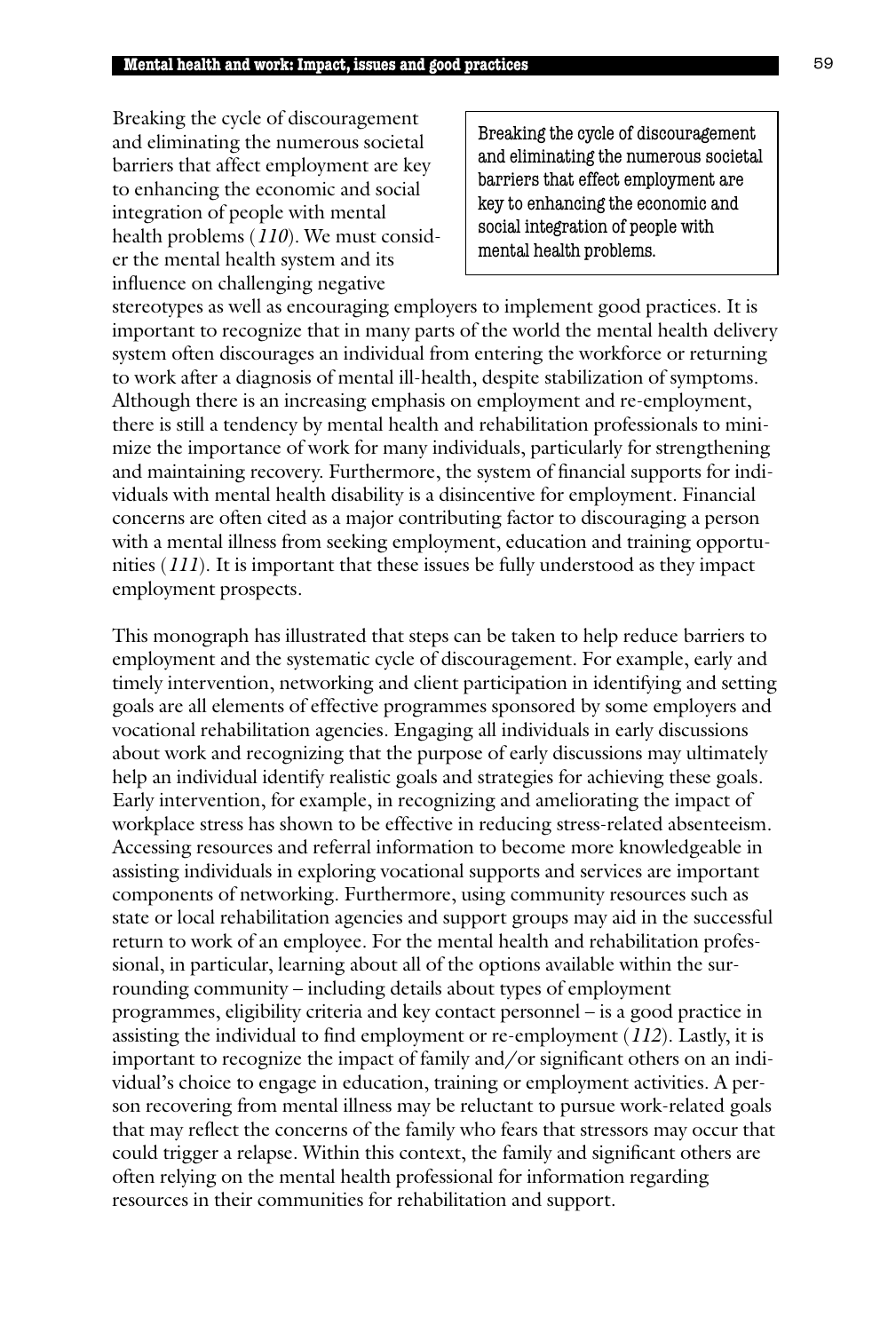Breaking the cycle of discouragement and eliminating the numerous societal barriers that affect employment are key to enhancing the economic and social integration of people with mental health problems (*110*). We must consider the mental health system and its influence on challenging negative stereotypes as well as encouraging employers to implement good practices. It is important to recognize that in many parts of the world the mental health delivery system often discourages an individual from entering the workforce or returning to work after a diagnosis of mental ill-health, despite stabilization of symptoms. Although there is an increasing emphasis on employment and re-employment, there is still a tendency by mental health and rehabilitation professionals to minimize the importance of work for many individuals, particularly for strengthening and maintaining recovery. Furthermore, the system of financial supports for individuals with mental health disability is a disincentive for employment. Financial concerns are often cited as a major contributing factor to discouraging a person with a mental illness from seeking employment, education and training opportunities (*111*). It is important that these issues be fully understood as they impact employment prospects.

> Breaking the cycle of discouragement and eliminating the numerous societal barriers that effect employment are key to enhancing the economic and social integration of people with mental health problems.

This monograph has illustrated that steps can be taken to help reduce barriers to employment and the systematic cycle of discouragement. For example, early and timely intervention, networking and client participation in identifying and setting goals are all elements of effective programmes sponsored by some employers and vocational rehabilitation agencies. Engaging all individuals in early discussions about work and recognizing that the purpose of early discussions may ultimately help an individual identify realistic goals and strategies for achieving these goals. Early intervention, for example, in recognizing and ameliorating the impact of workplace stress has shown to be effective in reducing stress-related absenteeism. Accessing resources and referral information to become more knowledgeable in assisting individuals in exploring vocational supports and services are important components of networking. Furthermore, using community resources such as state or local rehabilitation agencies and support groups may aid in the successful return to work of an employee. For the mental health and rehabilitation professional, in particular, learning about all of the options available within the surrounding community – including details about types of employment programmes, eligibility criteria and key contact personnel – is a good practice in assisting the individual to find employment or re-employment (*112*). Lastly, it is important to recognize the impact of family and/or significant others on an individual's choice to engage in education, training or employment activities. A person recovering from mental illness may be reluctant to pursue work-related goals that may reflect the concerns of the family who fears that stressors may occur that could trigger a relapse. Within this context, the family and significant others are often relying on the mental health professional for information regarding resources in their communities for rehabilitation and support.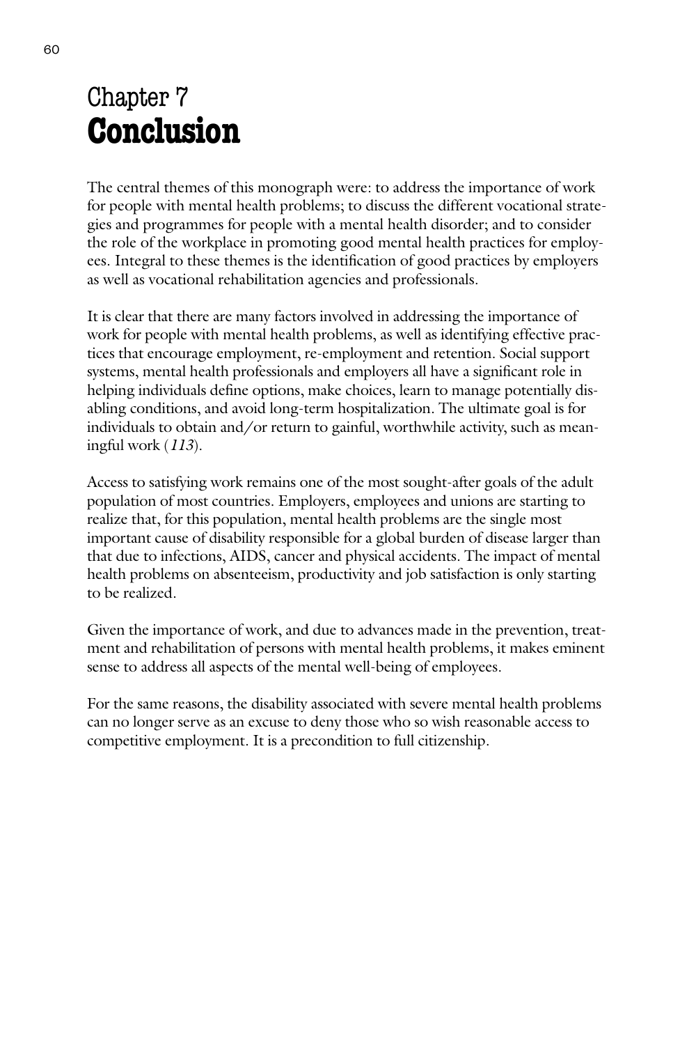# Chapter 7
# **Conclusion**

The central themes of this monograph were: to address the importance of work for people with mental health problems; to discuss the different vocational strategies and programmes for people with a mental health disorder; and to consider the role of the workplace in promoting good mental health practices for employees. Integral to these themes is the identification of good practices by employers as well as vocational rehabilitation agencies and professionals.

It is clear that there are many factors involved in addressing the importance of work for people with mental health problems, as well as identifying effective practices that encourage employment, re-employment and retention. Social support systems, mental health professionals and employers all have a significant role in helping individuals define options, make choices, learn to manage potentially disabling conditions, and avoid long-term hospitalization. The ultimate goal is for individuals to obtain and/or return to gainful, worthwhile activity, such as meaningful work (*113*).

Access to satisfying work remains one of the most sought-after goals of the adult population of most countries. Employers, employees and unions are starting to realize that, for this population, mental health problems are the single most important cause of disability responsible for a global burden of disease larger than that due to infections, AIDS, cancer and physical accidents. The impact of mental health problems on absenteeism, productivity and job satisfaction is only starting to be realized.

Given the importance of work, and due to advances made in the prevention, treatment and rehabilitation of persons with mental health problems, it makes eminent sense to address all aspects of the mental well-being of employees.

For the same reasons, the disability associated with severe mental health problems can no longer serve as an excuse to deny those who so wish reasonable access to competitive employment. It is a precondition to full citizenship.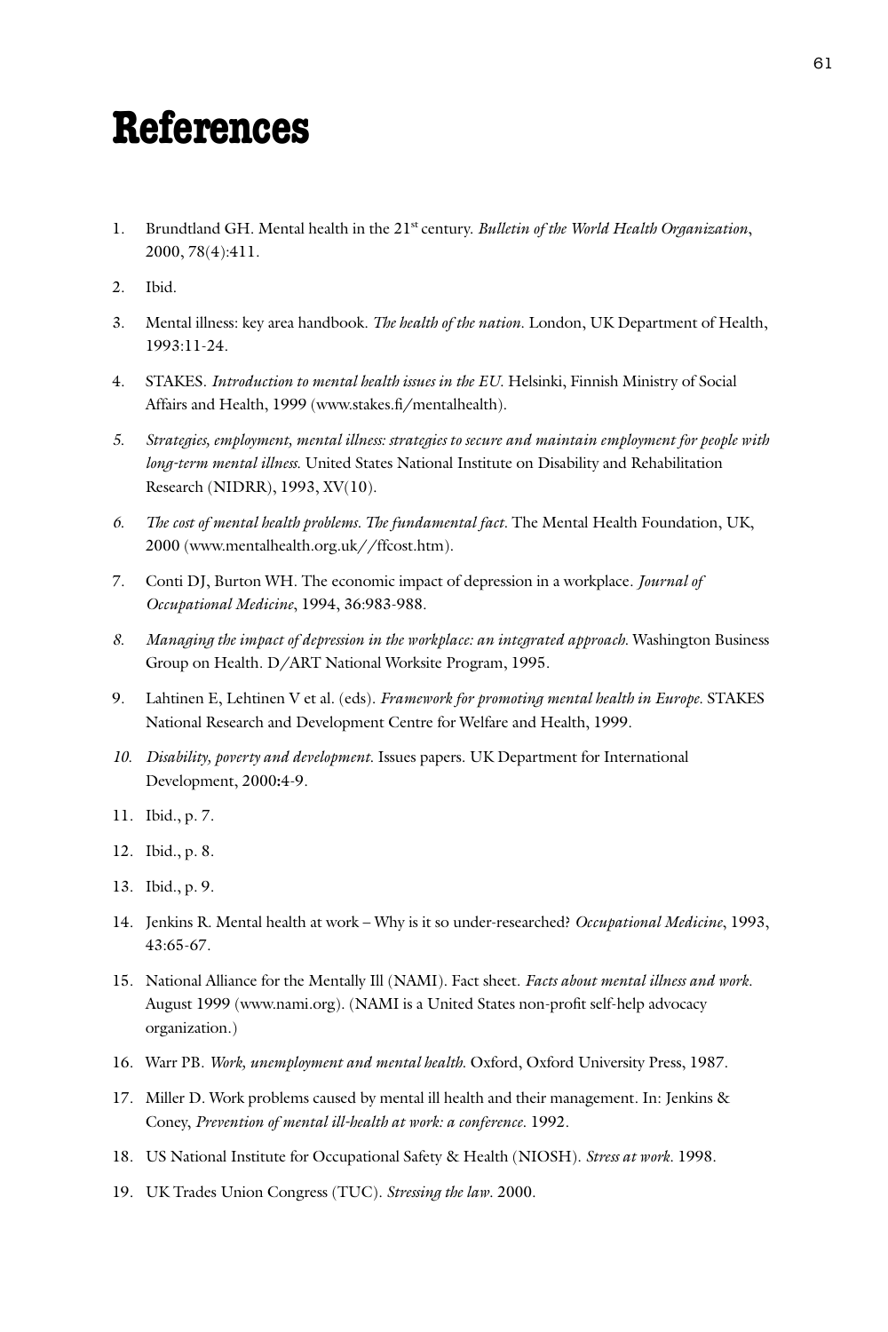# References

1. Brundtland GH. Mental health in the 21st century. *Bulletin of the World Health Organization*, 2000, 78(4):411.

2. Ibid.

3. Mental illness: key area handbook. *The health of the nation*. London, UK Department of Health, 1993:11-24.

4. STAKES. *Introduction to mental health issues in the EU*. Helsinki, Finnish Ministry of Social Affairs and Health, 1999 (www.stakes.fi/mentalhealth).

5. *Strategies, employment, mental illness: strategies to secure and maintain employment for people with long-term mental illness.* United States National Institute on Disability and Rehabilitation Research (NIDRR), 1993, XV(10).

6. *The cost of mental health problems. The fundamental fact*. The Mental Health Foundation, UK, 2000 (www.mentalhealth.org.uk//ffcost.htm).

7. Conti DJ, Burton WH. The economic impact of depression in a workplace. *Journal of Occupational Medicine*, 1994, 36:983-988.

8. *Managing the impact of depression in the workplace: an integrated approach.* Washington Business Group on Health. D/ART National Worksite Program, 1995.

9. Lahtinen E, Lehtinen V et al. (eds). *Framework for promoting mental health in Europe*. STAKES National Research and Development Centre for Welfare and Health, 1999.

10. *Disability, poverty and development*. Issues papers. UK Department for International Development, 2000:4-9.

11. Ibid., p. 7.

12. Ibid., p. 8.

13. Ibid., p. 9.

14. Jenkins R. Mental health at work – Why is it so under-researched? *Occupational Medicine*, 1993, 43:65-67.

15. National Alliance for the Mentally Ill (NAMI). Fact sheet. *Facts about mental illness and work*. August 1999 (www.nami.org). (NAMI is a United States non-profit self-help advocacy organization.)

16. Warr PB. *Work, unemployment and mental health*. Oxford, Oxford University Press, 1987.

17. Miller D. Work problems caused by mental ill health and their management. In: Jenkins & Coney, *Prevention of mental ill-health at work: a conference*. 1992.

18. US National Institute for Occupational Safety & Health (NIOSH). *Stress at work*. 1998.

19. UK Trades Union Congress (TUC). *Stressing the law*. 2000.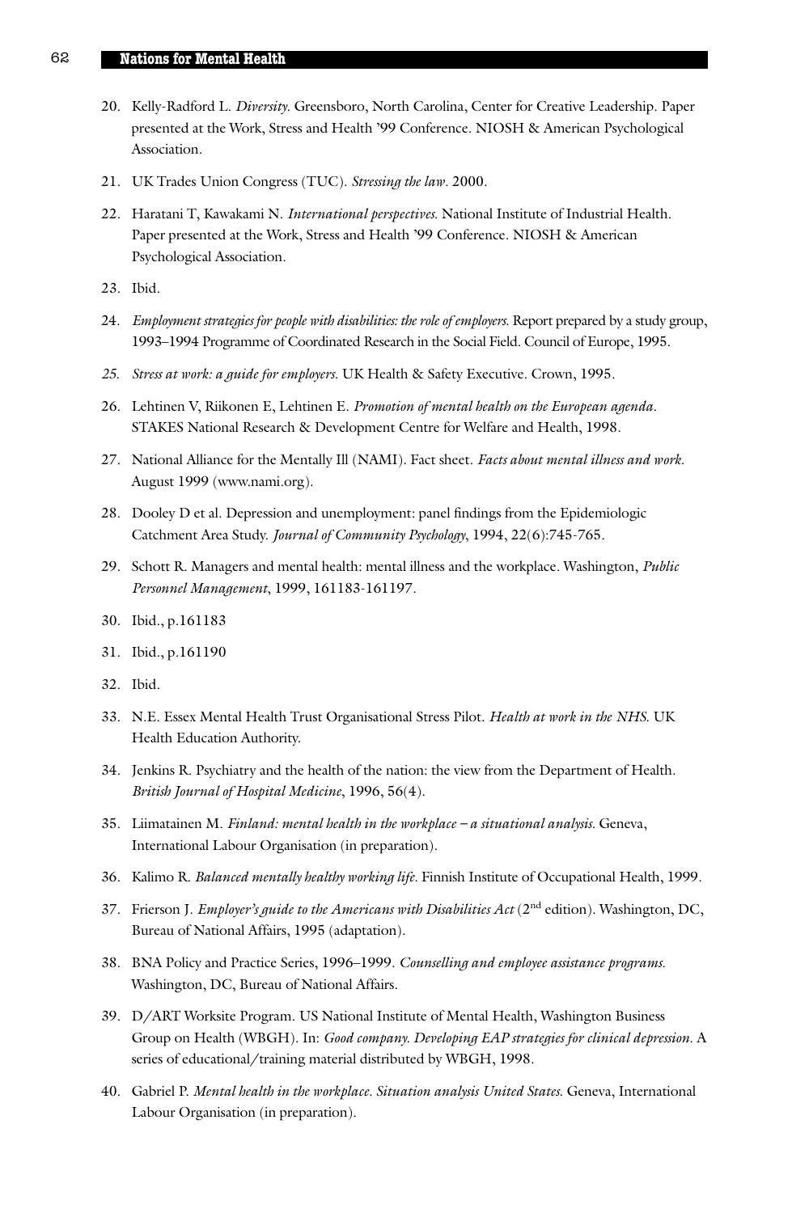20. Kelly-Radford L. *Diversity.* Greensboro, North Carolina, Center for Creative Leadership. Paper presented at the Work, Stress and Health '99 Conference. NIOSH & American Psychological Association.

21. UK Trades Union Congress (TUC). *Stressing the law*. 2000.

22. Haratani T, Kawakami N. *International perspectives.* National Institute of Industrial Health. Paper presented at the Work, Stress and Health '99 Conference. NIOSH & American Psychological Association.

23. Ibid.

24. *Employment strategies for people with disabilities: the role of employers.* Report prepared by a study group, 1993–1994 Programme of Coordinated Research in the Social Field. Council of Europe, 1995.

25. *Stress at work: a guide for employers.* UK Health & Safety Executive. Crown, 1995.

26. Lehtinen V, Riikonen E, Lehtinen E. *Promotion of mental health on the European agenda*. STAKES National Research & Development Centre for Welfare and Health, 1998.

27. National Alliance for the Mentally Ill (NAMI). Fact sheet. *Facts about mental illness and work*. August 1999 (www.nami.org).

28. Dooley D et al. Depression and unemployment: panel findings from the Epidemiologic Catchment Area Study. *Journal of Community Psychology*, 1994, 22(6):745-765.

29. Schott R. Managers and mental health: mental illness and the workplace. Washington, *Public Personnel Management*, 1999, 161183-161197.

30. Ibid., p.161183

31. Ibid., p.161190

32. Ibid.

33. N.E. Essex Mental Health Trust Organisational Stress Pilot. *Health at work in the NHS.* UK Health Education Authority.

34. Jenkins R. Psychiatry and the health of the nation: the view from the Department of Health. *British Journal of Hospital Medicine*, 1996, 56(4).

35. Liimatainen M. *Finland: mental health in the workplace – a situational analysis.* Geneva, International Labour Organisation (in preparation).

36. Kalimo R. *Balanced mentally healthy working life*. Finnish Institute of Occupational Health, 1999.

37. Frierson J. *Employer's guide to the Americans with Disabilities Act* (2nd edition). Washington, DC, Bureau of National Affairs, 1995 (adaptation).

38. BNA Policy and Practice Series, 1996–1999. *Counselling and employee assistance programs.* Washington, DC, Bureau of National Affairs.

39. D/ART Worksite Program. US National Institute of Mental Health, Washington Business Group on Health (WBGH). In: *Good company. Developing EAP strategies for clinical depression*. A series of educational/training material distributed by WBGH, 1998.

40. Gabriel P. *Mental health in the workplace. Situation analysis United States.* Geneva, International Labour Organisation (in preparation).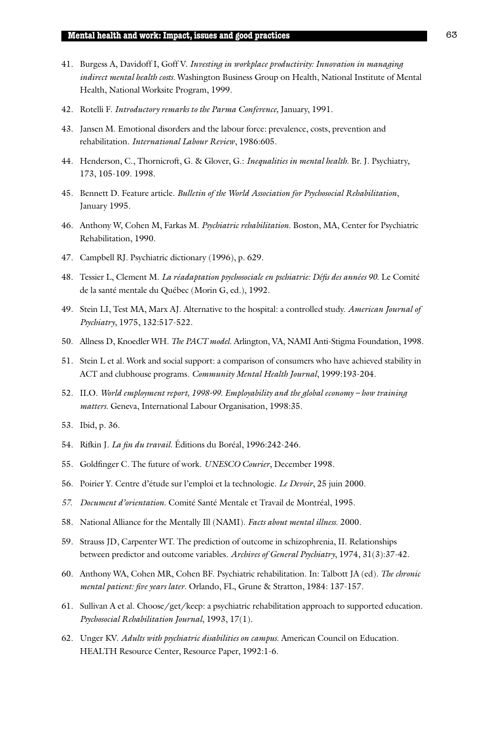41. Burgess A, Davidoff I, Goff V. *Investing in workplace productivity: Innovation in managing indirect mental health costs*. Washington Business Group on Health, National Institute of Mental Health, National Worksite Program, 1999.

42. Rotelli F. *Introductory remarks to the Parma Conference,* January, 1991.

43. Jansen M. Emotional disorders and the labour force: prevalence, costs, prevention and rehabilitation. *International Labour Review*, 1986:605.

44. Henderson, C., Thornicroft, G. & Glover, G.: *Inequalities in mental health.* Br. J. Psychiatry, 173, 105-109. 1998.

45. Bennett D. Feature article. *Bulletin of the World Association for Psychosocial Rehabilitation*, January 1995.

46. Anthony W, Cohen M, Farkas M. *Psychiatric rehabilitation.* Boston, MA, Center for Psychiatric Rehabilitation, 1990.

47. Campbell RJ. Psychiatric dictionary (1996), p. 629.

48. Tessier L, Clement M. *La réadaptation psychosociale en pschiatrie: Défis des années 90.* Le Comité de la santé mentale du Québec (Morin G, ed.), 1992.

49. Stein LI, Test MA, Marx AJ. Alternative to the hospital: a controlled study. *American Journal of Psychiatry*, 1975, 132:517-522.

50. Allness D, Knoedler WH. *The PACT model*. Arlington, VA, NAMI Anti-Stigma Foundation, 1998.

51. Stein L et al. Work and social support: a comparison of consumers who have achieved stability in ACT and clubhouse programs. *Community Mental Health Journal*, 1999:193-204.

52. ILO. *World employment report, 1998-99. Employability and the global economy – how training matters.* Geneva, International Labour Organisation, 1998:35.

53. Ibid, p. 36.

54. Rifkin J. *La fin du travail*. Éditions du Boréal, 1996:242-246.

55. Goldfinger C. The future of work. *UNESCO Courier*, December 1998.

56. Poirier Y. Centre d'étude sur l'emploi et la technologie. *Le Devoir*, 25 juin 2000.

57. *Document d'orientation*. Comité Santé Mentale et Travail de Montréal, 1995.

58. National Alliance for the Mentally Ill (NAMI). *Facts about mental illness.* 2000.

59. Strauss JD, Carpenter WT. The prediction of outcome in schizophrenia, II. Relationships between predictor and outcome variables. *Archives of General Psychiatry*, 1974, 31(3):37-42.

60. Anthony WA, Cohen MR, Cohen BF. Psychiatric rehabilitation. In: Talbott JA (ed). *The chronic mental patient: five years later*. Orlando, FL, Grune & Stratton, 1984: 137-157.

61. Sullivan A et al. Choose/get/keep: a psychiatric rehabilitation approach to supported education. *Psychosocial Rehabilitation Journal*, 1993, 17(1).

62. Unger KV. *Adults with psychiatric disabilities on campus.* American Council on Education. HEALTH Resource Center, Resource Paper, 1992:1-6.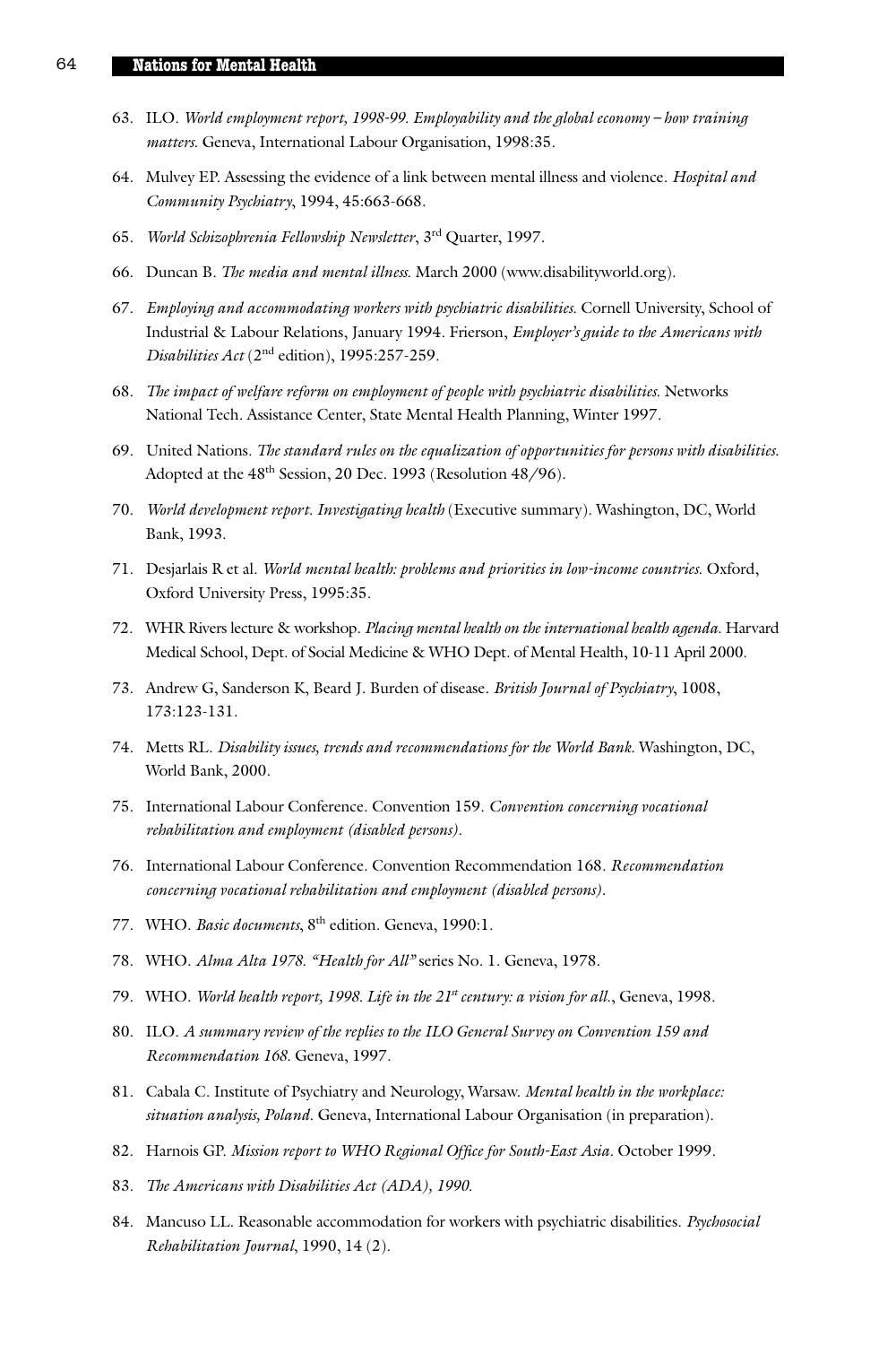63. ILO. *World employment report, 1998-99. Employability and the global economy – how training matters.* Geneva, International Labour Organisation, 1998:35.

64. Mulvey EP. Assessing the evidence of a link between mental illness and violence. *Hospital and Community Psychiatry*, 1994, 45:663-668.

65. *World Schizophrenia Fellowship Newsletter*, 3rd Quarter, 1997.

66. Duncan B. *The media and mental illness.* March 2000 (www.disabilityworld.org).

67. *Employing and accommodating workers with psychiatric disabilities.* Cornell University, School of Industrial & Labour Relations, January 1994. Frierson, *Employer's guide to the Americans with Disabilities Act* (2nd edition), 1995:257-259.

68. *The impact of welfare reform on employment of people with psychiatric disabilities.* Networks National Tech. Assistance Center, State Mental Health Planning, Winter 1997.

69. United Nations. *The standard rules on the equalization of opportunities for persons with disabilities.* Adopted at the 48th Session, 20 Dec. 1993 (Resolution 48/96).

70. *World development report. Investigating health* (Executive summary). Washington, DC, World Bank, 1993.

71. Desjarlais R et al. *World mental health: problems and priorities in low-income countries.* Oxford, Oxford University Press, 1995:35.

72. WHR Rivers lecture & workshop. *Placing mental health on the international health agenda.* Harvard Medical School, Dept. of Social Medicine & WHO Dept. of Mental Health, 10-11 April 2000.

73. Andrew G, Sanderson K, Beard J. Burden of disease. *British Journal of Psychiatry*, 1008, 173:123-131.

74. Metts RL. *Disability issues, trends and recommendations for the World Bank.* Washington, DC, World Bank, 2000.

75. International Labour Conference. Convention 159. *Convention concerning vocational rehabilitation and employment (disabled persons).*

76. International Labour Conference. Convention Recommendation 168. *Recommendation concerning vocational rehabilitation and employment (disabled persons).*

77. WHO. *Basic documents*, 8th edition. Geneva, 1990:1.

78. WHO. *Alma Alta 1978. "Health for All"* series No. 1. Geneva, 1978.

79. WHO. *World health report, 1998. Life in the 21st century: a vision for all.*, Geneva, 1998.

80. ILO. *A summary review of the replies to the ILO General Survey on Convention 159 and Recommendation 168.* Geneva, 1997.

81. Cabala C. Institute of Psychiatry and Neurology, Warsaw. *Mental health in the workplace: situation analysis, Poland.* Geneva, International Labour Organisation (in preparation).

82. Harnois GP. *Mission report to WHO Regional Office for South-East Asia.* October 1999.

83. *The Americans with Disabilities Act (ADA), 1990.*

84. Mancuso LL. Reasonable accommodation for workers with psychiatric disabilities. *Psychosocial Rehabilitation Journal*, 1990, 14 (2).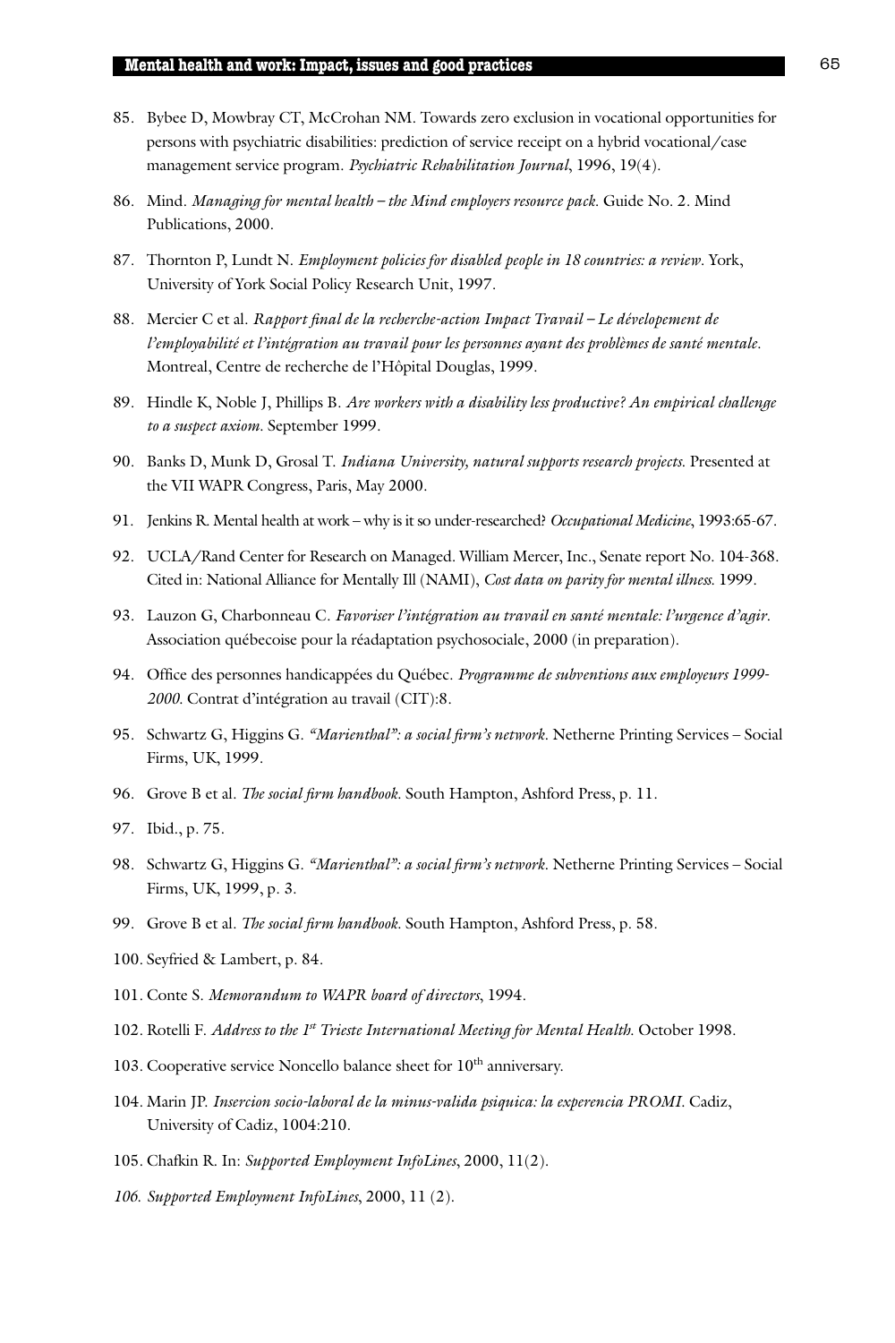85. Bybee D, Mowbray CT, McCrohan NM. Towards zero exclusion in vocational opportunities for persons with psychiatric disabilities: prediction of service receipt on a hybrid vocational/case management service program. *Psychiatric Rehabilitation Journal*, 1996, 19(4).

86. Mind. *Managing for mental health – the Mind employers resource pack.* Guide No. 2. Mind Publications, 2000.

87. Thornton P, Lundt N. *Employment policies for disabled people in 18 countries: a review*. York, University of York Social Policy Research Unit, 1997.

88. Mercier C et al. *Rapport final de la recherche-action Impact Travail – Le dévelopement de l'employabilité et l'intégration au travail pour les personnes ayant des problèmes de santé mentale*. Montreal, Centre de recherche de l'Hôpital Douglas, 1999.

89. Hindle K, Noble J, Phillips B. *Are workers with a disability less productive? An empirical challenge to a suspect axiom.* September 1999.

90. Banks D, Munk D, Grosal T. *Indiana University, natural supports research projects.* Presented at the VII WAPR Congress, Paris, May 2000.

91. Jenkins R. Mental health at work – why is it so under-researched? *Occupational Medicine*, 1993:65-67.

92. UCLA/Rand Center for Research on Managed. William Mercer, Inc., Senate report No. 104-368. Cited in: National Alliance for Mentally Ill (NAMI), *Cost data on parity for mental illness.* 1999.

93. Lauzon G, Charbonneau C. *Favoriser l'intégration au travail en santé mentale: l'urgence d'agir*. Association québecoise pour la réadaptation psychosociale, 2000 (in preparation).

94. Office des personnes handicappées du Québec. *Programme de subventions aux employeurs 1999-2000.* Contrat d'intégration au travail (CIT):8.

95. Schwartz G, Higgins G. *"Marienthal": a social firm's network*. Netherne Printing Services – Social Firms, UK, 1999.

96. Grove B et al. *The social firm handbook.* South Hampton, Ashford Press, p. 11.

97. Ibid., p. 75.

98. Schwartz G, Higgins G. *"Marienthal": a social firm's network*. Netherne Printing Services – Social Firms, UK, 1999, p. 3.

99. Grove B et al. *The social firm handbook.* South Hampton, Ashford Press, p. 58.

100. Seyfried & Lambert, p. 84.

101. Conte S. *Memorandum to WAPR board of directors*, 1994.

102. Rotelli F. *Address to the 1st Trieste International Meeting for Mental Health.* October 1998.

103. Cooperative service Noncello balance sheet for 10th anniversary.

104. Marin JP. *Insercion socio-laboral de la minus-valida psiquica: la experencia PROMI*. Cadiz, University of Cadiz, 1004:210.

105. Chafkin R. In: *Supported Employment InfoLines*, 2000, 11(2).

106. *Supported Employment InfoLines*, 2000, 11 (2).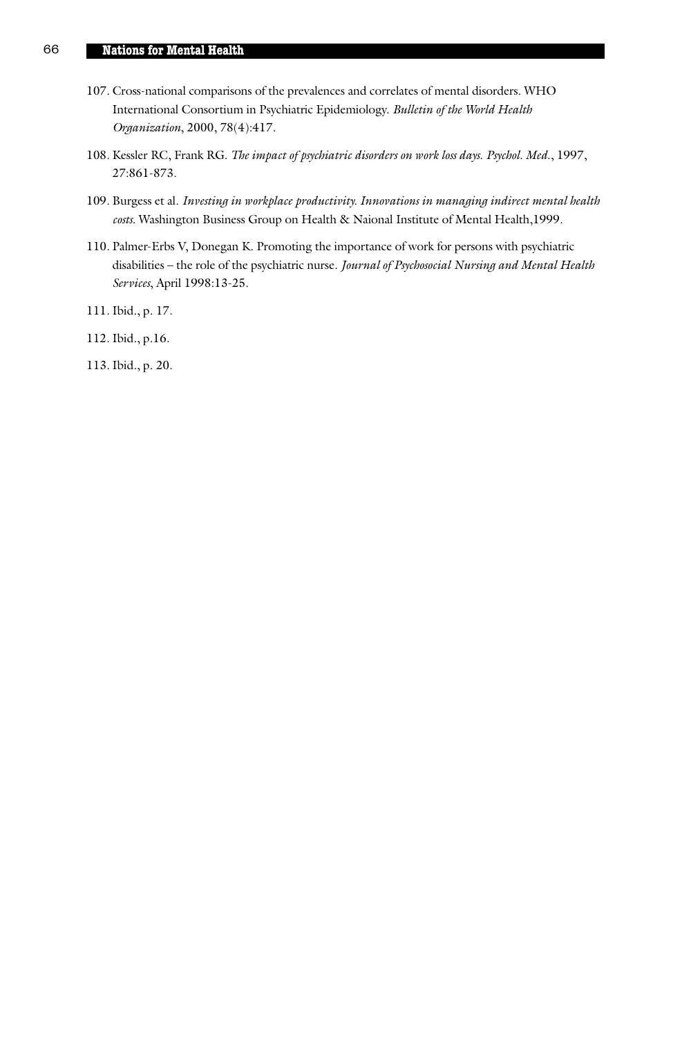107. Cross-national comparisons of the prevalences and correlates of mental disorders. WHO International Consortium in Psychiatric Epidemiology. *Bulletin of the World Health Organization*, 2000, 78(4):417.

108. Kessler RC, Frank RG. *The impact of psychiatric disorders on work loss days. Psychol. Med.*, 1997, 27:861-873.

109. Burgess et al. *Investing in workplace productivity. Innovations in managing indirect mental health costs.* Washington Business Group on Health & Naional Institute of Mental Health,1999.

110. Palmer-Erbs V, Donegan K. Promoting the importance of work for persons with psychiatric disabilities – the role of the psychiatric nurse. *Journal of Psychosocial Nursing and Mental Health Services*, April 1998:13-25.

111. Ibid., p. 17.

112. Ibid., p.16.

113. Ibid., p. 20.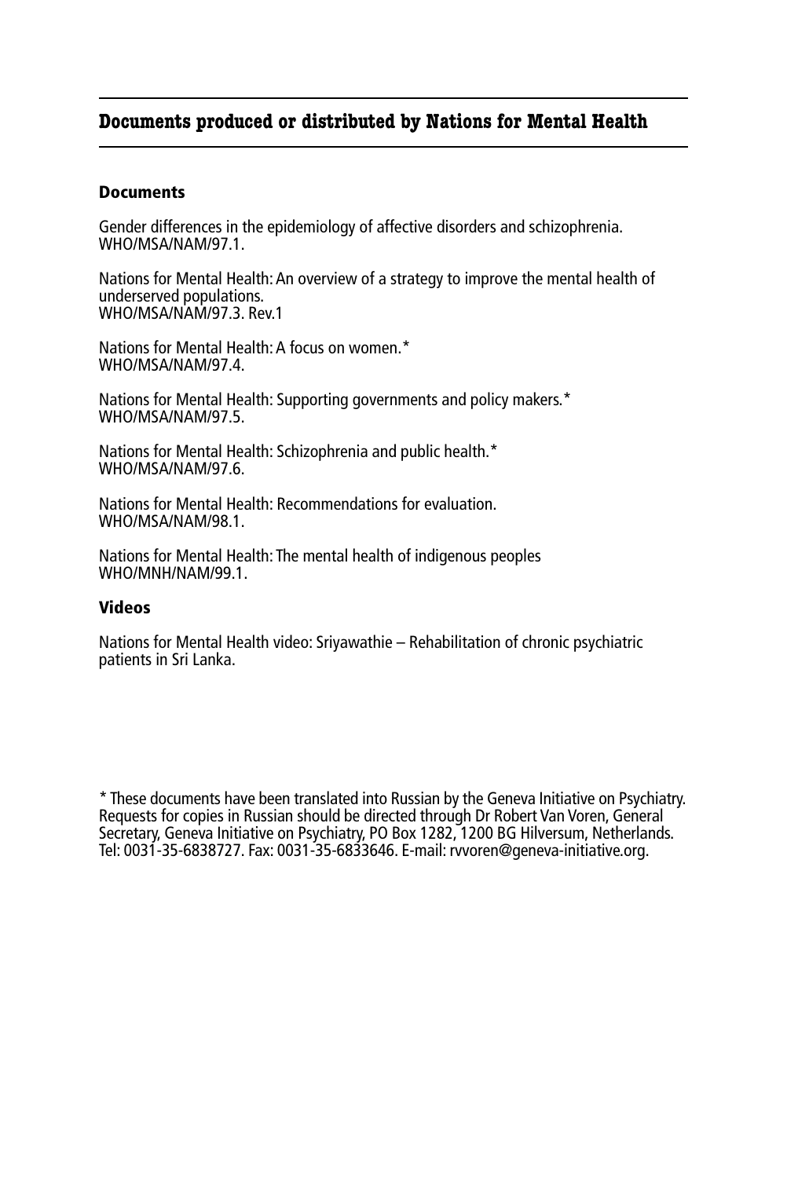## Documents produced or distributed by Nations for Mental Health

### Documents

Gender differences in the epidemiology of affective disorders and schizophrenia.
WHO/MSA/NAM/97.1.

Nations for Mental Health: An overview of a strategy to improve the mental health of underserved populations.
WHO/MSA/NAM/97.3. Rev.1

Nations for Mental Health: A focus on women.*
WHO/MSA/NAM/97.4.

Nations for Mental Health: Supporting governments and policy makers.*
WHO/MSA/NAM/97.5.

Nations for Mental Health: Schizophrenia and public health.*
WHO/MSA/NAM/97.6.

Nations for Mental Health: Recommendations for evaluation.
WHO/MSA/NAM/98.1.

Nations for Mental Health: The mental health of indigenous peoples
WHO/MNH/NAM/99.1.

### Videos

Nations for Mental Health video: Sriyawathie – Rehabilitation of chronic psychiatric patients in Sri Lanka.

* These documents have been translated into Russian by the Geneva Initiative on Psychiatry. Requests for copies in Russian should be directed through Dr Robert Van Voren, General Secretary, Geneva Initiative on Psychiatry, PO Box 1282, 1200 BG Hilversum, Netherlands. Tel: 0031-35-6838727. Fax: 0031-35-6833646. E-mail: rvvoren@geneva-initiative.org.